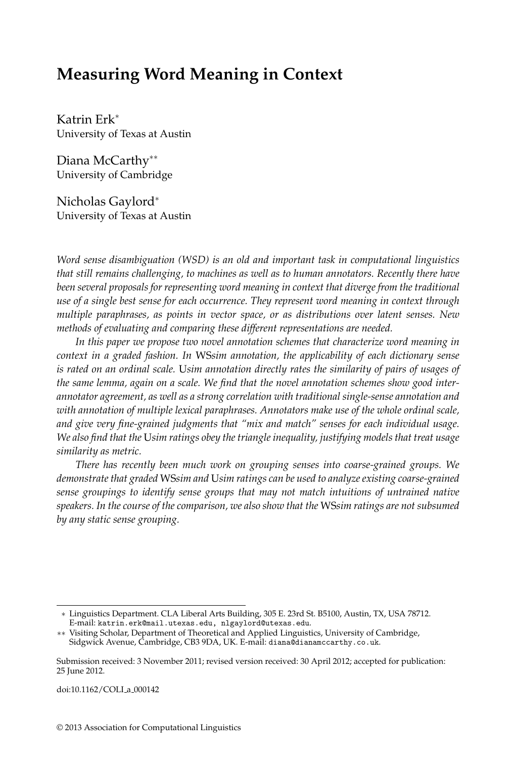# Measuring Word Meaning in Context

Katrin Erk*
University of Texas at Austin

Diana McCarthy**
University of Cambridge

Nicholas Gaylord*
University of Texas at Austin

*Word sense disambiguation (WSD) is an old and important task in computational linguistics that still remains challenging, to machines as well as to human annotators. Recently there have been several proposals for representing word meaning in context that diverge from the traditional use of a single best sense for each occurrence. They represent word meaning in context through multiple paraphrases, as points in vector space, or as distributions over latent senses. New methods of evaluating and comparing these different representations are needed.*

*In this paper we propose two novel annotation schemes that characterize word meaning in context in a graded fashion. In* WSsim *annotation, the applicability of each dictionary sense is rated on an ordinal scale.* Usim *annotation directly rates the similarity of pairs of usages of the same lemma, again on a scale. We find that the novel annotation schemes show good inter-annotator agreement, as well as a strong correlation with traditional single-sense annotation and with annotation of multiple lexical paraphrases. Annotators make use of the whole ordinal scale, and give very fine-grained judgments that "mix and match" senses for each individual usage. We also find that the* Usim *ratings obey the triangle inequality, justifying models that treat usage similarity as metric.*

*There has recently been much work on grouping senses into coarse-grained groups. We demonstrate that graded* WSsim *and* Usim *ratings can be used to analyze existing coarse-grained sense groupings to identify sense groups that may not match intuitions of untrained native speakers. In the course of the comparison, we also show that the* WSsim *ratings are not subsumed by any static sense grouping.*

---

∗ Linguistics Department. CLA Liberal Arts Building, 305 E. 23rd St. B5100, Austin, TX, USA 78712. E-mail: katrin.erk@mail.utexas.edu, nlgaylord@utexas.edu.

∗∗ Visiting Scholar, Department of Theoretical and Applied Linguistics, University of Cambridge, Sidgwick Avenue, Cambridge, CB3 9DA, UK. E-mail: diana@dianamccarthy.co.uk.

Submission received: 3 November 2011; revised version received: 30 April 2012; accepted for publication: 25 June 2012.

doi:10.1162/COLI_a_000142

© 2013 Association for Computational Linguistics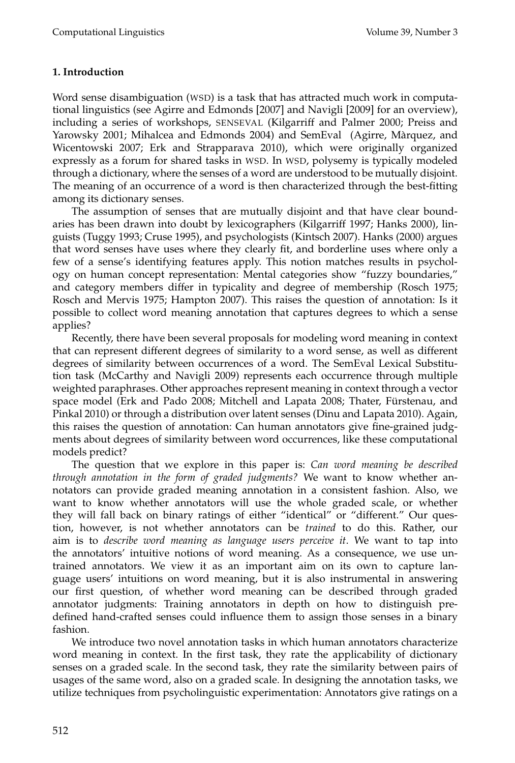## 1. Introduction

Word sense disambiguation (WSD) is a task that has attracted much work in computational linguistics (see Agirre and Edmonds [2007] and Navigli [2009] for an overview), including a series of workshops, SENSEVAL (Kilgarriff and Palmer 2000; Preiss and Yarowsky 2001; Mihalcea and Edmonds 2004) and SemEval (Agirre, Màrquez, and Wicentowski 2007; Erk and Strapparava 2010), which were originally organized expressly as a forum for shared tasks in WSD. In WSD, polysemy is typically modeled through a dictionary, where the senses of a word are understood to be mutually disjoint. The meaning of an occurrence of a word is then characterized through the best-fitting among its dictionary senses.

The assumption of senses that are mutually disjoint and that have clear boundaries has been drawn into doubt by lexicographers (Kilgarriff 1997; Hanks 2000), linguists (Tuggy 1993; Cruse 1995), and psychologists (Kintsch 2007). Hanks (2000) argues that word senses have uses where they clearly fit, and borderline uses where only a few of a sense's identifying features apply. This notion matches results in psychology on human concept representation: Mental categories show "fuzzy boundaries," and category members differ in typicality and degree of membership (Rosch 1975; Rosch and Mervis 1975; Hampton 2007). This raises the question of annotation: Is it possible to collect word meaning annotation that captures degrees to which a sense applies?

Recently, there have been several proposals for modeling word meaning in context that can represent different degrees of similarity to a word sense, as well as different degrees of similarity between occurrences of a word. The SemEval Lexical Substitution task (McCarthy and Navigli 2009) represents each occurrence through multiple weighted paraphrases. Other approaches represent meaning in context through a vector space model (Erk and Pado 2008; Mitchell and Lapata 2008; Thater, Fürstenau, and Pinkal 2010) or through a distribution over latent senses (Dinu and Lapata 2010). Again, this raises the question of annotation: Can human annotators give fine-grained judgments about degrees of similarity between word occurrences, like these computational models predict?

The question that we explore in this paper is: *Can word meaning be described through annotation in the form of graded judgments?* We want to know whether annotators can provide graded meaning annotation in a consistent fashion. Also, we want to know whether annotators will use the whole graded scale, or whether they will fall back on binary ratings of either "identical" or "different." Our question, however, is not whether annotators can be *trained* to do this. Rather, our aim is to *describe word meaning as language users perceive it*. We want to tap into the annotators' intuitive notions of word meaning. As a consequence, we use untrained annotators. We view it as an important aim on its own to capture language users' intuitions on word meaning, but it is also instrumental in answering our first question, of whether word meaning can be described through graded annotator judgments: Training annotators in depth on how to distinguish predefined hand-crafted senses could influence them to assign those senses in a binary fashion.

We introduce two novel annotation tasks in which human annotators characterize word meaning in context. In the first task, they rate the applicability of dictionary senses on a graded scale. In the second task, they rate the similarity between pairs of usages of the same word, also on a graded scale. In designing the annotation tasks, we utilize techniques from psycholinguistic experimentation: Annotators give ratings on a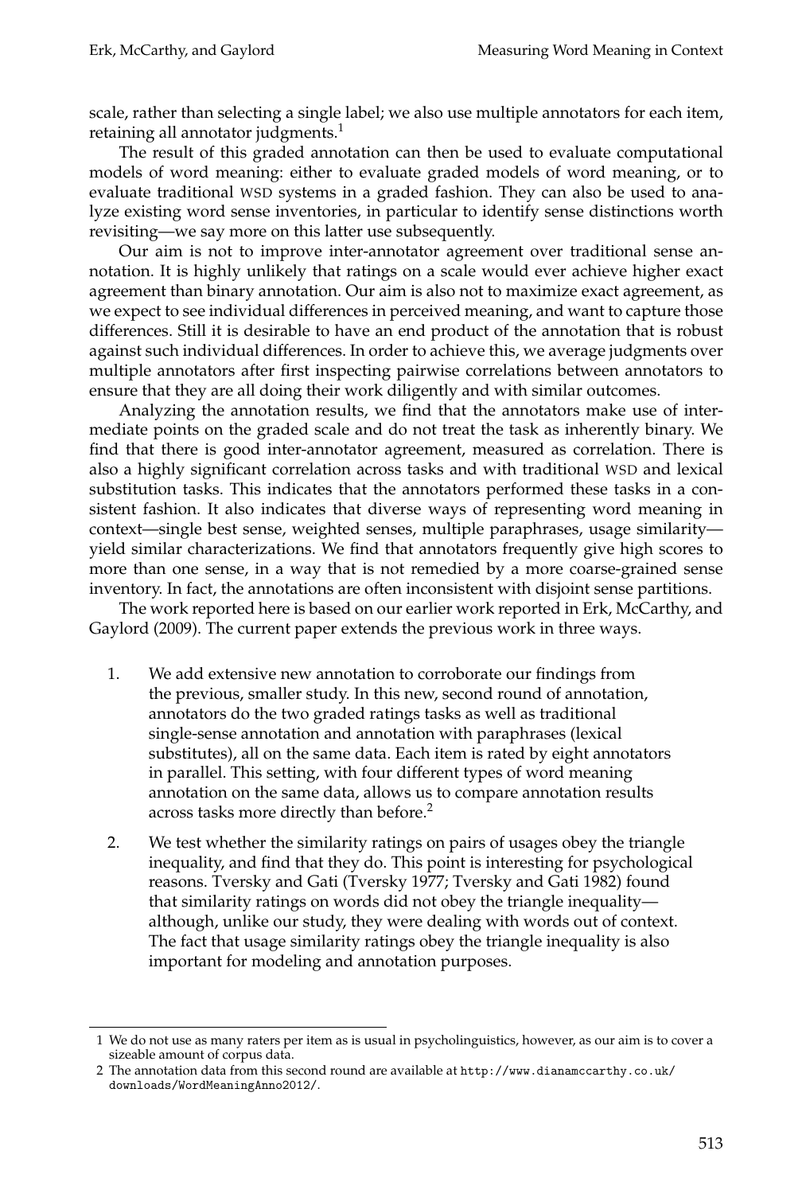scale, rather than selecting a single label; we also use multiple annotators for each item, retaining all annotator judgments.[1]

The result of this graded annotation can then be used to evaluate computational models of word meaning: either to evaluate graded models of word meaning, or to evaluate traditional WSD systems in a graded fashion. They can also be used to analyze existing word sense inventories, in particular to identify sense distinctions worth revisiting—we say more on this latter use subsequently.

Our aim is not to improve inter-annotator agreement over traditional sense annotation. It is highly unlikely that ratings on a scale would ever achieve higher exact agreement than binary annotation. Our aim is also not to maximize exact agreement, as we expect to see individual differences in perceived meaning, and want to capture those differences. Still it is desirable to have an end product of the annotation that is robust against such individual differences. In order to achieve this, we average judgments over multiple annotators after first inspecting pairwise correlations between annotators to ensure that they are all doing their work diligently and with similar outcomes.

Analyzing the annotation results, we find that the annotators make use of intermediate points on the graded scale and do not treat the task as inherently binary. We find that there is good inter-annotator agreement, measured as correlation. There is also a highly significant correlation across tasks and with traditional WSD and lexical substitution tasks. This indicates that the annotators performed these tasks in a consistent fashion. It also indicates that diverse ways of representing word meaning in context—single best sense, weighted senses, multiple paraphrases, usage similarity—yield similar characterizations. We find that annotators frequently give high scores to more than one sense, in a way that is not remedied by a more coarse-grained sense inventory. In fact, the annotations are often inconsistent with disjoint sense partitions.

The work reported here is based on our earlier work reported in Erk, McCarthy, and Gaylord (2009). The current paper extends the previous work in three ways.

1. We add extensive new annotation to corroborate our findings from the previous, smaller study. In this new, second round of annotation, annotators do the two graded ratings tasks as well as traditional single-sense annotation and annotation with paraphrases (lexical substitutes), all on the same data. Each item is rated by eight annotators in parallel. This setting, with four different types of word meaning annotation on the same data, allows us to compare annotation results across tasks more directly than before.[2]

2. We test whether the similarity ratings on pairs of usages obey the triangle inequality, and find that they do. This point is interesting for psychological reasons. Tversky and Gati (Tversky 1977; Tversky and Gati 1982) found that similarity ratings on words did not obey the triangle inequality—although, unlike our study, they were dealing with words out of context. The fact that usage similarity ratings obey the triangle inequality is also important for modeling and annotation purposes.

---

1 We do not use as many raters per item as is usual in psycholinguistics, however, as our aim is to cover a sizeable amount of corpus data.

2 The annotation data from this second round are available at http://www.dianamccarthy.co.uk/downloads/WordMeaningAnno2012/.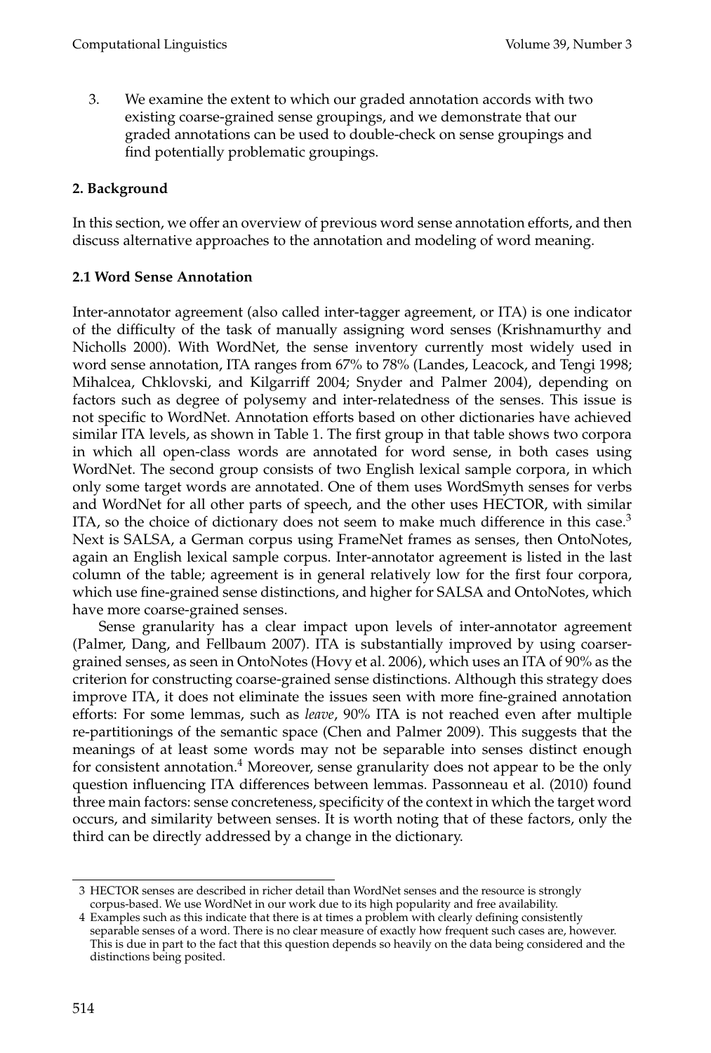3. We examine the extent to which our graded annotation accords with two existing coarse-grained sense groupings, and we demonstrate that our graded annotations can be used to double-check on sense groupings and find potentially problematic groupings.

## 2. Background

In this section, we offer an overview of previous word sense annotation efforts, and then discuss alternative approaches to the annotation and modeling of word meaning.

### 2.1 Word Sense Annotation

Inter-annotator agreement (also called inter-tagger agreement, or ITA) is one indicator of the difficulty of the task of manually assigning word senses (Krishnamurthy and Nicholls 2000). With WordNet, the sense inventory currently most widely used in word sense annotation, ITA ranges from 67% to 78% (Landes, Leacock, and Tengi 1998; Mihalcea, Chklovski, and Kilgarriff 2004; Snyder and Palmer 2004), depending on factors such as degree of polysemy and inter-relatedness of the senses. This issue is not specific to WordNet. Annotation efforts based on other dictionaries have achieved similar ITA levels, as shown in Table 1. The first group in that table shows two corpora in which all open-class words are annotated for word sense, in both cases using WordNet. The second group consists of two English lexical sample corpora, in which only some target words are annotated. One of them uses WordSmyth senses for verbs and WordNet for all other parts of speech, and the other uses HECTOR, with similar ITA, so the choice of dictionary does not seem to make much difference in this case.[3] Next is SALSA, a German corpus using FrameNet frames as senses, then OntoNotes, again an English lexical sample corpus. Inter-annotator agreement is listed in the last column of the table; agreement is in general relatively low for the first four corpora, which use fine-grained sense distinctions, and higher for SALSA and OntoNotes, which have more coarse-grained senses.

Sense granularity has a clear impact upon levels of inter-annotator agreement (Palmer, Dang, and Fellbaum 2007). ITA is substantially improved by using coarser-grained senses, as seen in OntoNotes (Hovy et al. 2006), which uses an ITA of 90% as the criterion for constructing coarse-grained sense distinctions. Although this strategy does improve ITA, it does not eliminate the issues seen with more fine-grained annotation efforts: For some lemmas, such as *leave*, 90% ITA is not reached even after multiple re-partitionings of the semantic space (Chen and Palmer 2009). This suggests that the meanings of at least some words may not be separable into senses distinct enough for consistent annotation.[4] Moreover, sense granularity does not appear to be the only question influencing ITA differences between lemmas. Passonneau et al. (2010) found three main factors: sense concreteness, specificity of the context in which the target word occurs, and similarity between senses. It is worth noting that of these factors, only the third can be directly addressed by a change in the dictionary.

---

3 HECTOR senses are described in richer detail than WordNet senses and the resource is strongly corpus-based. We use WordNet in our work due to its high popularity and free availability.

4 Examples such as this indicate that there is at times a problem with clearly defining consistently separable senses of a word. There is no clear measure of exactly how frequent such cases are, however. This is due in part to the fact that this question depends so heavily on the data being considered and the distinctions being posited.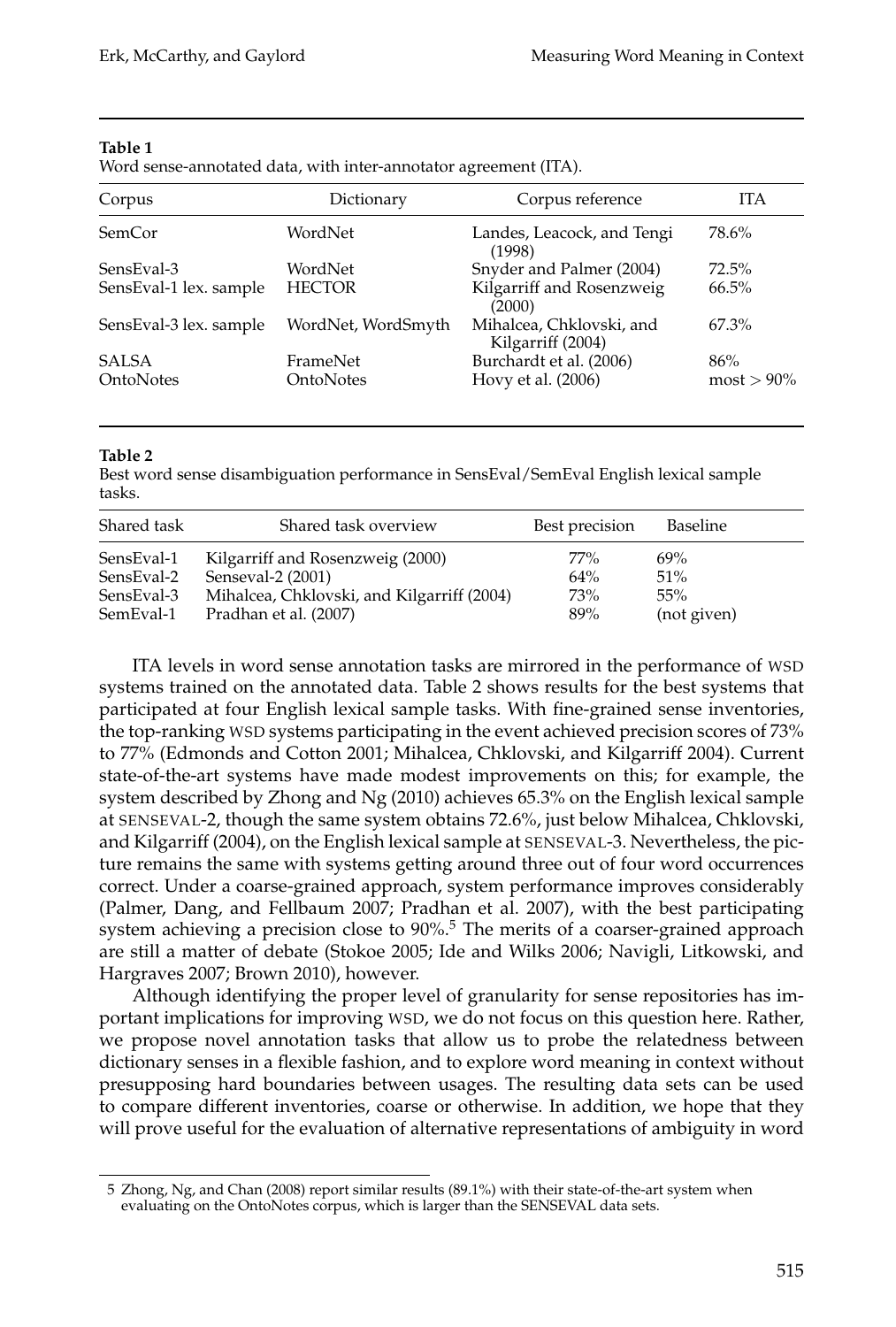**Table 1**
Word sense-annotated data, with inter-annotator agreement (ITA).

| Corpus | Dictionary | Corpus reference | ITA |
|---|---|---|---|
| SemCor | WordNet | Landes, Leacock, and Tengi (1998) | 78.6% |
| SensEval-3 | WordNet | Snyder and Palmer (2004) | 72.5% |
| SensEval-1 lex. sample | HECTOR | Kilgarriff and Rosenzweig (2000) | 66.5% |
| SensEval-3 lex. sample | WordNet, WordSmyth | Mihalcea, Chklovski, and Kilgarriff (2004) | 67.3% |
| SALSA | FrameNet | Burchardt et al. (2006) | 86% |
| OntoNotes | OntoNotes | Hovy et al. (2006) | most > 90% |

**Table 2**
Best word sense disambiguation performance in SensEval/SemEval English lexical sample tasks.

| Shared task | Shared task overview | Best precision | Baseline |
|---|---|---|---|
| SensEval-1 | Kilgarriff and Rosenzweig (2000) | 77% | 69% |
| SensEval-2 | Senseval-2 (2001) | 64% | 51% |
| SensEval-3 | Mihalcea, Chklovski, and Kilgarriff (2004) | 73% | 55% |
| SemEval-1 | Pradhan et al. (2007) | 89% | (not given) |

ITA levels in word sense annotation tasks are mirrored in the performance of WSD systems trained on the annotated data. Table 2 shows results for the best systems that participated at four English lexical sample tasks. With fine-grained sense inventories, the top-ranking WSD systems participating in the event achieved precision scores of 73% to 77% (Edmonds and Cotton 2001; Mihalcea, Chklovski, and Kilgarriff 2004). Current state-of-the-art systems have made modest improvements on this; for example, the system described by Zhong and Ng (2010) achieves 65.3% on the English lexical sample at SENSEVAL-2, though the same system obtains 72.6%, just below Mihalcea, Chklovski, and Kilgarriff (2004), on the English lexical sample at SENSEVAL-3. Nevertheless, the picture remains the same with systems getting around three out of four word occurrences correct. Under a coarse-grained approach, system performance improves considerably (Palmer, Dang, and Fellbaum 2007; Pradhan et al. 2007), with the best participating system achieving a precision close to 90%.[5] The merits of a coarser-grained approach are still a matter of debate (Stokoe 2005; Ide and Wilks 2006; Navigli, Litkowski, and Hargraves 2007; Brown 2010), however.

Although identifying the proper level of granularity for sense repositories has important implications for improving WSD, we do not focus on this question here. Rather, we propose novel annotation tasks that allow us to probe the relatedness between dictionary senses in a flexible fashion, and to explore word meaning in context without presupposing hard boundaries between usages. The resulting data sets can be used to compare different inventories, coarse or otherwise. In addition, we hope that they will prove useful for the evaluation of alternative representations of ambiguity in word

5 Zhong, Ng, and Chan (2008) report similar results (89.1%) with their state-of-the-art system when evaluating on the OntoNotes corpus, which is larger than the SENSEVAL data sets.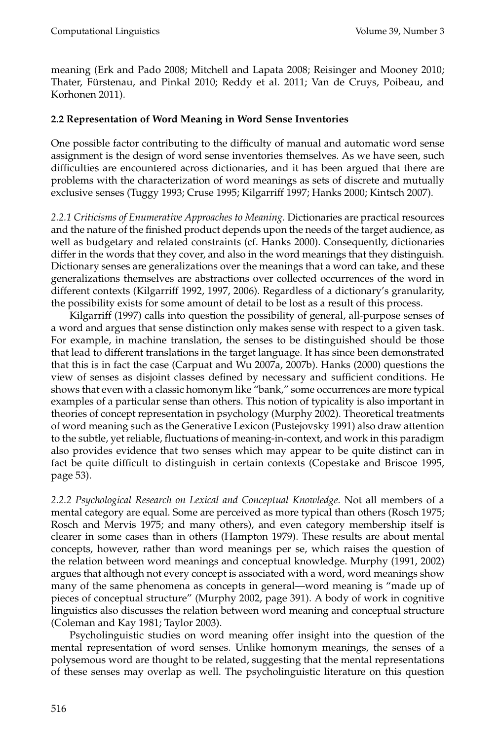meaning (Erk and Pado 2008; Mitchell and Lapata 2008; Reisinger and Mooney 2010; Thater, Fürstenau, and Pinkal 2010; Reddy et al. 2011; Van de Cruys, Poibeau, and Korhonen 2011).

## 2.2 Representation of Word Meaning in Word Sense Inventories

One possible factor contributing to the difficulty of manual and automatic word sense assignment is the design of word sense inventories themselves. As we have seen, such difficulties are encountered across dictionaries, and it has been argued that there are problems with the characterization of word meanings as sets of discrete and mutually exclusive senses (Tuggy 1993; Cruse 1995; Kilgarriff 1997; Hanks 2000; Kintsch 2007).

*2.2.1 Criticisms of Enumerative Approaches to Meaning.* Dictionaries are practical resources and the nature of the finished product depends upon the needs of the target audience, as well as budgetary and related constraints (cf. Hanks 2000). Consequently, dictionaries differ in the words that they cover, and also in the word meanings that they distinguish. Dictionary senses are generalizations over the meanings that a word can take, and these generalizations themselves are abstractions over collected occurrences of the word in different contexts (Kilgarriff 1992, 1997, 2006). Regardless of a dictionary's granularity, the possibility exists for some amount of detail to be lost as a result of this process.

Kilgarriff (1997) calls into question the possibility of general, all-purpose senses of a word and argues that sense distinction only makes sense with respect to a given task. For example, in machine translation, the senses to be distinguished should be those that lead to different translations in the target language. It has since been demonstrated that this is in fact the case (Carpuat and Wu 2007a, 2007b). Hanks (2000) questions the view of senses as disjoint classes defined by necessary and sufficient conditions. He shows that even with a classic homonym like "bank," some occurrences are more typical examples of a particular sense than others. This notion of typicality is also important in theories of concept representation in psychology (Murphy 2002). Theoretical treatments of word meaning such as the Generative Lexicon (Pustejovsky 1991) also draw attention to the subtle, yet reliable, fluctuations of meaning-in-context, and work in this paradigm also provides evidence that two senses which may appear to be quite distinct can in fact be quite difficult to distinguish in certain contexts (Copestake and Briscoe 1995, page 53).

*2.2.2 Psychological Research on Lexical and Conceptual Knowledge.* Not all members of a mental category are equal. Some are perceived as more typical than others (Rosch 1975; Rosch and Mervis 1975; and many others), and even category membership itself is clearer in some cases than in others (Hampton 1979). These results are about mental concepts, however, rather than word meanings per se, which raises the question of the relation between word meanings and conceptual knowledge. Murphy (1991, 2002) argues that although not every concept is associated with a word, word meanings show many of the same phenomena as concepts in general—word meaning is "made up of pieces of conceptual structure" (Murphy 2002, page 391). A body of work in cognitive linguistics also discusses the relation between word meaning and conceptual structure (Coleman and Kay 1981; Taylor 2003).

Psycholinguistic studies on word meaning offer insight into the question of the mental representation of word senses. Unlike homonym meanings, the senses of a polysemous word are thought to be related, suggesting that the mental representations of these senses may overlap as well. The psycholinguistic literature on this question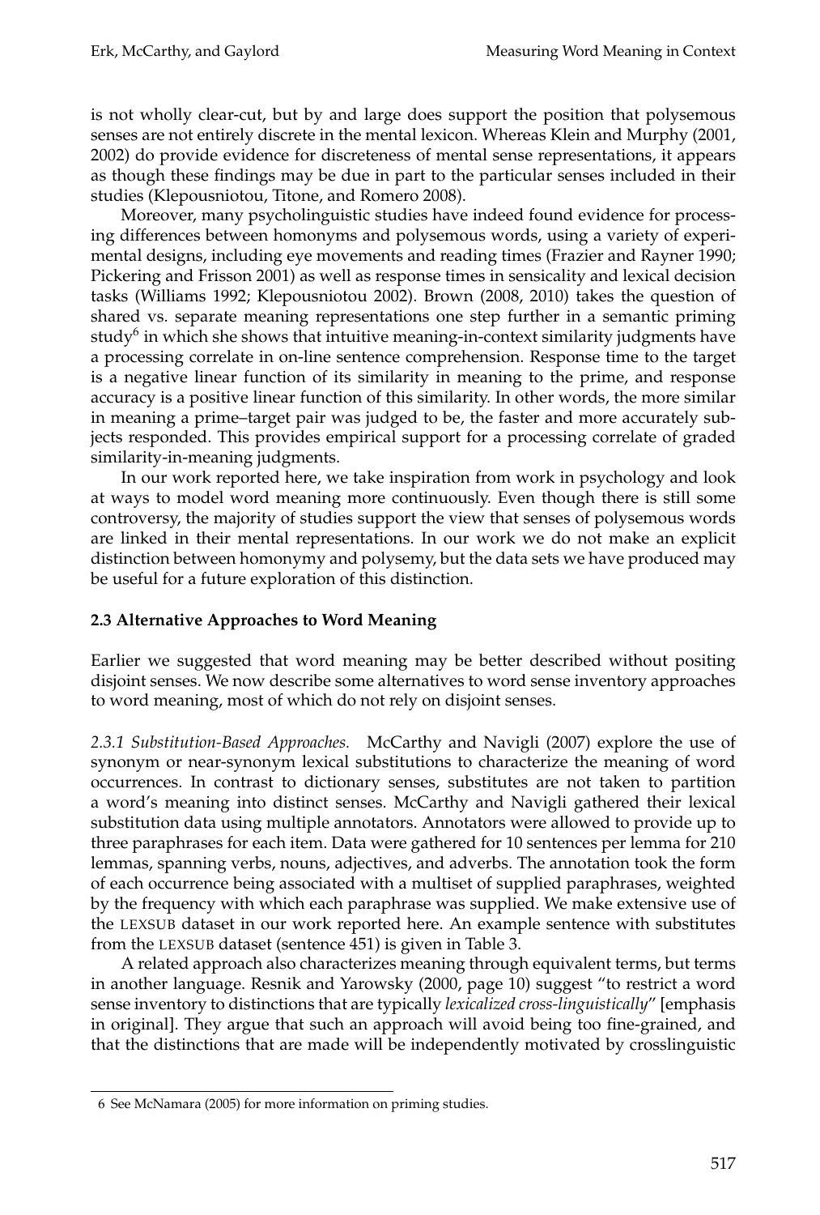is not wholly clear-cut, but by and large does support the position that polysemous senses are not entirely discrete in the mental lexicon. Whereas Klein and Murphy (2001, 2002) do provide evidence for discreteness of mental sense representations, it appears as though these findings may be due in part to the particular senses included in their studies (Klepousniotou, Titone, and Romero 2008).

Moreover, many psycholinguistic studies have indeed found evidence for processing differences between homonyms and polysemous words, using a variety of experimental designs, including eye movements and reading times (Frazier and Rayner 1990; Pickering and Frisson 2001) as well as response times in sensicality and lexical decision tasks (Williams 1992; Klepousniotou 2002). Brown (2008, 2010) takes the question of shared vs. separate meaning representations one step further in a semantic priming study[6] in which she shows that intuitive meaning-in-context similarity judgments have a processing correlate in on-line sentence comprehension. Response time to the target is a negative linear function of its similarity in meaning to the prime, and response accuracy is a positive linear function of this similarity. In other words, the more similar in meaning a prime–target pair was judged to be, the faster and more accurately subjects responded. This provides empirical support for a processing correlate of graded similarity-in-meaning judgments.

In our work reported here, we take inspiration from work in psychology and look at ways to model word meaning more continuously. Even though there is still some controversy, the majority of studies support the view that senses of polysemous words are linked in their mental representations. In our work we do not make an explicit distinction between homonymy and polysemy, but the data sets we have produced may be useful for a future exploration of this distinction.

### 2.3 Alternative Approaches to Word Meaning

Earlier we suggested that word meaning may be better described without positing disjoint senses. We now describe some alternatives to word sense inventory approaches to word meaning, most of which do not rely on disjoint senses.

*2.3.1 Substitution-Based Approaches.* McCarthy and Navigli (2007) explore the use of synonym or near-synonym lexical substitutions to characterize the meaning of word occurrences. In contrast to dictionary senses, substitutes are not taken to partition a word's meaning into distinct senses. McCarthy and Navigli gathered their lexical substitution data using multiple annotators. Annotators were allowed to provide up to three paraphrases for each item. Data were gathered for 10 sentences per lemma for 210 lemmas, spanning verbs, nouns, adjectives, and adverbs. The annotation took the form of each occurrence being associated with a multiset of supplied paraphrases, weighted by the frequency with which each paraphrase was supplied. We make extensive use of the LEXSUB dataset in our work reported here. An example sentence with substitutes from the LEXSUB dataset (sentence 451) is given in Table 3.

A related approach also characterizes meaning through equivalent terms, but terms in another language. Resnik and Yarowsky (2000, page 10) suggest "to restrict a word sense inventory to distinctions that are typically *lexicalized cross-linguistically*" [emphasis in original]. They argue that such an approach will avoid being too fine-grained, and that the distinctions that are made will be independently motivated by crosslinguistic

6 See McNamara (2005) for more information on priming studies.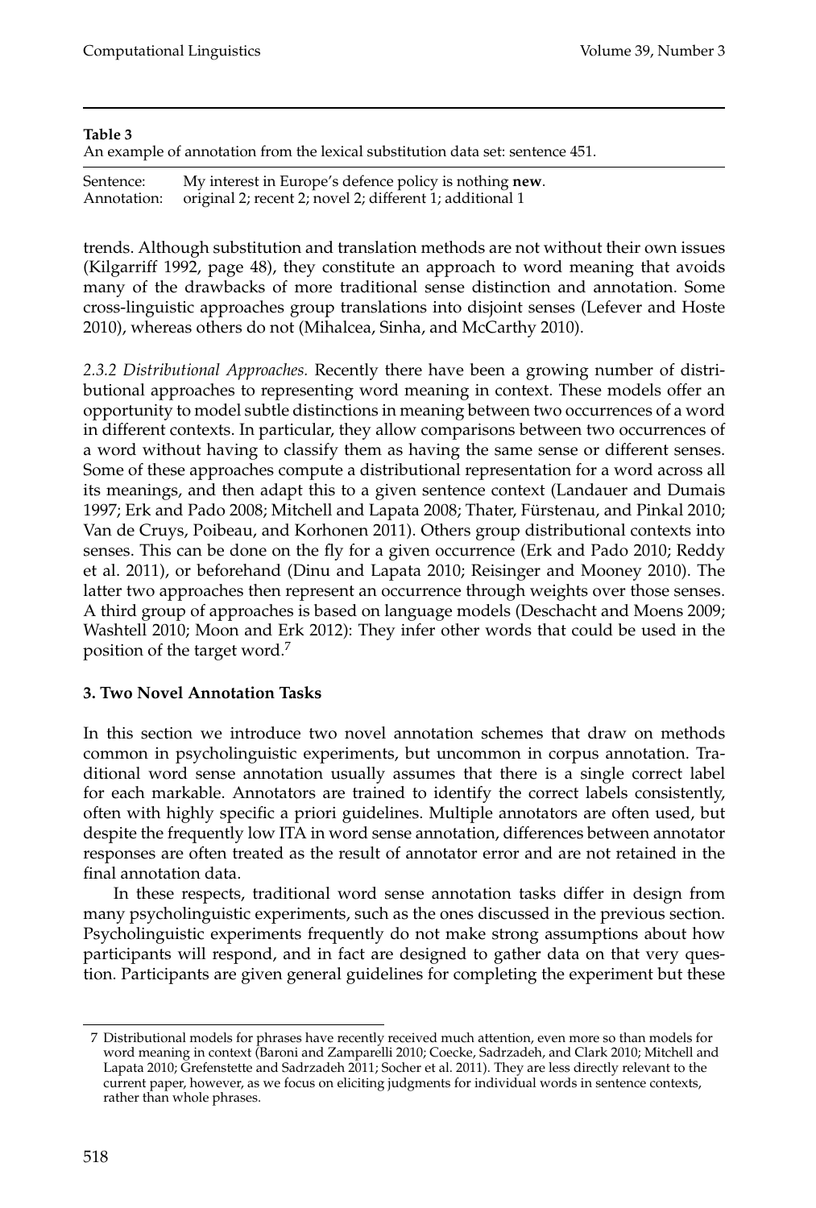**Table 3**
An example of annotation from the lexical substitution data set: sentence 451.

| | |
|---|---|
| Sentence: | My interest in Europe's defence policy is nothing **new**. |
| Annotation: | original 2; recent 2; novel 2; different 1; additional 1 |

trends. Although substitution and translation methods are not without their own issues (Kilgarriff 1992, page 48), they constitute an approach to word meaning that avoids many of the drawbacks of more traditional sense distinction and annotation. Some cross-linguistic approaches group translations into disjoint senses (Lefever and Hoste 2010), whereas others do not (Mihalcea, Sinha, and McCarthy 2010).

*2.3.2 Distributional Approaches.* Recently there have been a growing number of distributional approaches to representing word meaning in context. These models offer an opportunity to model subtle distinctions in meaning between two occurrences of a word in different contexts. In particular, they allow comparisons between two occurrences of a word without having to classify them as having the same sense or different senses. Some of these approaches compute a distributional representation for a word across all its meanings, and then adapt this to a given sentence context (Landauer and Dumais 1997; Erk and Pado 2008; Mitchell and Lapata 2008; Thater, Fürstenau, and Pinkal 2010; Van de Cruys, Poibeau, and Korhonen 2011). Others group distributional contexts into senses. This can be done on the fly for a given occurrence (Erk and Pado 2010; Reddy et al. 2011), or beforehand (Dinu and Lapata 2010; Reisinger and Mooney 2010). The latter two approaches then represent an occurrence through weights over those senses. A third group of approaches is based on language models (Deschacht and Moens 2009; Washtell 2010; Moon and Erk 2012): They infer other words that could be used in the position of the target word.[7]

## 3. Two Novel Annotation Tasks

In this section we introduce two novel annotation schemes that draw on methods common in psycholinguistic experiments, but uncommon in corpus annotation. Traditional word sense annotation usually assumes that there is a single correct label for each markable. Annotators are trained to identify the correct labels consistently, often with highly specific a priori guidelines. Multiple annotators are often used, but despite the frequently low ITA in word sense annotation, differences between annotator responses are often treated as the result of annotator error and are not retained in the final annotation data.

In these respects, traditional word sense annotation tasks differ in design from many psycholinguistic experiments, such as the ones discussed in the previous section. Psycholinguistic experiments frequently do not make strong assumptions about how participants will respond, and in fact are designed to gather data on that very question. Participants are given general guidelines for completing the experiment but these

7 Distributional models for phrases have recently received much attention, even more so than models for word meaning in context (Baroni and Zamparelli 2010; Coecke, Sadrzadeh, and Clark 2010; Mitchell and Lapata 2010; Grefenstette and Sadrzadeh 2011; Socher et al. 2011). They are less directly relevant to the current paper, however, as we focus on eliciting judgments for individual words in sentence contexts, rather than whole phrases.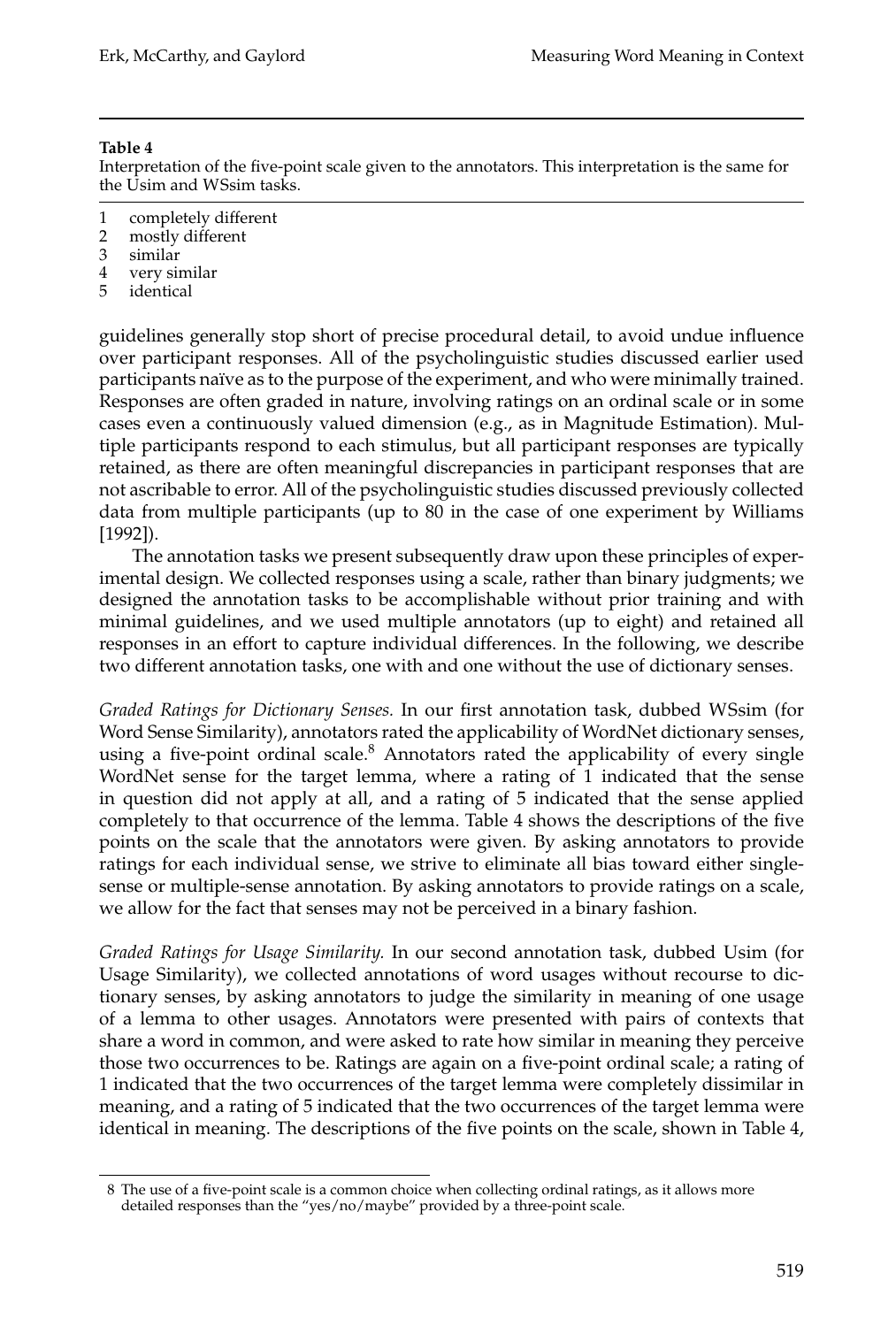**Table 4**

Interpretation of the five-point scale given to the annotators. This interpretation is the same for the Usim and WSsim tasks.

| | |
|---|---|
| 1 | completely different |
| 2 | mostly different |
| 3 | similar |
| 4 | very similar |
| 5 | identical |

guidelines generally stop short of precise procedural detail, to avoid undue influence over participant responses. All of the psycholinguistic studies discussed earlier used participants naïve as to the purpose of the experiment, and who were minimally trained. Responses are often graded in nature, involving ratings on an ordinal scale or in some cases even a continuously valued dimension (e.g., as in Magnitude Estimation). Multiple participants respond to each stimulus, but all participant responses are typically retained, as there are often meaningful discrepancies in participant responses that are not ascribable to error. All of the psycholinguistic studies discussed previously collected data from multiple participants (up to 80 in the case of one experiment by Williams [1992]).

The annotation tasks we present subsequently draw upon these principles of experimental design. We collected responses using a scale, rather than binary judgments; we designed the annotation tasks to be accomplishable without prior training and with minimal guidelines, and we used multiple annotators (up to eight) and retained all responses in an effort to capture individual differences. In the following, we describe two different annotation tasks, one with and one without the use of dictionary senses.

*Graded Ratings for Dictionary Senses.* In our first annotation task, dubbed WSsim (for Word Sense Similarity), annotators rated the applicability of WordNet dictionary senses, using a five-point ordinal scale.[8] Annotators rated the applicability of every single WordNet sense for the target lemma, where a rating of 1 indicated that the sense in question did not apply at all, and a rating of 5 indicated that the sense applied completely to that occurrence of the lemma. Table 4 shows the descriptions of the five points on the scale that the annotators were given. By asking annotators to provide ratings for each individual sense, we strive to eliminate all bias toward either single-sense or multiple-sense annotation. By asking annotators to provide ratings on a scale, we allow for the fact that senses may not be perceived in a binary fashion.

*Graded Ratings for Usage Similarity.* In our second annotation task, dubbed Usim (for Usage Similarity), we collected annotations of word usages without recourse to dictionary senses, by asking annotators to judge the similarity in meaning of one usage of a lemma to other usages. Annotators were presented with pairs of contexts that share a word in common, and were asked to rate how similar in meaning they perceive those two occurrences to be. Ratings are again on a five-point ordinal scale; a rating of 1 indicated that the two occurrences of the target lemma were completely dissimilar in meaning, and a rating of 5 indicated that the two occurrences of the target lemma were identical in meaning. The descriptions of the five points on the scale, shown in Table 4,

8 The use of a five-point scale is a common choice when collecting ordinal ratings, as it allows more detailed responses than the "yes/no/maybe" provided by a three-point scale.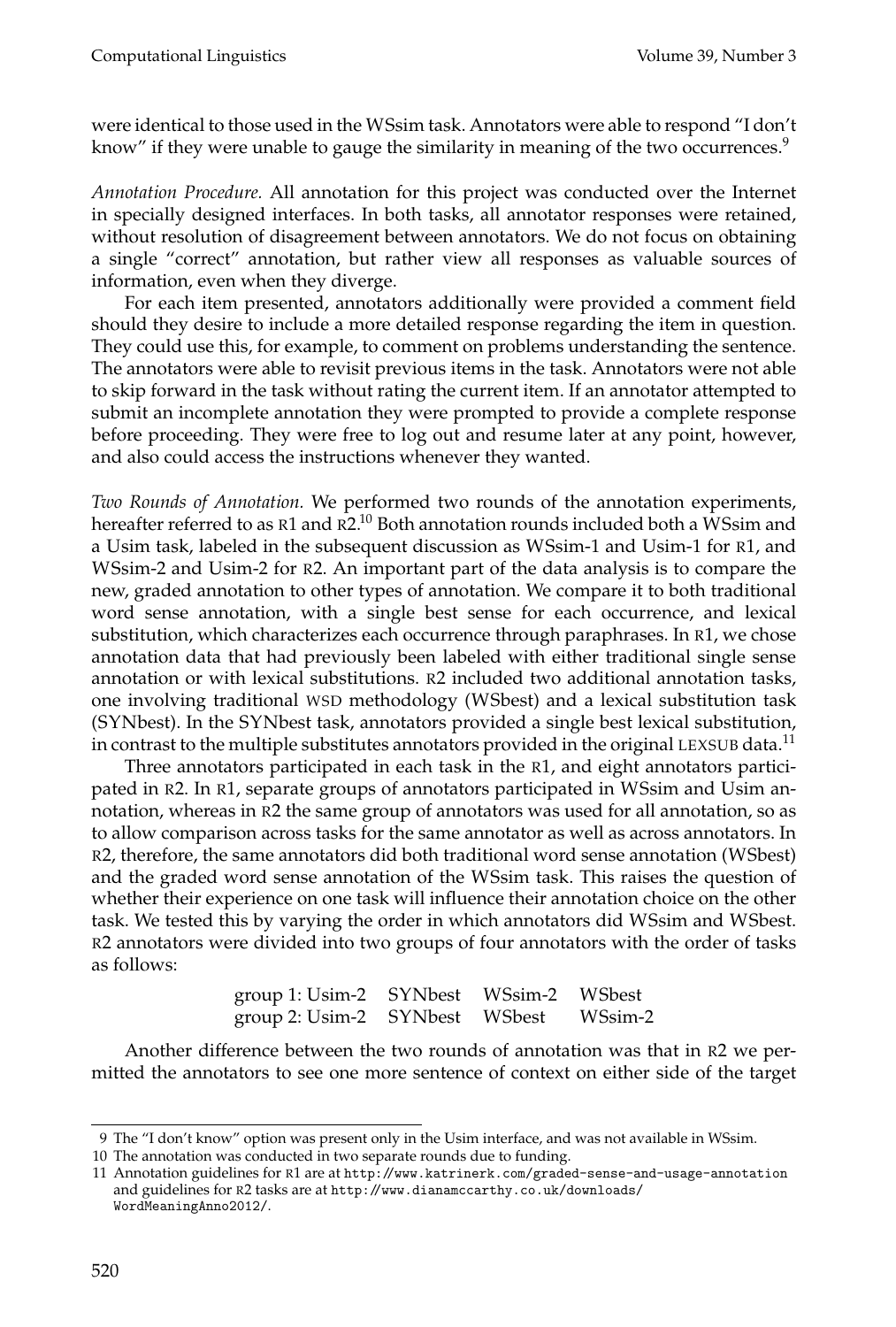were identical to those used in the WSsim task. Annotators were able to respond "I don't know" if they were unable to gauge the similarity in meaning of the two occurrences.[9]

*Annotation Procedure.* All annotation for this project was conducted over the Internet in specially designed interfaces. In both tasks, all annotator responses were retained, without resolution of disagreement between annotators. We do not focus on obtaining a single "correct" annotation, but rather view all responses as valuable sources of information, even when they diverge.

For each item presented, annotators additionally were provided a comment field should they desire to include a more detailed response regarding the item in question. They could use this, for example, to comment on problems understanding the sentence. The annotators were able to revisit previous items in the task. Annotators were not able to skip forward in the task without rating the current item. If an annotator attempted to submit an incomplete annotation they were prompted to provide a complete response before proceeding. They were free to log out and resume later at any point, however, and also could access the instructions whenever they wanted.

*Two Rounds of Annotation.* We performed two rounds of the annotation experiments, hereafter referred to as R1 and R2.[10] Both annotation rounds included both a WSsim and a Usim task, labeled in the subsequent discussion as WSsim-1 and Usim-1 for R1, and WSsim-2 and Usim-2 for R2. An important part of the data analysis is to compare the new, graded annotation to other types of annotation. We compare it to both traditional word sense annotation, with a single best sense for each occurrence, and lexical substitution, which characterizes each occurrence through paraphrases. In R1, we chose annotation data that had previously been labeled with either traditional single sense annotation or with lexical substitutions. R2 included two additional annotation tasks, one involving traditional WSD methodology (WSbest) and a lexical substitution task (SYNbest). In the SYNbest task, annotators provided a single best lexical substitution, in contrast to the multiple substitutes annotators provided in the original LEXSUB data.[11]

Three annotators participated in each task in the R1, and eight annotators participated in R2. In R1, separate groups of annotators participated in WSsim and Usim annotation, whereas in R2 the same group of annotators was used for all annotation, so as to allow comparison across tasks for the same annotator as well as across annotators. In R2, therefore, the same annotators did both traditional word sense annotation (WSbest) and the graded word sense annotation of the WSsim task. This raises the question of whether their experience on one task will influence their annotation choice on the other task. We tested this by varying the order in which annotators did WSsim and WSbest. R2 annotators were divided into two groups of four annotators with the order of tasks as follows:

| | | | | |
|---|---|---|---|---|
| group 1: | Usim-2 | SYNbest | WSsim-2 | WSbest |
| group 2: | Usim-2 | SYNbest | WSbest | WSsim-2 |

Another difference between the two rounds of annotation was that in R2 we permitted the annotators to see one more sentence of context on either side of the target

---

9 The "I don't know" option was present only in the Usim interface, and was not available in WSsim.

10 The annotation was conducted in two separate rounds due to funding.

11 Annotation guidelines for R1 are at http://www.katrinerk.com/graded-sense-and-usage-annotation and guidelines for R2 tasks are at http://www.dianamccarthy.co.uk/downloads/WordMeaningAnno2012/.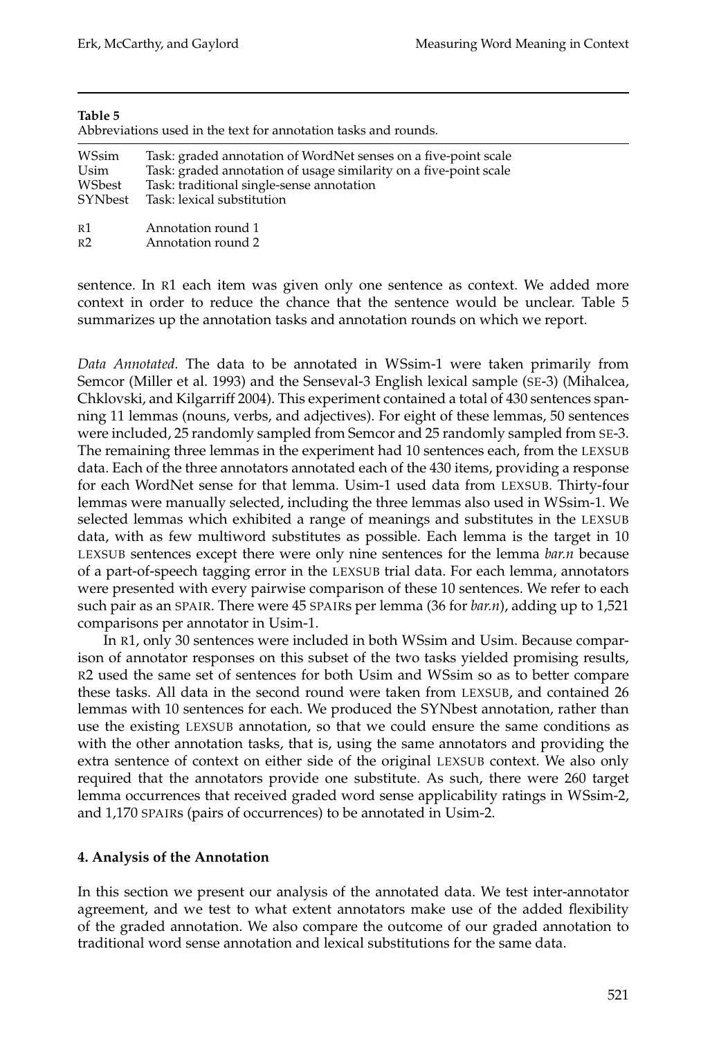**Table 5**
Abbreviations used in the text for annotation tasks and rounds.

| | |
|---|---|
| WSsim | Task: graded annotation of WordNet senses on a five-point scale |
| Usim | Task: graded annotation of usage similarity on a five-point scale |
| WSbest | Task: traditional single-sense annotation |
| SYNbest | Task: lexical substitution |
| R1 | Annotation round 1 |
| R2 | Annotation round 2 |

sentence. In R1 each item was given only one sentence as context. We added more context in order to reduce the chance that the sentence would be unclear. Table 5 summarizes up the annotation tasks and annotation rounds on which we report.

*Data Annotated.* The data to be annotated in WSsim-1 were taken primarily from Semcor (Miller et al. 1993) and the Senseval-3 English lexical sample (SE-3) (Mihalcea, Chklovski, and Kilgarriff 2004). This experiment contained a total of 430 sentences spanning 11 lemmas (nouns, verbs, and adjectives). For eight of these lemmas, 50 sentences were included, 25 randomly sampled from Semcor and 25 randomly sampled from SE-3. The remaining three lemmas in the experiment had 10 sentences each, from the LEXSUB data. Each of the three annotators annotated each of the 430 items, providing a response for each WordNet sense for that lemma. Usim-1 used data from LEXSUB. Thirty-four lemmas were manually selected, including the three lemmas also used in WSsim-1. We selected lemmas which exhibited a range of meanings and substitutes in the LEXSUB data, with as few multiword substitutes as possible. Each lemma is the target in 10 LEXSUB sentences except there were only nine sentences for the lemma *bar.n* because of a part-of-speech tagging error in the LEXSUB trial data. For each lemma, annotators were presented with every pairwise comparison of these 10 sentences. We refer to each such pair as an SPAIR. There were 45 SPAIRs per lemma (36 for *bar.n*), adding up to 1,521 comparisons per annotator in Usim-1.

In R1, only 30 sentences were included in both WSsim and Usim. Because comparison of annotator responses on this subset of the two tasks yielded promising results, R2 used the same set of sentences for both Usim and WSsim so as to better compare these tasks. All data in the second round were taken from LEXSUB, and contained 26 lemmas with 10 sentences for each. We produced the SYNbest annotation, rather than use the existing LEXSUB annotation, so that we could ensure the same conditions as with the other annotation tasks, that is, using the same annotators and providing the extra sentence of context on either side of the original LEXSUB context. We also only required that the annotators provide one substitute. As such, there were 260 target lemma occurrences that received graded word sense applicability ratings in WSsim-2, and 1,170 SPAIRs (pairs of occurrences) to be annotated in Usim-2.

## 4. Analysis of the Annotation

In this section we present our analysis of the annotated data. We test inter-annotator agreement, and we test to what extent annotators make use of the added flexibility of the graded annotation. We also compare the outcome of our graded annotation to traditional word sense annotation and lexical substitutions for the same data.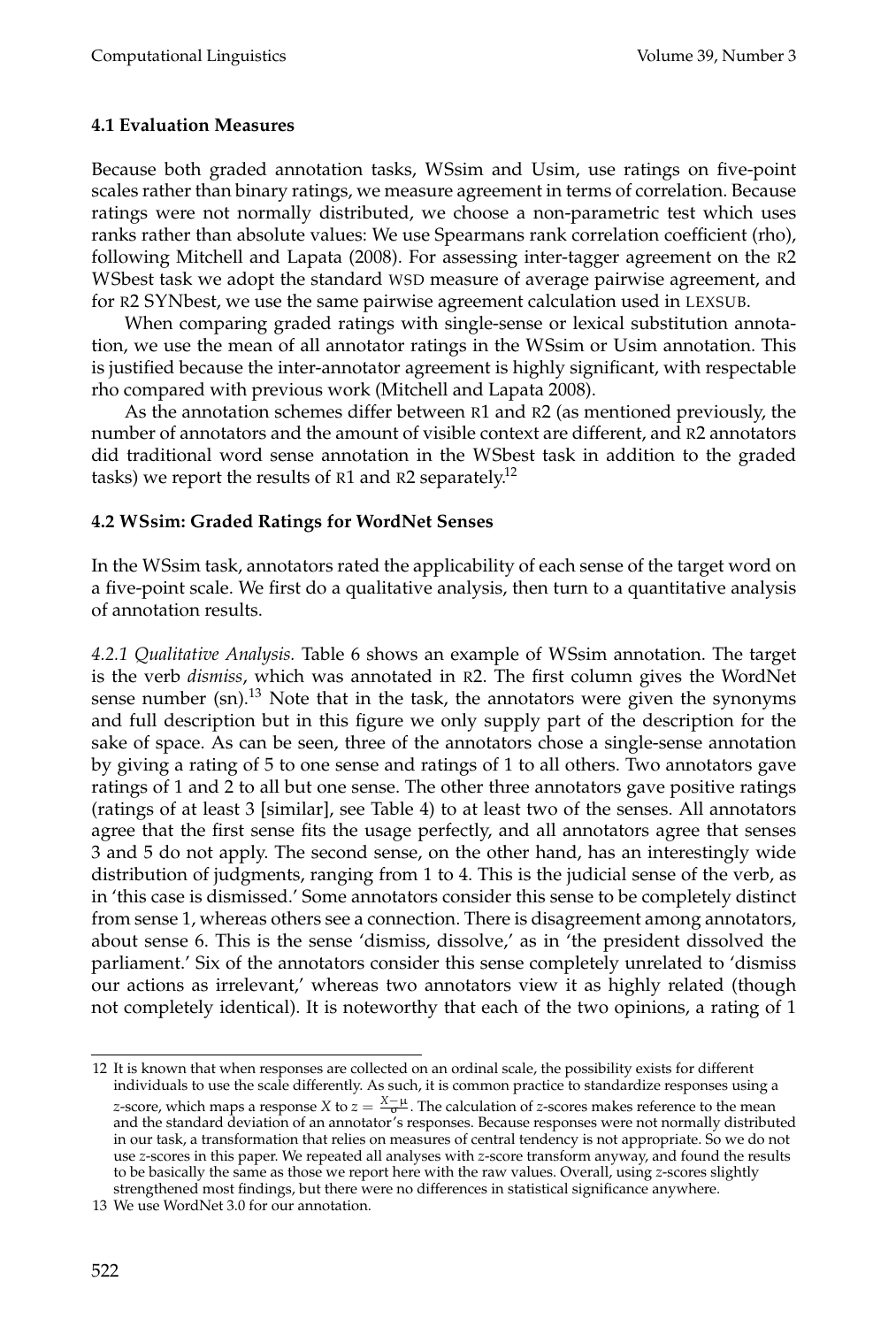### 4.1 Evaluation Measures

Because both graded annotation tasks, WSsim and Usim, use ratings on five-point scales rather than binary ratings, we measure agreement in terms of correlation. Because ratings were not normally distributed, we choose a non-parametric test which uses ranks rather than absolute values: We use Spearmans rank correlation coefficient (rho), following Mitchell and Lapata (2008). For assessing inter-tagger agreement on the R2 WSbest task we adopt the standard WSD measure of average pairwise agreement, and for R2 SYNbest, we use the same pairwise agreement calculation used in LEXSUB.

When comparing graded ratings with single-sense or lexical substitution annotation, we use the mean of all annotator ratings in the WSsim or Usim annotation. This is justified because the inter-annotator agreement is highly significant, with respectable rho compared with previous work (Mitchell and Lapata 2008).

As the annotation schemes differ between R1 and R2 (as mentioned previously, the number of annotators and the amount of visible context are different, and R2 annotators did traditional word sense annotation in the WSbest task in addition to the graded tasks) we report the results of R1 and R2 separately.[12]

### 4.2 WSsim: Graded Ratings for WordNet Senses

In the WSsim task, annotators rated the applicability of each sense of the target word on a five-point scale. We first do a qualitative analysis, then turn to a quantitative analysis of annotation results.

*4.2.1 Qualitative Analysis.* Table 6 shows an example of WSsim annotation. The target is the verb *dismiss*, which was annotated in R2. The first column gives the WordNet sense number (sn).[13] Note that in the task, the annotators were given the synonyms and full description but in this figure we only supply part of the description for the sake of space. As can be seen, three of the annotators chose a single-sense annotation by giving a rating of 5 to one sense and ratings of 1 to all others. Two annotators gave ratings of 1 and 2 to all but one sense. The other three annotators gave positive ratings (ratings of at least 3 [similar], see Table 4) to at least two of the senses. All annotators agree that the first sense fits the usage perfectly, and all annotators agree that senses 3 and 5 do not apply. The second sense, on the other hand, has an interestingly wide distribution of judgments, ranging from 1 to 4. This is the judicial sense of the verb, as in 'this case is dismissed.' Some annotators consider this sense to be completely distinct from sense 1, whereas others see a connection. There is disagreement among annotators, about sense 6. This is the sense 'dismiss, dissolve,' as in 'the president dissolved the parliament.' Six of the annotators consider this sense completely unrelated to 'dismiss our actions as irrelevant,' whereas two annotators view it as highly related (though not completely identical). It is noteworthy that each of the two opinions, a rating of 1

---

12 It is known that when responses are collected on an ordinal scale, the possibility exists for different individuals to use the scale differently. As such, it is common practice to standardize responses using a $z$-score, which maps a response $X$ to $z = \frac{X-\mu}{\sigma}$. The calculation of $z$-scores makes reference to the mean and the standard deviation of an annotator's responses. Because responses were not normally distributed in our task, a transformation that relies on measures of central tendency is not appropriate. So we do not use $z$-scores in this paper. We repeated all analyses with $z$-score transform anyway, and found the results to be basically the same as those we report here with the raw values. Overall, using $z$-scores slightly strengthened most findings, but there were no differences in statistical significance anywhere.

13 We use WordNet 3.0 for our annotation.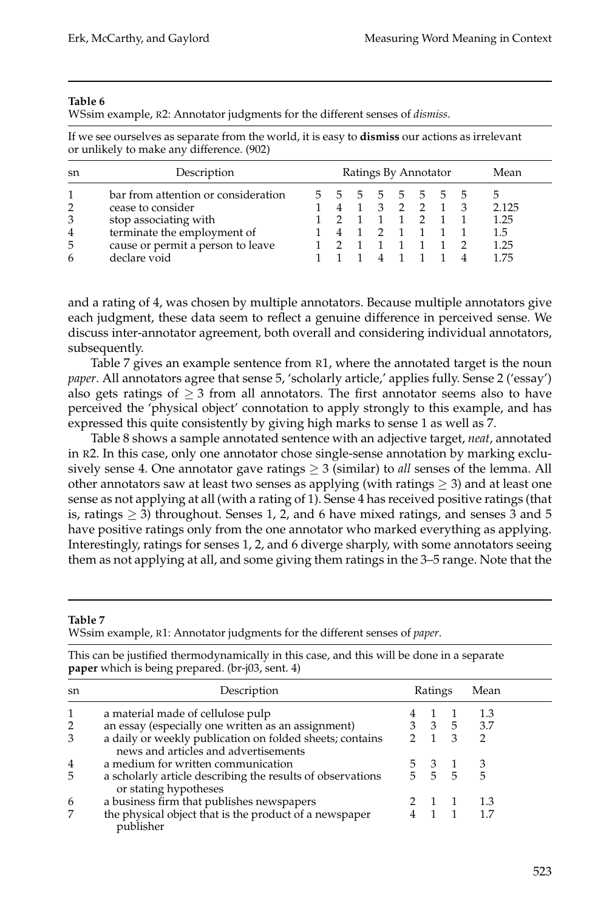**Table 6**

WSsim example, R2: Annotator judgments for the different senses of *dismiss*.

If we see ourselves as separate from the world, it is easy to **dismiss** our actions as irrelevant or unlikely to make any difference. (902)

| sn | Description | Ratings By Annotator | | | | | | | | Mean |
|---|---|---|---|---|---|---|---|---|---|---|
| 1 | bar from attention or consideration | 5 | 5 | 5 | 5 | 5 | 5 | 5 | 5 | 5 |
| 2 | cease to consider | 1 | 4 | 1 | 3 | 2 | 2 | 1 | 3 | 2.125 |
| 3 | stop associating with | 1 | 2 | 1 | 1 | 1 | 2 | 1 | 1 | 1.25 |
| 4 | terminate the employment of | 1 | 4 | 1 | 2 | 1 | 1 | 1 | 1 | 1.5 |
| 5 | cause or permit a person to leave | 1 | 2 | 1 | 1 | 1 | 1 | 1 | 2 | 1.25 |
| 6 | declare void | 1 | 1 | 1 | 4 | 1 | 1 | 1 | 4 | 1.75 |

and a rating of 4, was chosen by multiple annotators. Because multiple annotators give each judgment, these data seem to reflect a genuine difference in perceived sense. We discuss inter-annotator agreement, both overall and considering individual annotators, subsequently.

Table 7 gives an example sentence from R1, where the annotated target is the noun *paper*. All annotators agree that sense 5, 'scholarly article,' applies fully. Sense 2 ('essay') also gets ratings of $\geq 3$ from all annotators. The first annotator seems also to have perceived the 'physical object' connotation to apply strongly to this example, and has expressed this quite consistently by giving high marks to sense 1 as well as 7.

Table 8 shows a sample annotated sentence with an adjective target, *neat*, annotated in R2. In this case, only one annotator chose single-sense annotation by marking exclusively sense 4. One annotator gave ratings $\geq 3$ (similar) to *all* senses of the lemma. All other annotators saw at least two senses as applying (with ratings $\geq 3$) and at least one sense as not applying at all (with a rating of 1). Sense 4 has received positive ratings (that is, ratings $\geq 3$) throughout. Senses 1, 2, and 6 have mixed ratings, and senses 3 and 5 have positive ratings only from the one annotator who marked everything as applying. Interestingly, ratings for senses 1, 2, and 6 diverge sharply, with some annotators seeing them as not applying at all, and some giving them ratings in the 3–5 range. Note that the

**Table 7**

WSsim example, R1: Annotator judgments for the different senses of *paper*.

This can be justified thermodynamically in this case, and this will be done in a separate **paper** which is being prepared. (br-j03, sent. 4)

| sn | Description | Ratings | | | Mean |
|---|---|---|---|---|---|
| 1 | a material made of cellulose pulp | 4 | 1 | 1 | 1.3 |
| 2 | an essay (especially one written as an assignment) | 3 | 3 | 5 | 3.7 |
| 3 | a daily or weekly publication on folded sheets; contains news and articles and advertisements | 2 | 1 | 3 | 2 |
| 4 | a medium for written communication | 5 | 3 | 1 | 3 |
| 5 | a scholarly article describing the results of observations or stating hypotheses | 5 | 5 | 5 | 5 |
| 6 | a business firm that publishes newspapers | 2 | 1 | 1 | 1.3 |
| 7 | the physical object that is the product of a newspaper publisher | 4 | 1 | 1 | 1.7 |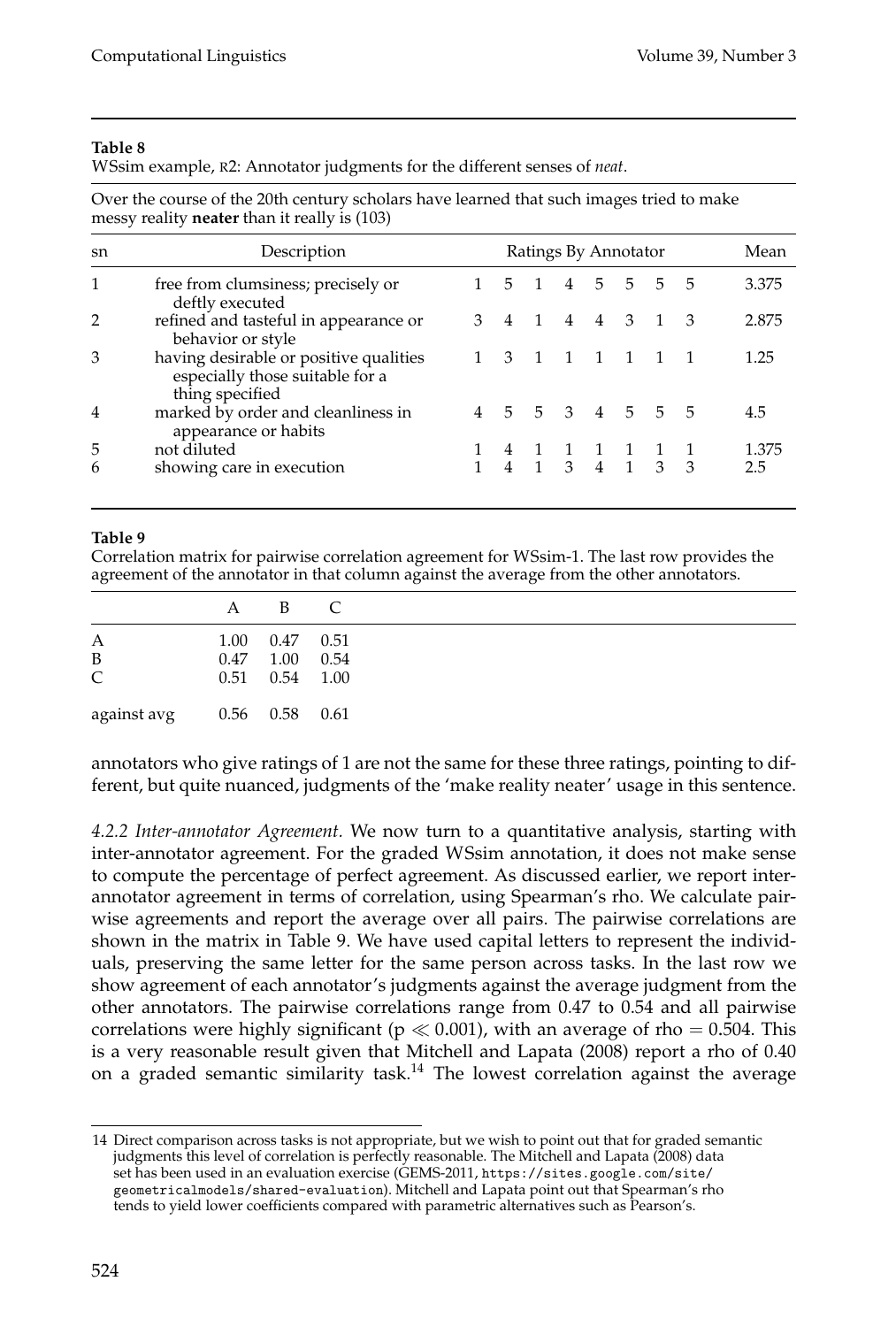**Table 8**

WSsim example, R2: Annotator judgments for the different senses of *neat*.

Over the course of the 20th century scholars have learned that such images tried to make messy reality **neater** than it really is (103)

| sn | Description | Ratings By Annotator | | | | | | | | Mean |
|---|---|---|---|---|---|---|---|---|---|---|
| 1 | free from clumsiness; precisely or deftly executed | 1 | 5 | 1 | 4 | 5 | 5 | 5 | 5 | 3.375 |
| 2 | refined and tasteful in appearance or behavior or style | 3 | 4 | 1 | 4 | 4 | 3 | 1 | 3 | 2.875 |
| 3 | having desirable or positive qualities especially those suitable for a thing specified | 1 | 3 | 1 | 1 | 1 | 1 | 1 | 1 | 1.25 |
| 4 | marked by order and cleanliness in appearance or habits | 4 | 5 | 5 | 3 | 4 | 5 | 5 | 5 | 4.5 |
| 5 | not diluted | 1 | 4 | 1 | 1 | 1 | 1 | 1 | 1 | 1.375 |
| 6 | showing care in execution | 1 | 4 | 1 | 3 | 4 | 1 | 3 | 3 | 2.5 |

**Table 9**

Correlation matrix for pairwise correlation agreement for WSsim-1. The last row provides the agreement of the annotator in that column against the average from the other annotators.

| | A | B | C |
|---|---|---|---|
| A | 1.00 | 0.47 | 0.51 |
| B | 0.47 | 1.00 | 0.54 |
| C | 0.51 | 0.54 | 1.00 |
| against avg | 0.56 | 0.58 | 0.61 |

annotators who give ratings of 1 are not the same for these three ratings, pointing to different, but quite nuanced, judgments of the 'make reality neater' usage in this sentence.

*4.2.2 Inter-annotator Agreement.* We now turn to a quantitative analysis, starting with inter-annotator agreement. For the graded WSsim annotation, it does not make sense to compute the percentage of perfect agreement. As discussed earlier, we report inter-annotator agreement in terms of correlation, using Spearman's rho. We calculate pairwise agreements and report the average over all pairs. The pairwise correlations are shown in the matrix in Table 9. We have used capital letters to represent the individuals, preserving the same letter for the same person across tasks. In the last row we show agreement of each annotator's judgments against the average judgment from the other annotators. The pairwise correlations range from 0.47 to 0.54 and all pairwise correlations were highly significant ($p \ll 0.001$), with an average of rho = 0.504. This is a very reasonable result given that Mitchell and Lapata (2008) report a rho of 0.40 on a graded semantic similarity task.[14] The lowest correlation against the average

[14] Direct comparison across tasks is not appropriate, but we wish to point out that for graded semantic judgments this level of correlation is perfectly reasonable. The Mitchell and Lapata (2008) data set has been used in an evaluation exercise (GEMS-2011, `https://sites.google.com/site/geometricalmodels/shared-evaluation`). Mitchell and Lapata point out that Spearman's rho tends to yield lower coefficients compared with parametric alternatives such as Pearson's.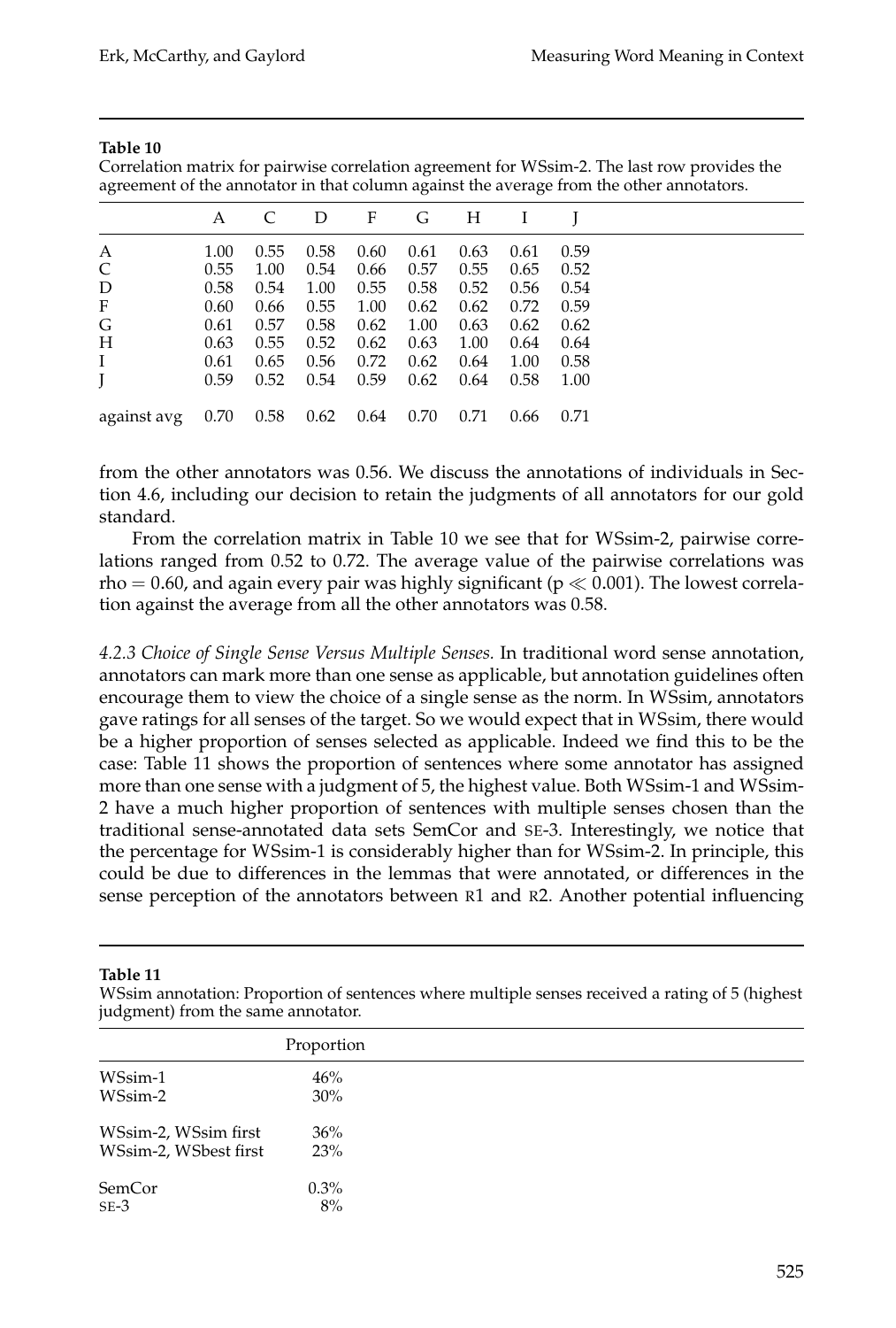**Table 10**
Correlation matrix for pairwise correlation agreement for WSsim-2. The last row provides the agreement of the annotator in that column against the average from the other annotators.

| | A | C | D | F | G | H | I | J |
|---|---|---|---|---|---|---|---|---|
| A | 1.00 | 0.55 | 0.58 | 0.60 | 0.61 | 0.63 | 0.61 | 0.59 |
| C | 0.55 | 1.00 | 0.54 | 0.66 | 0.57 | 0.55 | 0.65 | 0.52 |
| D | 0.58 | 0.54 | 1.00 | 0.55 | 0.58 | 0.52 | 0.56 | 0.54 |
| F | 0.60 | 0.66 | 0.55 | 1.00 | 0.62 | 0.62 | 0.72 | 0.59 |
| G | 0.61 | 0.57 | 0.58 | 0.62 | 1.00 | 0.63 | 0.62 | 0.62 |
| H | 0.63 | 0.55 | 0.52 | 0.62 | 0.63 | 1.00 | 0.64 | 0.64 |
| I | 0.61 | 0.65 | 0.56 | 0.72 | 0.62 | 0.64 | 1.00 | 0.58 |
| J | 0.59 | 0.52 | 0.54 | 0.59 | 0.62 | 0.64 | 0.58 | 1.00 |
| against avg | 0.70 | 0.58 | 0.62 | 0.64 | 0.70 | 0.71 | 0.66 | 0.71 |

from the other annotators was 0.56. We discuss the annotations of individuals in Section 4.6, including our decision to retain the judgments of all annotators for our gold standard.

From the correlation matrix in Table 10 we see that for WSsim-2, pairwise correlations ranged from 0.52 to 0.72. The average value of the pairwise correlations was rho = 0.60, and again every pair was highly significant ($p \ll 0.001$). The lowest correlation against the average from all the other annotators was 0.58.

*4.2.3 Choice of Single Sense Versus Multiple Senses.* In traditional word sense annotation, annotators can mark more than one sense as applicable, but annotation guidelines often encourage them to view the choice of a single sense as the norm. In WSsim, annotators gave ratings for all senses of the target. So we would expect that in WSsim, there would be a higher proportion of senses selected as applicable. Indeed we find this to be the case: Table 11 shows the proportion of sentences where some annotator has assigned more than one sense with a judgment of 5, the highest value. Both WSsim-1 and WSsim-2 have a much higher proportion of sentences with multiple senses chosen than the traditional sense-annotated data sets SemCor and SE-3. Interestingly, we notice that the percentage for WSsim-1 is considerably higher than for WSsim-2. In principle, this could be due to differences in the lemmas that were annotated, or differences in the sense perception of the annotators between R1 and R2. Another potential influencing

**Table 11**
WSsim annotation: Proportion of sentences where multiple senses received a rating of 5 (highest judgment) from the same annotator.

| | Proportion |
|---|---|
| WSsim-1 | 46% |
| WSsim-2 | 30% |
| WSsim-2, WSsim first | 36% |
| WSsim-2, WSbest first | 23% |
| SemCor | 0.3% |
| SE-3 | 8% |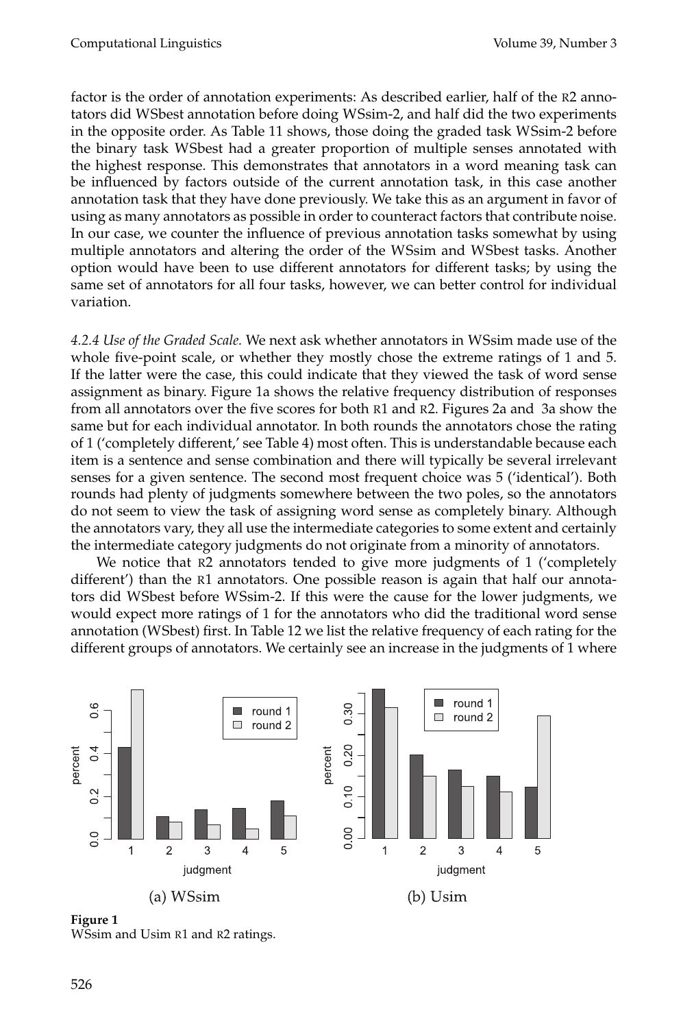factor is the order of annotation experiments: As described earlier, half of the R2 annotators did WSbest annotation before doing WSsim-2, and half did the two experiments in the opposite order. As Table 11 shows, those doing the graded task WSsim-2 before the binary task WSbest had a greater proportion of multiple senses annotated with the highest response. This demonstrates that annotators in a word meaning task can be influenced by factors outside of the current annotation task, in this case another annotation task that they have done previously. We take this as an argument in favor of using as many annotators as possible in order to counteract factors that contribute noise. In our case, we counter the influence of previous annotation tasks somewhat by using multiple annotators and altering the order of the WSsim and WSbest tasks. Another option would have been to use different annotators for different tasks; by using the same set of annotators for all four tasks, however, we can better control for individual variation.

*4.2.4 Use of the Graded Scale.* We next ask whether annotators in WSsim made use of the whole five-point scale, or whether they mostly chose the extreme ratings of 1 and 5. If the latter were the case, this could indicate that they viewed the task of word sense assignment as binary. Figure 1a shows the relative frequency distribution of responses from all annotators over the five scores for both R1 and R2. Figures 2a and 3a show the same but for each individual annotator. In both rounds the annotators chose the rating of 1 ('completely different,' see Table 4) most often. This is understandable because each item is a sentence and sense combination and there will typically be several irrelevant senses for a given sentence. The second most frequent choice was 5 ('identical'). Both rounds had plenty of judgments somewhere between the two poles, so the annotators do not seem to view the task of assigning word sense as completely binary. Although the annotators vary, they all use the intermediate categories to some extent and certainly the intermediate category judgments do not originate from a minority of annotators.

We notice that R2 annotators tended to give more judgments of 1 ('completely different') than the R1 annotators. One possible reason is again that half our annotators did WSbest before WSsim-2. If this were the cause for the lower judgments, we would expect more ratings of 1 for the annotators who did the traditional word sense annotation (WSbest) first. In Table 12 we list the relative frequency of each rating for the different groups of annotators. We certainly see an increase in the judgments of 1 where

(a) WSsim

(b) Usim

**Figure 1**
WSsim and Usim R1 and R2 ratings.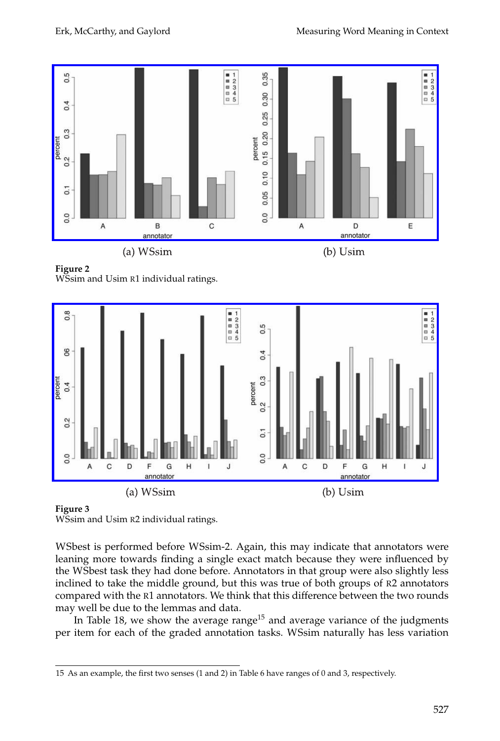(a) WSsim (b) Usim

**Figure 2**
WSsim and Usim R1 individual ratings.

(a) WSsim (b) Usim

**Figure 3**
WSsim and Usim R2 individual ratings.

WSbest is performed before WSsim-2. Again, this may indicate that annotators were leaning more towards finding a single exact match because they were influenced by the WSbest task they had done before. Annotators in that group were also slightly less inclined to take the middle ground, but this was true of both groups of R2 annotators compared with the R1 annotators. We think that this difference between the two rounds may well be due to the lemmas and data.

In Table 18, we show the average range[15] and average variance of the judgments per item for each of the graded annotation tasks. WSsim naturally has less variation

15 As an example, the first two senses (1 and 2) in Table 6 have ranges of 0 and 3, respectively.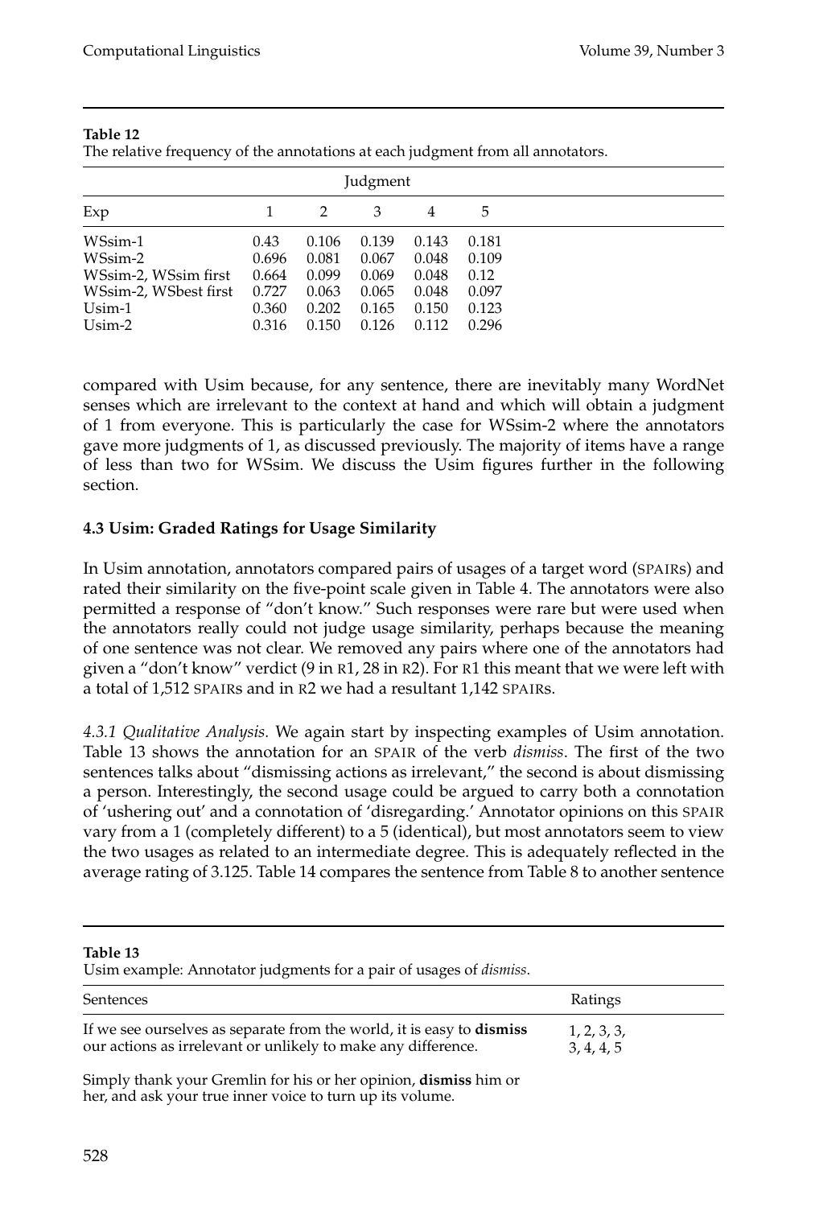**Table 12**
The relative frequency of the annotations at each judgment from all annotators.

| | Judgment | | | | |
|---|---|---|---|---|---|
| Exp | 1 | 2 | 3 | 4 | 5 |
| WSsim-1 | 0.43 | 0.106 | 0.139 | 0.143 | 0.181 |
| WSsim-2 | 0.696 | 0.081 | 0.067 | 0.048 | 0.109 |
| WSsim-2, WSsim first | 0.664 | 0.099 | 0.069 | 0.048 | 0.12 |
| WSsim-2, WSbest first | 0.727 | 0.063 | 0.065 | 0.048 | 0.097 |
| Usim-1 | 0.360 | 0.202 | 0.165 | 0.150 | 0.123 |
| Usim-2 | 0.316 | 0.150 | 0.126 | 0.112 | 0.296 |

compared with Usim because, for any sentence, there are inevitably many WordNet senses which are irrelevant to the context at hand and which will obtain a judgment of 1 from everyone. This is particularly the case for WSsim-2 where the annotators gave more judgments of 1, as discussed previously. The majority of items have a range of less than two for WSsim. We discuss the Usim figures further in the following section.

### 4.3 Usim: Graded Ratings for Usage Similarity

In Usim annotation, annotators compared pairs of usages of a target word (SPAIRs) and rated their similarity on the five-point scale given in Table 4. The annotators were also permitted a response of "don't know." Such responses were rare but were used when the annotators really could not judge usage similarity, perhaps because the meaning of one sentence was not clear. We removed any pairs where one of the annotators had given a "don't know" verdict (9 in R1, 28 in R2). For R1 this meant that we were left with a total of 1,512 SPAIRs and in R2 we had a resultant 1,142 SPAIRs.

*4.3.1 Qualitative Analysis.* We again start by inspecting examples of Usim annotation. Table 13 shows the annotation for an SPAIR of the verb *dismiss*. The first of the two sentences talks about "dismissing actions as irrelevant," the second is about dismissing a person. Interestingly, the second usage could be argued to carry both a connotation of 'ushering out' and a connotation of 'disregarding.' Annotator opinions on this SPAIR vary from a 1 (completely different) to a 5 (identical), but most annotators seem to view the two usages as related to an intermediate degree. This is adequately reflected in the average rating of 3.125. Table 14 compares the sentence from Table 8 to another sentence

**Table 13**
Usim example: Annotator judgments for a pair of usages of *dismiss*.

| Sentences | Ratings |
|---|---|
| If we see ourselves as separate from the world, it is easy to **dismiss** our actions as irrelevant or unlikely to make any difference. | 1, 2, 3, 3, 3, 4, 4, 5 |
| Simply thank your Gremlin for his or her opinion, **dismiss** him or her, and ask your true inner voice to turn up its volume. | |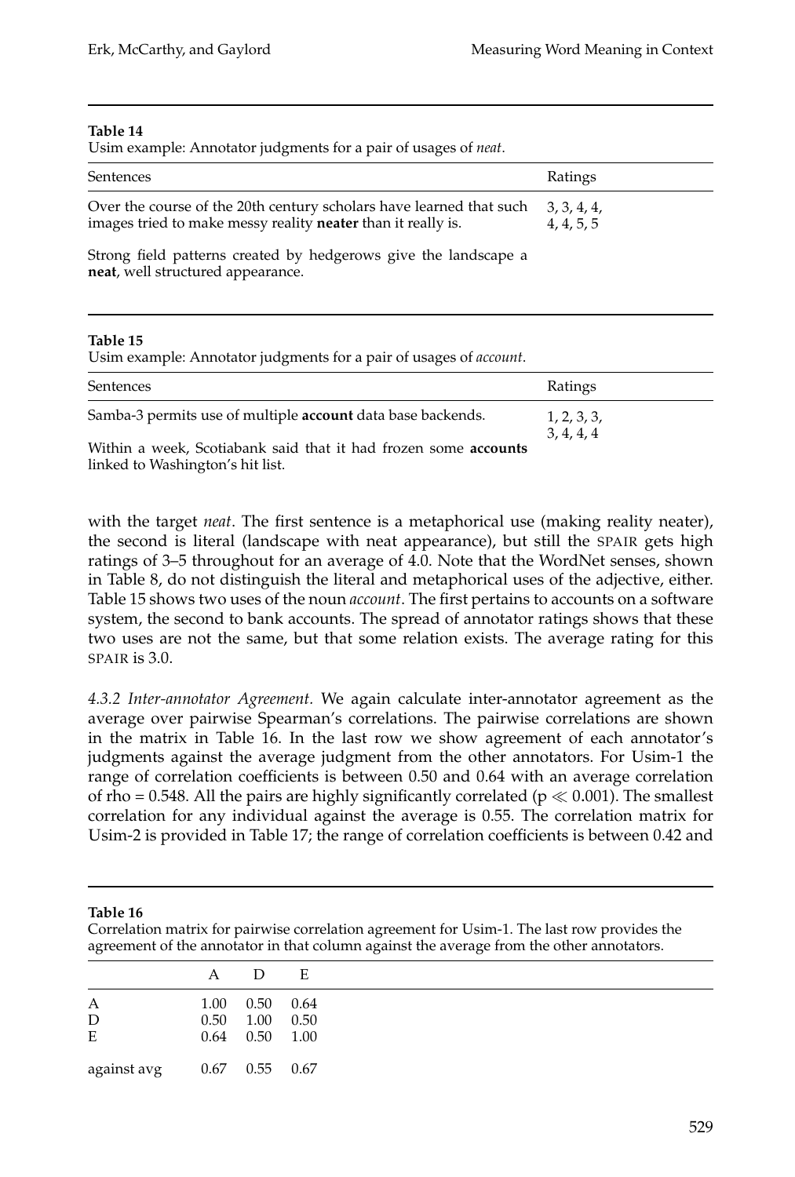**Table 14**
Usim example: Annotator judgments for a pair of usages of *neat*.

| Sentences | Ratings |
|---|---|
| Over the course of the 20th century scholars have learned that such images tried to make messy reality **neater** than it really is. | 3, 3, 4, 4, 4, 4, 5, 5 |
| Strong field patterns created by hedgerows give the landscape a **neat**, well structured appearance. | |

**Table 15**
Usim example: Annotator judgments for a pair of usages of *account*.

| Sentences | Ratings |
|---|---|
| Samba-3 permits use of multiple **account** data base backends. | 1, 2, 3, 3, 3, 4, 4, 4 |
| Within a week, Scotiabank said that it had frozen some **accounts** linked to Washington's hit list. | |

with the target *neat*. The first sentence is a metaphorical use (making reality neater), the second is literal (landscape with neat appearance), but still the SPAIR gets high ratings of 3–5 throughout for an average of 4.0. Note that the WordNet senses, shown in Table 8, do not distinguish the literal and metaphorical uses of the adjective, either. Table 15 shows two uses of the noun *account*. The first pertains to accounts on a software system, the second to bank accounts. The spread of annotator ratings shows that these two uses are not the same, but that some relation exists. The average rating for this SPAIR is 3.0.

*4.3.2 Inter-annotator Agreement.* We again calculate inter-annotator agreement as the average over pairwise Spearman's correlations. The pairwise correlations are shown in the matrix in Table 16. In the last row we show agreement of each annotator's judgments against the average judgment from the other annotators. For Usim-1 the range of correlation coefficients is between 0.50 and 0.64 with an average correlation of rho = 0.548. All the pairs are highly significantly correlated ($p \ll 0.001$). The smallest correlation for any individual against the average is 0.55. The correlation matrix for Usim-2 is provided in Table 17; the range of correlation coefficients is between 0.42 and

**Table 16**
Correlation matrix for pairwise correlation agreement for Usim-1. The last row provides the agreement of the annotator in that column against the average from the other annotators.

| | A | D | E |
|---|---|---|---|
| A | 1.00 | 0.50 | 0.64 |
| D | 0.50 | 1.00 | 0.50 |
| E | 0.64 | 0.50 | 1.00 |
| against avg | 0.67 | 0.55 | 0.67 |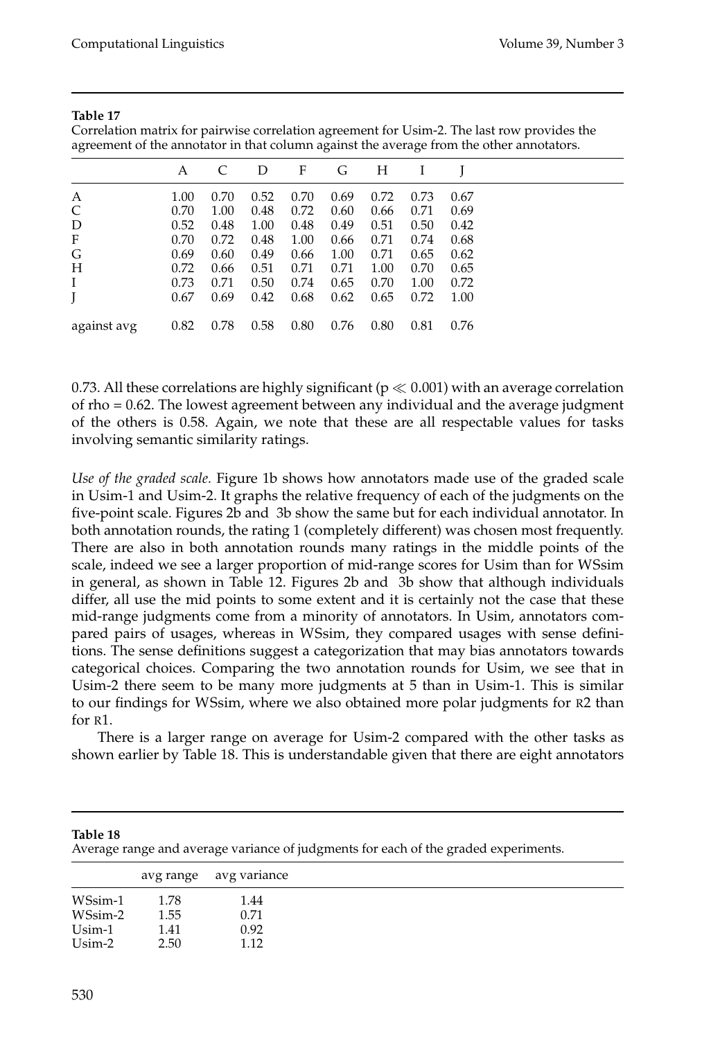**Table 17**
Correlation matrix for pairwise correlation agreement for Usim-2. The last row provides the agreement of the annotator in that column against the average from the other annotators.

| | A | C | D | F | G | H | I | J |
|---|---|---|---|---|---|---|---|---|
| A | 1.00 | 0.70 | 0.52 | 0.70 | 0.69 | 0.72 | 0.73 | 0.67 |
| C | 0.70 | 1.00 | 0.48 | 0.72 | 0.60 | 0.66 | 0.71 | 0.69 |
| D | 0.52 | 0.48 | 1.00 | 0.48 | 0.49 | 0.51 | 0.50 | 0.42 |
| F | 0.70 | 0.72 | 0.48 | 1.00 | 0.66 | 0.71 | 0.74 | 0.68 |
| G | 0.69 | 0.60 | 0.49 | 0.66 | 1.00 | 0.71 | 0.65 | 0.62 |
| H | 0.72 | 0.66 | 0.51 | 0.71 | 0.71 | 1.00 | 0.70 | 0.65 |
| I | 0.73 | 0.71 | 0.50 | 0.74 | 0.65 | 0.70 | 1.00 | 0.72 |
| J | 0.67 | 0.69 | 0.42 | 0.68 | 0.62 | 0.65 | 0.72 | 1.00 |
| against avg | 0.82 | 0.78 | 0.58 | 0.80 | 0.76 | 0.80 | 0.81 | 0.76 |

0.73. All these correlations are highly significant ($p \ll 0.001$) with an average correlation of rho = 0.62. The lowest agreement between any individual and the average judgment of the others is 0.58. Again, we note that these are all respectable values for tasks involving semantic similarity ratings.

*Use of the graded scale.* Figure 1b shows how annotators made use of the graded scale in Usim-1 and Usim-2. It graphs the relative frequency of each of the judgments on the five-point scale. Figures 2b and 3b show the same but for each individual annotator. In both annotation rounds, the rating 1 (completely different) was chosen most frequently. There are also in both annotation rounds many ratings in the middle points of the scale, indeed we see a larger proportion of mid-range scores for Usim than for WSsim in general, as shown in Table 12. Figures 2b and 3b show that although individuals differ, all use the mid points to some extent and it is certainly not the case that these mid-range judgments come from a minority of annotators. In Usim, annotators compared pairs of usages, whereas in WSsim, they compared usages with sense definitions. The sense definitions suggest a categorization that may bias annotators towards categorical choices. Comparing the two annotation rounds for Usim, we see that in Usim-2 there seem to be many more judgments at 5 than in Usim-1. This is similar to our findings for WSsim, where we also obtained more polar judgments for R2 than for R1.

There is a larger range on average for Usim-2 compared with the other tasks as shown earlier by Table 18. This is understandable given that there are eight annotators

**Table 18**
Average range and average variance of judgments for each of the graded experiments.

| | avg range | avg variance |
|---|---|---|
| WSsim-1 | 1.78 | 1.44 |
| WSsim-2 | 1.55 | 0.71 |
| Usim-1 | 1.41 | 0.92 |
| Usim-2 | 2.50 | 1.12 |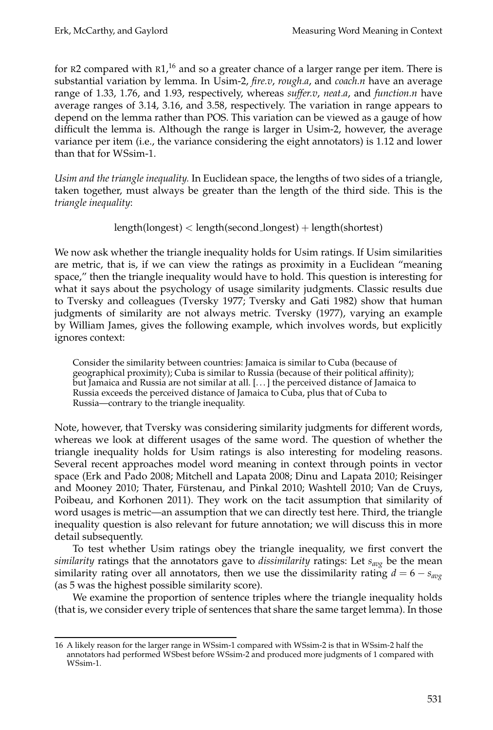for R2 compared with R1,[16] and so a greater chance of a larger range per item. There is substantial variation by lemma. In Usim-2, *fire.v*, *rough.a*, and *coach.n* have an average range of 1.33, 1.76, and 1.93, respectively, whereas *suffer.v*, *neat.a*, and *function.n* have average ranges of 3.14, 3.16, and 3.58, respectively. The variation in range appears to depend on the lemma rather than POS. This variation can be viewed as a gauge of how difficult the lemma is. Although the range is larger in Usim-2, however, the average variance per item (i.e., the variance considering the eight annotators) is 1.12 and lower than that for WSsim-1.

*Usim and the triangle inequality.* In Euclidean space, the lengths of two sides of a triangle, taken together, must always be greater than the length of the third side. This is the *triangle inequality*:

$$\text{length(longest)} < \text{length(second\_longest)} + \text{length(shortest)}$$

We now ask whether the triangle inequality holds for Usim ratings. If Usim similarities are metric, that is, if we can view the ratings as proximity in a Euclidean "meaning space," then the triangle inequality would have to hold. This question is interesting for what it says about the psychology of usage similarity judgments. Classic results due to Tversky and colleagues (Tversky 1977; Tversky and Gati 1982) show that human judgments of similarity are not always metric. Tversky (1977), varying an example by William James, gives the following example, which involves words, but explicitly ignores context:

> Consider the similarity between countries: Jamaica is similar to Cuba (because of geographical proximity); Cuba is similar to Russia (because of their political affinity); but Jamaica and Russia are not similar at all. [...] the perceived distance of Jamaica to Russia exceeds the perceived distance of Jamaica to Cuba, plus that of Cuba to Russia—contrary to the triangle inequality.

Note, however, that Tversky was considering similarity judgments for different words, whereas we look at different usages of the same word. The question of whether the triangle inequality holds for Usim ratings is also interesting for modeling reasons. Several recent approaches model word meaning in context through points in vector space (Erk and Pado 2008; Mitchell and Lapata 2008; Dinu and Lapata 2010; Reisinger and Mooney 2010; Thater, Fürstenau, and Pinkal 2010; Washtell 2010; Van de Cruys, Poibeau, and Korhonen 2011). They work on the tacit assumption that similarity of word usages is metric—an assumption that we can directly test here. Third, the triangle inequality question is also relevant for future annotation; we will discuss this in more detail subsequently.

To test whether Usim ratings obey the triangle inequality, we first convert the *similarity* ratings that the annotators gave to *dissimilarity* ratings: Let $s_{avg}$ be the mean similarity rating over all annotators, then we use the dissimilarity rating $d = 6 - s_{avg}$ (as 5 was the highest possible similarity score).

We examine the proportion of sentence triples where the triangle inequality holds (that is, we consider every triple of sentences that share the same target lemma). In those

[16] A likely reason for the larger range in WSsim-1 compared with WSsim-2 is that in WSsim-2 half the annotators had performed WSbest before WSsim-2 and produced more judgments of 1 compared with WSsim-1.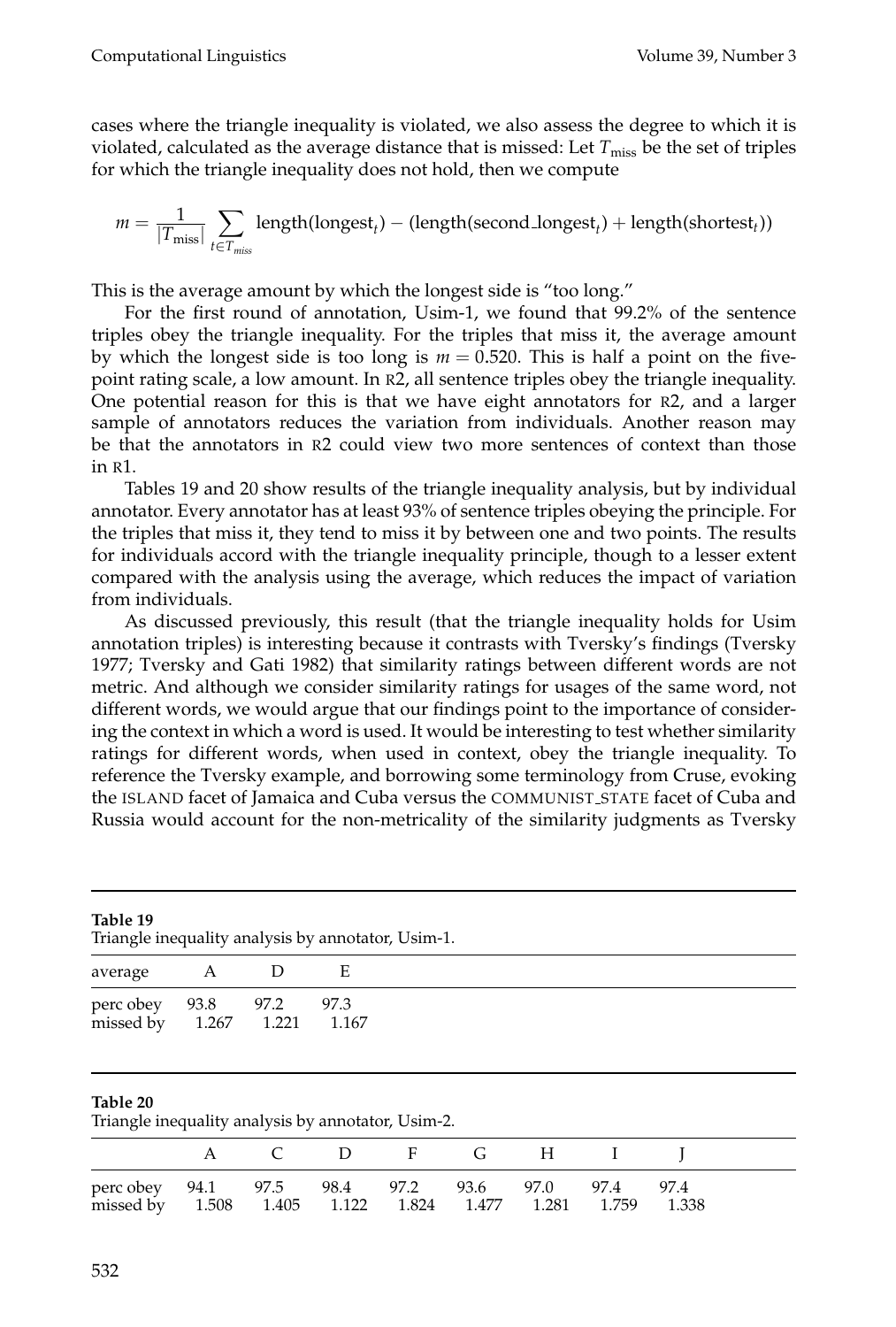cases where the triangle inequality is violated, we also assess the degree to which it is violated, calculated as the average distance that is missed: Let $T_{\text{miss}}$ be the set of triples for which the triangle inequality does not hold, then we compute

$$m = \frac{1}{|T_{\text{miss}}|} \sum_{t \in T_{miss}} \text{length}(\text{longest}_t) - (\text{length}(\text{second\_longest}_t) + \text{length}(\text{shortest}_t))$$

This is the average amount by which the longest side is "too long."

For the first round of annotation, Usim-1, we found that 99.2% of the sentence triples obey the triangle inequality. For the triples that miss it, the average amount by which the longest side is too long is $m = 0.520$. This is half a point on the five-point rating scale, a low amount. In R2, all sentence triples obey the triangle inequality. One potential reason for this is that we have eight annotators for R2, and a larger sample of annotators reduces the variation from individuals. Another reason may be that the annotators in R2 could view two more sentences of context than those in R1.

Tables 19 and 20 show results of the triangle inequality analysis, but by individual annotator. Every annotator has at least 93% of sentence triples obeying the principle. For the triples that miss it, they tend to miss it by between one and two points. The results for individuals accord with the triangle inequality principle, though to a lesser extent compared with the analysis using the average, which reduces the impact of variation from individuals.

As discussed previously, this result (that the triangle inequality holds for Usim annotation triples) is interesting because it contrasts with Tversky's findings (Tversky 1977; Tversky and Gati 1982) that similarity ratings between different words are not metric. And although we consider similarity ratings for usages of the same word, not different words, we would argue that our findings point to the importance of considering the context in which a word is used. It would be interesting to test whether similarity ratings for different words, when used in context, obey the triangle inequality. To reference the Tversky example, and borrowing some terminology from Cruse, evoking the ISLAND facet of Jamaica and Cuba versus the COMMUNIST_STATE facet of Cuba and Russia would account for the non-metricality of the similarity judgments as Tversky

**Table 19**
Triangle inequality analysis by annotator, Usim-1.

| average | A | D | E |
|---|---|---|---|
| perc obey | 93.8 | 97.2 | 97.3 |
| missed by | 1.267 | 1.221 | 1.167 |

**Table 20**
Triangle inequality analysis by annotator, Usim-2.

| | A | C | D | F | G | H | I | J |
|---|---|---|---|---|---|---|---|---|
| perc obey | 94.1 | 97.5 | 98.4 | 97.2 | 93.6 | 97.0 | 97.4 | 97.4 |
| missed by | 1.508 | 1.405 | 1.122 | 1.824 | 1.477 | 1.281 | 1.759 | 1.338 |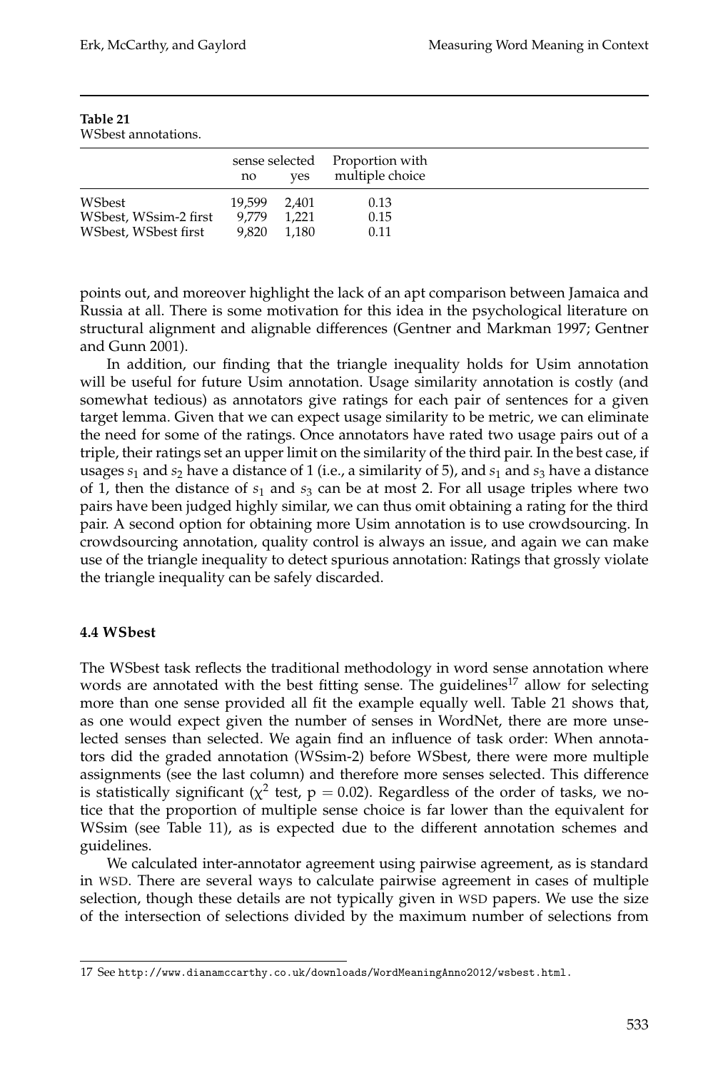**Table 21**
WSbest annotations.

| | sense selected | | Proportion with |
|---|---|---|---|
| | no | yes | multiple choice |
| WSbest | 19,599 | 2,401 | 0.13 |
| WSbest, WSsim-2 first | 9,779 | 1,221 | 0.15 |
| WSbest, WSbest first | 9,820 | 1,180 | 0.11 |

points out, and moreover highlight the lack of an apt comparison between Jamaica and Russia at all. There is some motivation for this idea in the psychological literature on structural alignment and alignable differences (Gentner and Markman 1997; Gentner and Gunn 2001).

In addition, our finding that the triangle inequality holds for Usim annotation will be useful for future Usim annotation. Usage similarity annotation is costly (and somewhat tedious) as annotators give ratings for each pair of sentences for a given target lemma. Given that we can expect usage similarity to be metric, we can eliminate the need for some of the ratings. Once annotators have rated two usage pairs out of a triple, their ratings set an upper limit on the similarity of the third pair. In the best case, if usages $s_1$ and $s_2$ have a distance of 1 (i.e., a similarity of 5), and $s_1$ and $s_3$ have a distance of 1, then the distance of $s_1$ and $s_3$ can be at most 2. For all usage triples where two pairs have been judged highly similar, we can thus omit obtaining a rating for the third pair. A second option for obtaining more Usim annotation is to use crowdsourcing. In crowdsourcing annotation, quality control is always an issue, and again we can make use of the triangle inequality to detect spurious annotation: Ratings that grossly violate the triangle inequality can be safely discarded.

### 4.4 WSbest

The WSbest task reflects the traditional methodology in word sense annotation where words are annotated with the best fitting sense. The guidelines[17] allow for selecting more than one sense provided all fit the example equally well. Table 21 shows that, as one would expect given the number of senses in WordNet, there are more unselected senses than selected. We again find an influence of task order: When annotators did the graded annotation (WSsim-2) before WSbest, there were more multiple assignments (see the last column) and therefore more senses selected. This difference is statistically significant ($\chi^2$ test, $p = 0.02$). Regardless of the order of tasks, we notice that the proportion of multiple sense choice is far lower than the equivalent for WSsim (see Table 11), as is expected due to the different annotation schemes and guidelines.

We calculated inter-annotator agreement using pairwise agreement, as is standard in WSD. There are several ways to calculate pairwise agreement in cases of multiple selection, though these details are not typically given in WSD papers. We use the size of the intersection of selections divided by the maximum number of selections from

[17] See http://www.dianamccarthy.co.uk/downloads/WordMeaningAnno2012/wsbest.html.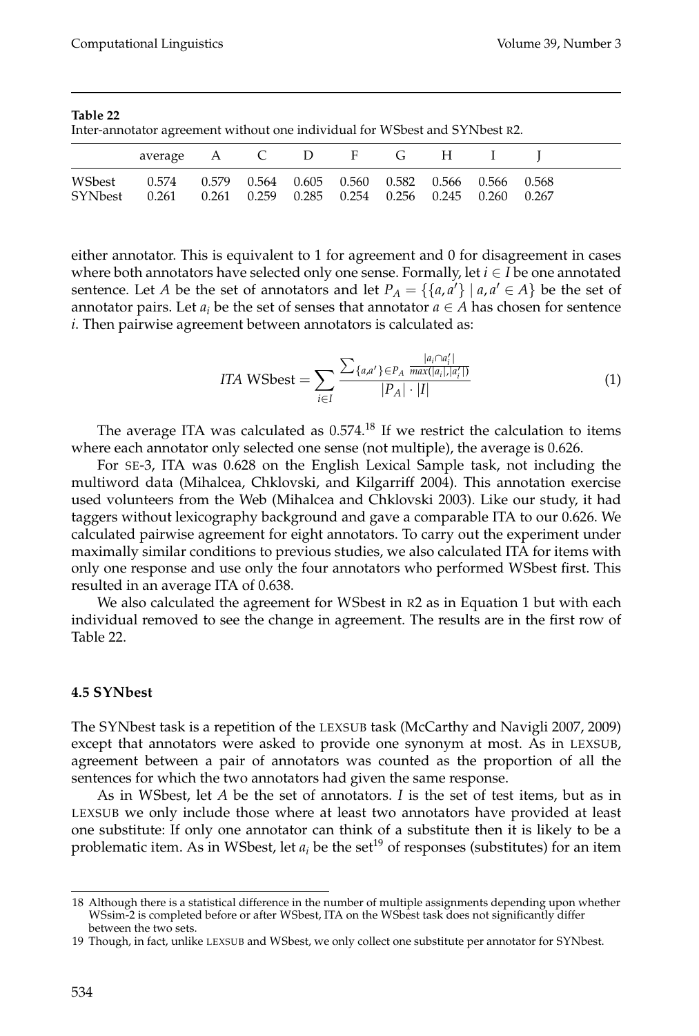**Table 22**
Inter-annotator agreement without one individual for WSbest and SYNbest R2.

| | average | A | C | D | F | G | H | I | J |
|---|---|---|---|---|---|---|---|---|---|
| WSbest | 0.574 | 0.579 | 0.564 | 0.605 | 0.560 | 0.582 | 0.566 | 0.566 | 0.568 |
| SYNbest | 0.261 | 0.261 | 0.259 | 0.285 | 0.254 | 0.256 | 0.245 | 0.260 | 0.267 |

either annotator. This is equivalent to 1 for agreement and 0 for disagreement in cases where both annotators have selected only one sense. Formally, let $i \in I$ be one annotated sentence. Let $A$ be the set of annotators and let $P_A = \{\{a, a'\} \mid a, a' \in A\}$ be the set of annotator pairs. Let $a_i$ be the set of senses that annotator $a \in A$ has chosen for sentence $i$. Then pairwise agreement between annotators is calculated as:

$$ITA \text{ WSbest} = \sum_{i \in I} \frac{\sum_{\{a,a'\} \in P_A} \frac{|a_i \cap a'_i|}{max(|a_i|, |a'_i|)}}{|P_A| \cdot |I|} \tag{1}$$

The average ITA was calculated as 0.574.[18] If we restrict the calculation to items where each annotator only selected one sense (not multiple), the average is 0.626.

For SE-3, ITA was 0.628 on the English Lexical Sample task, not including the multiword data (Mihalcea, Chklovski, and Kilgarriff 2004). This annotation exercise used volunteers from the Web (Mihalcea and Chklovski 2003). Like our study, it had taggers without lexicography background and gave a comparable ITA to our 0.626. We calculated pairwise agreement for eight annotators. To carry out the experiment under maximally similar conditions to previous studies, we also calculated ITA for items with only one response and use only the four annotators who performed WSbest first. This resulted in an average ITA of 0.638.

We also calculated the agreement for WSbest in R2 as in Equation 1 but with each individual removed to see the change in agreement. The results are in the first row of Table 22.

### 4.5 SYNbest

The SYNbest task is a repetition of the LEXSUB task (McCarthy and Navigli 2007, 2009) except that annotators were asked to provide one synonym at most. As in LEXSUB, agreement between a pair of annotators was counted as the proportion of all the sentences for which the two annotators had given the same response.

As in WSbest, let $A$ be the set of annotators. $I$ is the set of test items, but as in LEXSUB we only include those where at least two annotators have provided at least one substitute: If only one annotator can think of a substitute then it is likely to be a problematic item. As in WSbest, let $a_i$ be the set[19] of responses (substitutes) for an item

18 Although there is a statistical difference in the number of multiple assignments depending upon whether WSsim-2 is completed before or after WSbest, ITA on the WSbest task does not significantly differ between the two sets.

19 Though, in fact, unlike LEXSUB and WSbest, we only collect one substitute per annotator for SYNbest.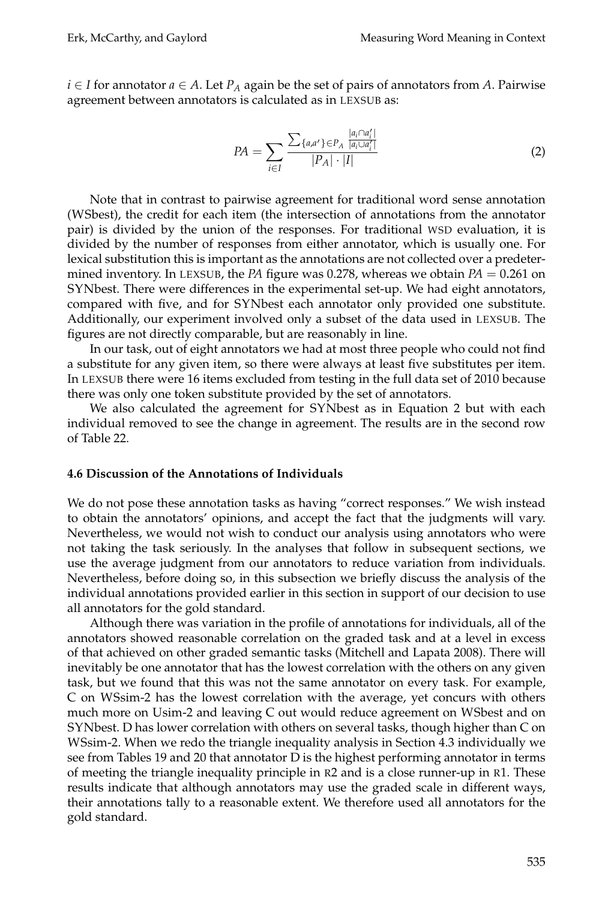$i \in I$ for annotator $a \in A$. Let $P_A$ again be the set of pairs of annotators from $A$. Pairwise agreement between annotators is calculated as in LEXSUB as:

$$PA = \sum_{i \in I} \frac{\sum_{\{a,a'\} \in P_A} \frac{|a_i \cap a'_i|}{|a_i \cup a'_i|}}{|P_A| \cdot |I|} \tag{2}$$

Note that in contrast to pairwise agreement for traditional word sense annotation (WSbest), the credit for each item (the intersection of annotations from the annotator pair) is divided by the union of the responses. For traditional WSD evaluation, it is divided by the number of responses from either annotator, which is usually one. For lexical substitution this is important as the annotations are not collected over a predetermined inventory. In LEXSUB, the *PA* figure was 0.278, whereas we obtain $PA = 0.261$ on SYNbest. There were differences in the experimental set-up. We had eight annotators, compared with five, and for SYNbest each annotator only provided one substitute. Additionally, our experiment involved only a subset of the data used in LEXSUB. The figures are not directly comparable, but are reasonably in line.

In our task, out of eight annotators we had at most three people who could not find a substitute for any given item, so there were always at least five substitutes per item. In LEXSUB there were 16 items excluded from testing in the full data set of 2010 because there was only one token substitute provided by the set of annotators.

We also calculated the agreement for SYNbest as in Equation 2 but with each individual removed to see the change in agreement. The results are in the second row of Table 22.

### 4.6 Discussion of the Annotations of Individuals

We do not pose these annotation tasks as having "correct responses." We wish instead to obtain the annotators' opinions, and accept the fact that the judgments will vary. Nevertheless, we would not wish to conduct our analysis using annotators who were not taking the task seriously. In the analyses that follow in subsequent sections, we use the average judgment from our annotators to reduce variation from individuals. Nevertheless, before doing so, in this subsection we briefly discuss the analysis of the individual annotations provided earlier in this section in support of our decision to use all annotators for the gold standard.

Although there was variation in the profile of annotations for individuals, all of the annotators showed reasonable correlation on the graded task and at a level in excess of that achieved on other graded semantic tasks (Mitchell and Lapata 2008). There will inevitably be one annotator that has the lowest correlation with the others on any given task, but we found that this was not the same annotator on every task. For example, C on WSsim-2 has the lowest correlation with the average, yet concurs with others much more on Usim-2 and leaving C out would reduce agreement on WSbest and on SYNbest. D has lower correlation with others on several tasks, though higher than C on WSsim-2. When we redo the triangle inequality analysis in Section 4.3 individually we see from Tables 19 and 20 that annotator D is the highest performing annotator in terms of meeting the triangle inequality principle in R2 and is a close runner-up in R1. These results indicate that although annotators may use the graded scale in different ways, their annotations tally to a reasonable extent. We therefore used all annotators for the gold standard.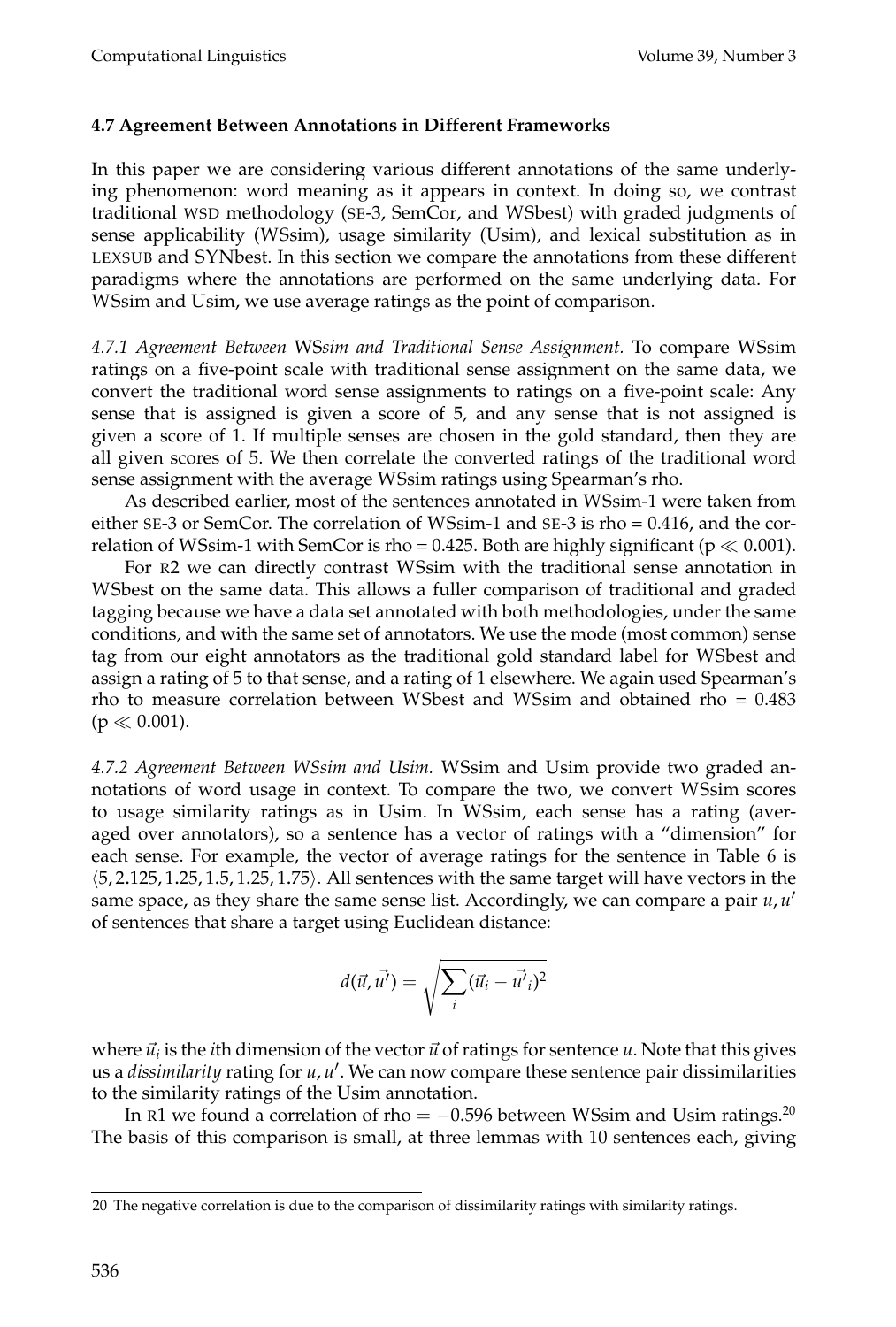### 4.7 Agreement Between Annotations in Different Frameworks

In this paper we are considering various different annotations of the same underlying phenomenon: word meaning as it appears in context. In doing so, we contrast traditional WSD methodology (SE-3, SemCor, and WSbest) with graded judgments of sense applicability (WSsim), usage similarity (Usim), and lexical substitution as in LEXSUB and SYNbest. In this section we compare the annotations from these different paradigms where the annotations are performed on the same underlying data. For WSsim and Usim, we use average ratings as the point of comparison.

*4.7.1 Agreement Between WSsim and Traditional Sense Assignment.* To compare WSsim ratings on a five-point scale with traditional sense assignment on the same data, we convert the traditional word sense assignments to ratings on a five-point scale: Any sense that is assigned is given a score of 5, and any sense that is not assigned is given a score of 1. If multiple senses are chosen in the gold standard, then they are all given scores of 5. We then correlate the converted ratings of the traditional word sense assignment with the average WSsim ratings using Spearman's rho.

As described earlier, most of the sentences annotated in WSsim-1 were taken from either SE-3 or SemCor. The correlation of WSsim-1 and SE-3 is rho = 0.416, and the correlation of WSsim-1 with SemCor is rho = 0.425. Both are highly significant ($p \ll 0.001$).

For R2 we can directly contrast WSsim with the traditional sense annotation in WSbest on the same data. This allows a fuller comparison of traditional and graded tagging because we have a data set annotated with both methodologies, under the same conditions, and with the same set of annotators. We use the mode (most common) sense tag from our eight annotators as the traditional gold standard label for WSbest and assign a rating of 5 to that sense, and a rating of 1 elsewhere. We again used Spearman's rho to measure correlation between WSbest and WSsim and obtained rho = 0.483 ($p \ll 0.001$).

*4.7.2 Agreement Between WSsim and Usim.* WSsim and Usim provide two graded annotations of word usage in context. To compare the two, we convert WSsim scores to usage similarity ratings as in Usim. In WSsim, each sense has a rating (averaged over annotators), so a sentence has a vector of ratings with a "dimension" for each sense. For example, the vector of average ratings for the sentence in Table 6 is $\langle 5, 2.125, 1.25, 1.5, 1.25, 1.75 \rangle$. All sentences with the same target will have vectors in the same space, as they share the same sense list. Accordingly, we can compare a pair $u, u'$ of sentences that share a target using Euclidean distance:

$$d(\vec{u}, \vec{u'}) = \sqrt{\sum_i (\vec{u}_i - \vec{u'}_i)^2}$$

where $\vec{u}_i$ is the $i$th dimension of the vector $\vec{u}$ of ratings for sentence $u$. Note that this gives us a *dissimilarity* rating for $u, u'$. We can now compare these sentence pair dissimilarities to the similarity ratings of the Usim annotation.

In R1 we found a correlation of rho $= -0.596$ between WSsim and Usim ratings.[20] The basis of this comparison is small, at three lemmas with 10 sentences each, giving

[20] The negative correlation is due to the comparison of dissimilarity ratings with similarity ratings.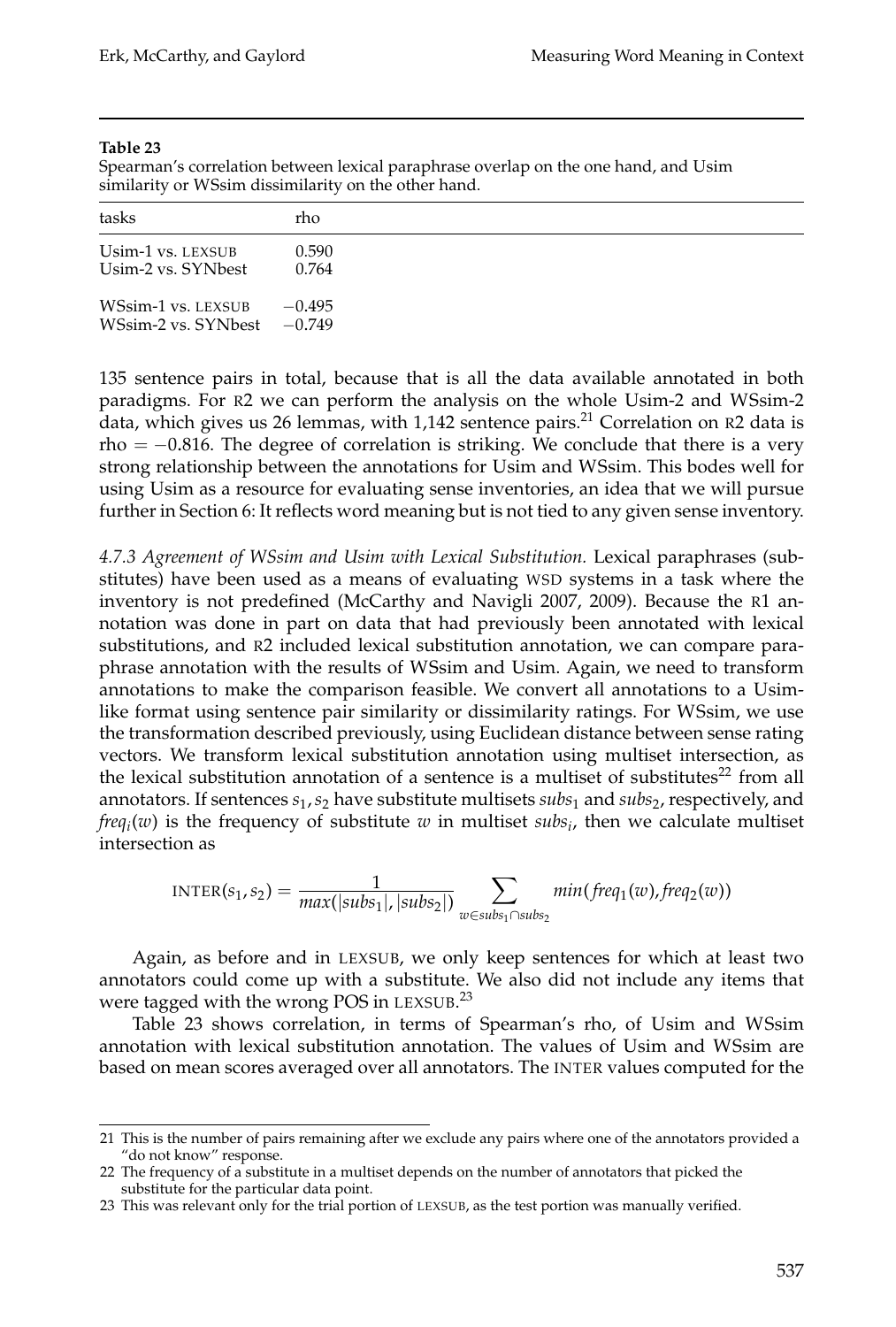**Table 23**

Spearman's correlation between lexical paraphrase overlap on the one hand, and Usim similarity or WSsim dissimilarity on the other hand.

| tasks | rho |
|---|---|
| Usim-1 vs. LEXSUB | 0.590 |
| Usim-2 vs. SYNbest | 0.764 |
| WSsim-1 vs. LEXSUB | −0.495 |
| WSsim-2 vs. SYNbest | −0.749 |

135 sentence pairs in total, because that is all the data available annotated in both paradigms. For R2 we can perform the analysis on the whole Usim-2 and WSsim-2 data, which gives us 26 lemmas, with 1,142 sentence pairs.[21] Correlation on R2 data is rho = −0.816. The degree of correlation is striking. We conclude that there is a very strong relationship between the annotations for Usim and WSsim. This bodes well for using Usim as a resource for evaluating sense inventories, an idea that we will pursue further in Section 6: It reflects word meaning but is not tied to any given sense inventory.

*4.7.3 Agreement of WSsim and Usim with Lexical Substitution.* Lexical paraphrases (substitutes) have been used as a means of evaluating WSD systems in a task where the inventory is not predefined (McCarthy and Navigli 2007, 2009). Because the R1 annotation was done in part on data that had previously been annotated with lexical substitutions, and R2 included lexical substitution annotation, we can compare paraphrase annotation with the results of WSsim and Usim. Again, we need to transform annotations to make the comparison feasible. We convert all annotations to a Usim-like format using sentence pair similarity or dissimilarity ratings. For WSsim, we use the transformation described previously, using Euclidean distance between sense rating vectors. We transform lexical substitution annotation using multiset intersection, as the lexical substitution annotation of a sentence is a multiset of substitutes[22] from all annotators. If sentences $s_1, s_2$ have substitute multisets $subs_1$ and $subs_2$, respectively, and $freq_i(w)$ is the frequency of substitute $w$ in multiset $subs_i$, then we calculate multiset intersection as

$$\text{INTER}(s_1, s_2) = \frac{1}{max(|subs_1|, |subs_2|)} \sum_{w \in subs_1 \cap subs_2} min(freq_1(w), freq_2(w))$$

Again, as before and in LEXSUB, we only keep sentences for which at least two annotators could come up with a substitute. We also did not include any items that were tagged with the wrong POS in LEXSUB.[23]

Table 23 shows correlation, in terms of Spearman's rho, of Usim and WSsim annotation with lexical substitution annotation. The values of Usim and WSsim are based on mean scores averaged over all annotators. The INTER values computed for the

21 This is the number of pairs remaining after we exclude any pairs where one of the annotators provided a "do not know" response.

22 The frequency of a substitute in a multiset depends on the number of annotators that picked the substitute for the particular data point.

23 This was relevant only for the trial portion of LEXSUB, as the test portion was manually verified.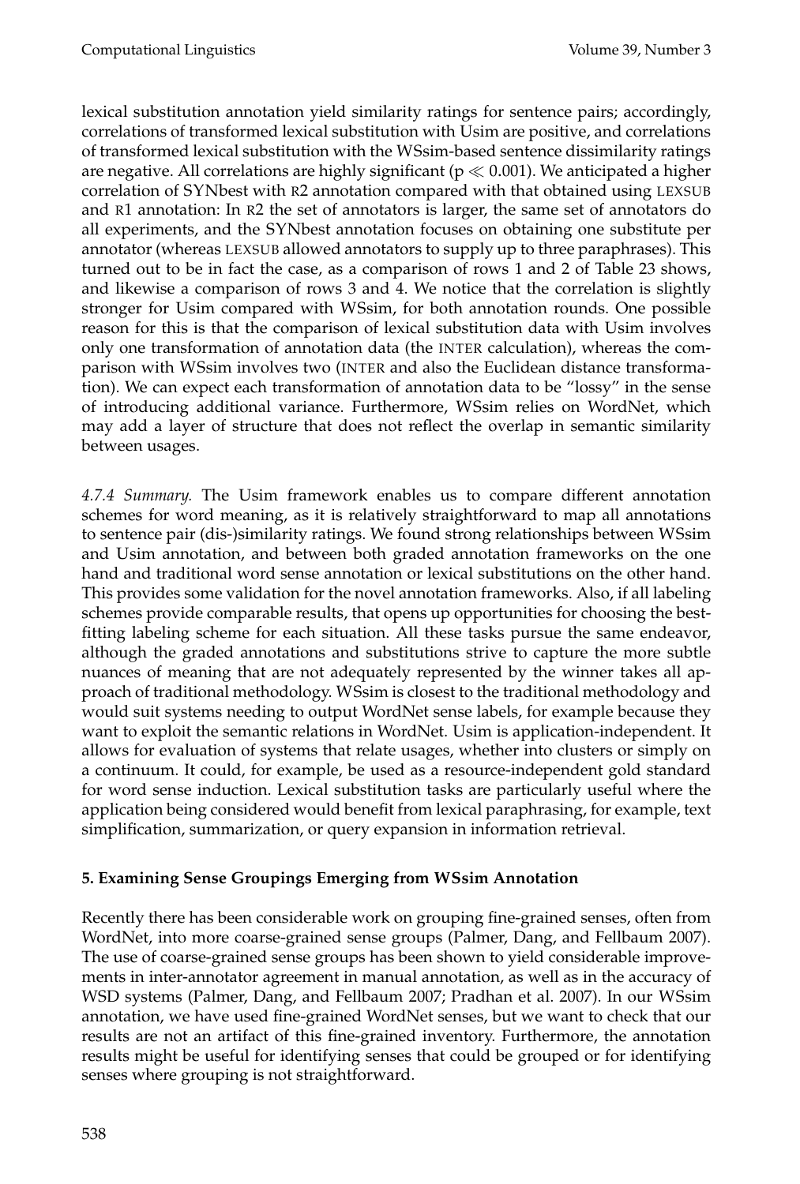lexical substitution annotation yield similarity ratings for sentence pairs; accordingly, correlations of transformed lexical substitution with Usim are positive, and correlations of transformed lexical substitution with the WSsim-based sentence dissimilarity ratings are negative. All correlations are highly significant ($p \ll 0.001$). We anticipated a higher correlation of SYNbest with R2 annotation compared with that obtained using LEXSUB and R1 annotation: In R2 the set of annotators is larger, the same set of annotators do all experiments, and the SYNbest annotation focuses on obtaining one substitute per annotator (whereas LEXSUB allowed annotators to supply up to three paraphrases). This turned out to be in fact the case, as a comparison of rows 1 and 2 of Table 23 shows, and likewise a comparison of rows 3 and 4. We notice that the correlation is slightly stronger for Usim compared with WSsim, for both annotation rounds. One possible reason for this is that the comparison of lexical substitution data with Usim involves only one transformation of annotation data (the INTER calculation), whereas the comparison with WSsim involves two (INTER and also the Euclidean distance transformation). We can expect each transformation of annotation data to be "lossy" in the sense of introducing additional variance. Furthermore, WSsim relies on WordNet, which may add a layer of structure that does not reflect the overlap in semantic similarity between usages.

*4.7.4 Summary.* The Usim framework enables us to compare different annotation schemes for word meaning, as it is relatively straightforward to map all annotations to sentence pair (dis-)similarity ratings. We found strong relationships between WSsim and Usim annotation, and between both graded annotation frameworks on the one hand and traditional word sense annotation or lexical substitutions on the other hand. This provides some validation for the novel annotation frameworks. Also, if all labeling schemes provide comparable results, that opens up opportunities for choosing the best-fitting labeling scheme for each situation. All these tasks pursue the same endeavor, although the graded annotations and substitutions strive to capture the more subtle nuances of meaning that are not adequately represented by the winner takes all approach of traditional methodology. WSsim is closest to the traditional methodology and would suit systems needing to output WordNet sense labels, for example because they want to exploit the semantic relations in WordNet. Usim is application-independent. It allows for evaluation of systems that relate usages, whether into clusters or simply on a continuum. It could, for example, be used as a resource-independent gold standard for word sense induction. Lexical substitution tasks are particularly useful where the application being considered would benefit from lexical paraphrasing, for example, text simplification, summarization, or query expansion in information retrieval.

## 5. Examining Sense Groupings Emerging from WSsim Annotation

Recently there has been considerable work on grouping fine-grained senses, often from WordNet, into more coarse-grained sense groups (Palmer, Dang, and Fellbaum 2007). The use of coarse-grained sense groups has been shown to yield considerable improvements in inter-annotator agreement in manual annotation, as well as in the accuracy of WSD systems (Palmer, Dang, and Fellbaum 2007; Pradhan et al. 2007). In our WSsim annotation, we have used fine-grained WordNet senses, but we want to check that our results are not an artifact of this fine-grained inventory. Furthermore, the annotation results might be useful for identifying senses that could be grouped or for identifying senses where grouping is not straightforward.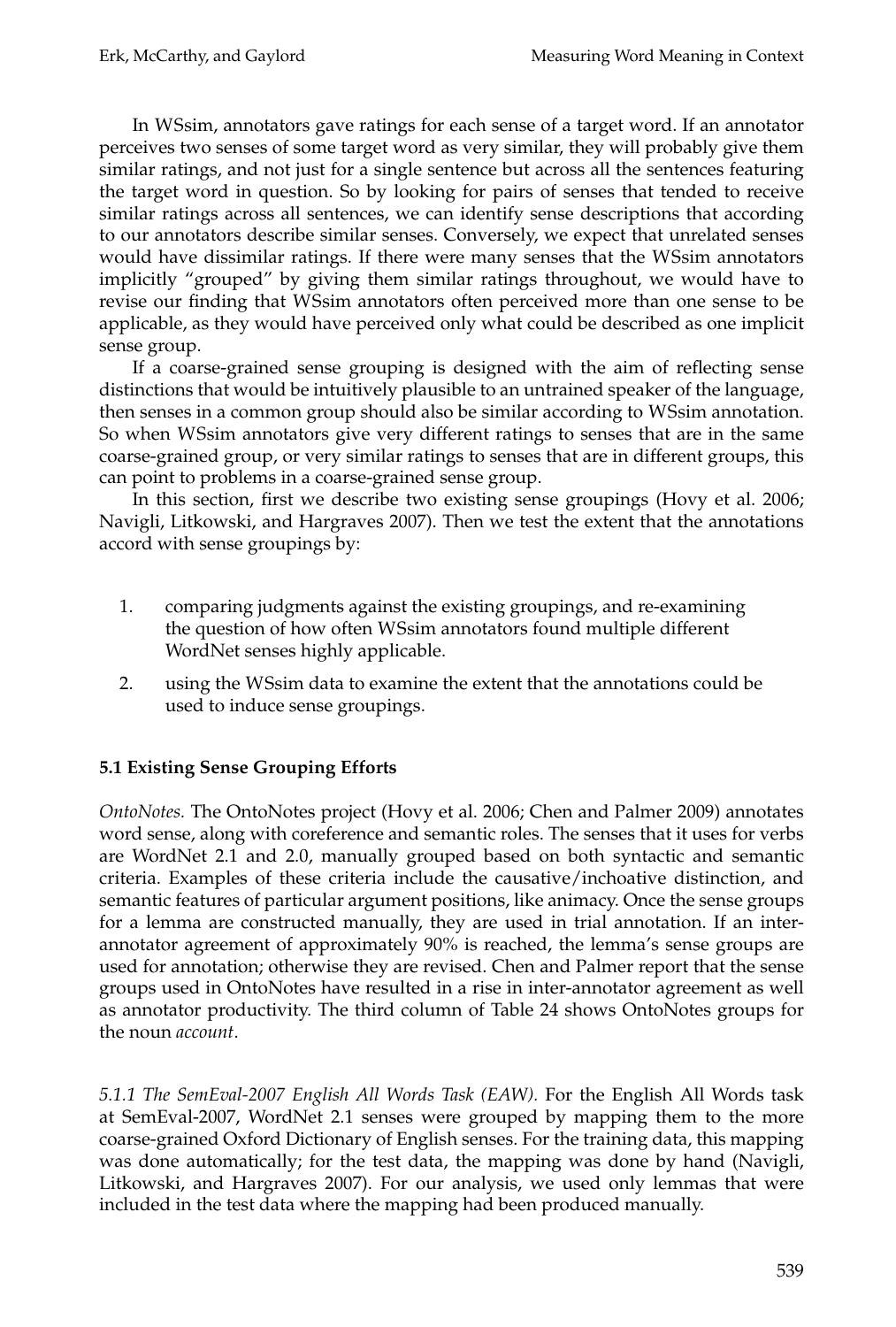In WSsim, annotators gave ratings for each sense of a target word. If an annotator perceives two senses of some target word as very similar, they will probably give them similar ratings, and not just for a single sentence but across all the sentences featuring the target word in question. So by looking for pairs of senses that tended to receive similar ratings across all sentences, we can identify sense descriptions that according to our annotators describe similar senses. Conversely, we expect that unrelated senses would have dissimilar ratings. If there were many senses that the WSsim annotators implicitly "grouped" by giving them similar ratings throughout, we would have to revise our finding that WSsim annotators often perceived more than one sense to be applicable, as they would have perceived only what could be described as one implicit sense group.

If a coarse-grained sense grouping is designed with the aim of reflecting sense distinctions that would be intuitively plausible to an untrained speaker of the language, then senses in a common group should also be similar according to WSsim annotation. So when WSsim annotators give very different ratings to senses that are in the same coarse-grained group, or very similar ratings to senses that are in different groups, this can point to problems in a coarse-grained sense group.

In this section, first we describe two existing sense groupings (Hovy et al. 2006; Navigli, Litkowski, and Hargraves 2007). Then we test the extent that the annotations accord with sense groupings by:

1. comparing judgments against the existing groupings, and re-examining the question of how often WSsim annotators found multiple different WordNet senses highly applicable.
2. using the WSsim data to examine the extent that the annotations could be used to induce sense groupings.

### 5.1 Existing Sense Grouping Efforts

*OntoNotes.* The OntoNotes project (Hovy et al. 2006; Chen and Palmer 2009) annotates word sense, along with coreference and semantic roles. The senses that it uses for verbs are WordNet 2.1 and 2.0, manually grouped based on both syntactic and semantic criteria. Examples of these criteria include the causative/inchoative distinction, and semantic features of particular argument positions, like animacy. Once the sense groups for a lemma are constructed manually, they are used in trial annotation. If an inter-annotator agreement of approximately 90% is reached, the lemma's sense groups are used for annotation; otherwise they are revised. Chen and Palmer report that the sense groups used in OntoNotes have resulted in a rise in inter-annotator agreement as well as annotator productivity. The third column of Table 24 shows OntoNotes groups for the noun *account*.

*5.1.1 The SemEval-2007 English All Words Task (EAW).* For the English All Words task at SemEval-2007, WordNet 2.1 senses were grouped by mapping them to the more coarse-grained Oxford Dictionary of English senses. For the training data, this mapping was done automatically; for the test data, the mapping was done by hand (Navigli, Litkowski, and Hargraves 2007). For our analysis, we used only lemmas that were included in the test data where the mapping had been produced manually.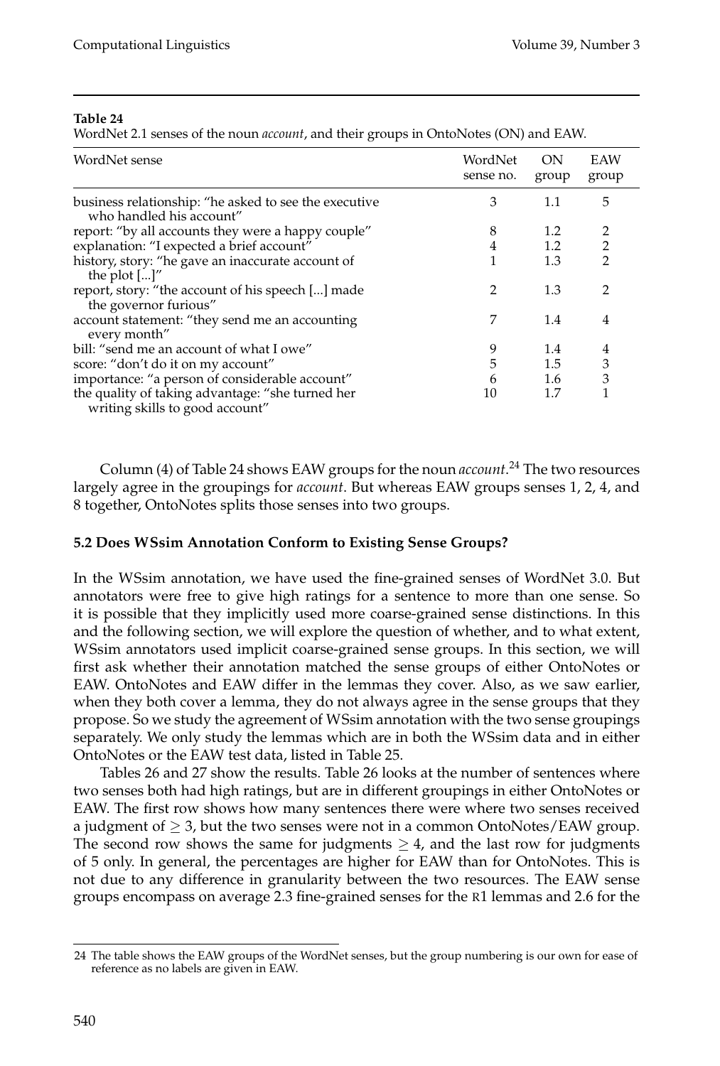**Table 24**
WordNet 2.1 senses of the noun *account*, and their groups in OntoNotes (ON) and EAW.

| WordNet sense | WordNet sense no. | ON group | EAW group |
|---|---|---|---|
| business relationship: "he asked to see the executive who handled his account" | 3 | 1.1 | 5 |
| report: "by all accounts they were a happy couple" | 8 | 1.2 | 2 |
| explanation: "I expected a brief account" | 4 | 1.2 | 2 |
| history, story: "he gave an inaccurate account of the plot [...]" | 1 | 1.3 | 2 |
| report, story: "the account of his speech [...] made the governor furious" | 2 | 1.3 | 2 |
| account statement: "they send me an accounting every month" | 7 | 1.4 | 4 |
| bill: "send me an account of what I owe" | 9 | 1.4 | 4 |
| score: "don't do it on my account" | 5 | 1.5 | 3 |
| importance: "a person of considerable account" | 6 | 1.6 | 3 |
| the quality of taking advantage: "she turned her writing skills to good account" | 10 | 1.7 | 1 |

Column (4) of Table 24 shows EAW groups for the noun *account*.[24] The two resources largely agree in the groupings for *account*. But whereas EAW groups senses 1, 2, 4, and 8 together, OntoNotes splits those senses into two groups.

### 5.2 Does WSsim Annotation Conform to Existing Sense Groups?

In the WSsim annotation, we have used the fine-grained senses of WordNet 3.0. But annotators were free to give high ratings for a sentence to more than one sense. So it is possible that they implicitly used more coarse-grained sense distinctions. In this and the following section, we will explore the question of whether, and to what extent, WSsim annotators used implicit coarse-grained sense groups. In this section, we will first ask whether their annotation matched the sense groups of either OntoNotes or EAW. OntoNotes and EAW differ in the lemmas they cover. Also, as we saw earlier, when they both cover a lemma, they do not always agree in the sense groups that they propose. So we study the agreement of WSsim annotation with the two sense groupings separately. We only study the lemmas which are in both the WSsim data and in either OntoNotes or the EAW test data, listed in Table 25.

Tables 26 and 27 show the results. Table 26 looks at the number of sentences where two senses both had high ratings, but are in different groupings in either OntoNotes or EAW. The first row shows how many sentences there were where two senses received a judgment of $\geq 3$, but the two senses were not in a common OntoNotes/EAW group. The second row shows the same for judgments $\geq 4$, and the last row for judgments of 5 only. In general, the percentages are higher for EAW than for OntoNotes. This is not due to any difference in granularity between the two resources. The EAW sense groups encompass on average 2.3 fine-grained senses for the R1 lemmas and 2.6 for the

[24] The table shows the EAW groups of the WordNet senses, but the group numbering is our own for ease of reference as no labels are given in EAW.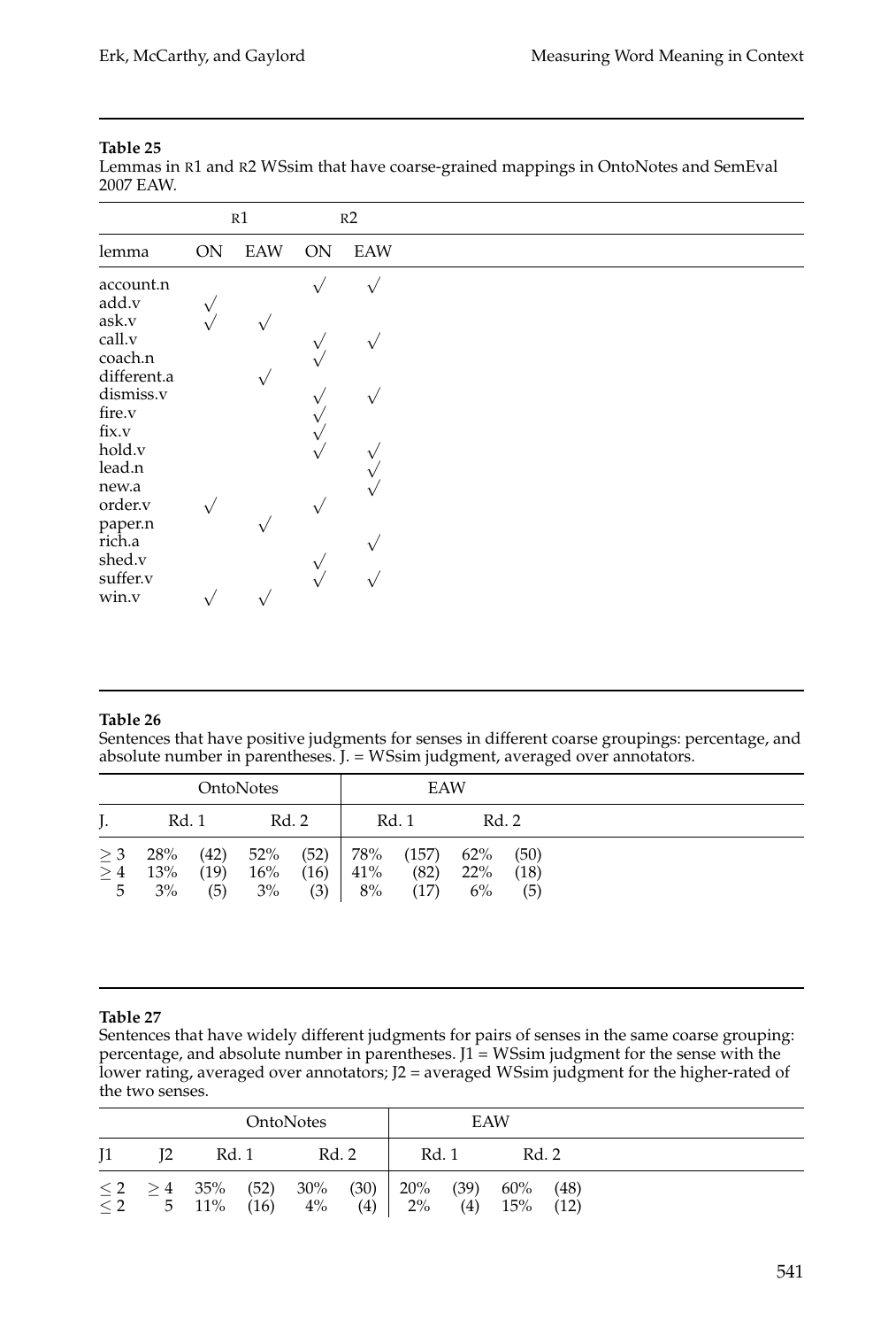**Table 25**
Lemmas in R1 and R2 WSsim that have coarse-grained mappings in OntoNotes and SemEval 2007 EAW.

| | R1 | | R2 | |
|---|---|---|---|---|
| lemma | ON | EAW | ON | EAW |
| account.n | | | √ | √ |
| add.v | √ | | | |
| ask.v | √ | √ | | |
| call.v | | | √ | √ |
| coach.n | | | √ | |
| different.a | | √ | | |
| dismiss.v | | | √ | √ |
| fire.v | | | √ | |
| fix.v | | | √ | |
| hold.v | | | √ | √ |
| lead.n | | | | √ |
| new.a | | | | √ |
| order.v | √ | | √ | |
| paper.n | | √ | | |
| rich.a | | | | √ |
| shed.v | | | √ | |
| suffer.v | | | √ | √ |
| win.v | √ | √ | | |

**Table 26**
Sentences that have positive judgments for senses in different coarse groupings: percentage, and absolute number in parentheses. J. = WSsim judgment, averaged over annotators.

| | OntoNotes | | | | EAW | | | |
|---|---|---|---|---|---|---|---|---|
| J. | Rd. 1 | | Rd. 2 | | Rd. 1 | | Rd. 2 | |
| ≥ 3 | 28% | (42) | 52% | (52) | 78% | (157) | 62% | (50) |
| ≥ 4 | 13% | (19) | 16% | (16) | 41% | (82) | 22% | (18) |
| 5 | 3% | (5) | 3% | (3) | 8% | (17) | 6% | (5) |

**Table 27**
Sentences that have widely different judgments for pairs of senses in the same coarse grouping: percentage, and absolute number in parentheses. J1 = WSsim judgment for the sense with the lower rating, averaged over annotators; J2 = averaged WSsim judgment for the higher-rated of the two senses.

| | | OntoNotes | | | | EAW | | | |
|---|---|---|---|---|---|---|---|---|---|
| J1 | J2 | Rd. 1 | | Rd. 2 | | Rd. 1 | | Rd. 2 | |
| ≤ 2 | ≥ 4 | 35% | (52) | 30% | (30) | 20% | (39) | 60% | (48) |
| ≤ 2 | 5 | 11% | (16) | 4% | (4) | 2% | (4) | 15% | (12) |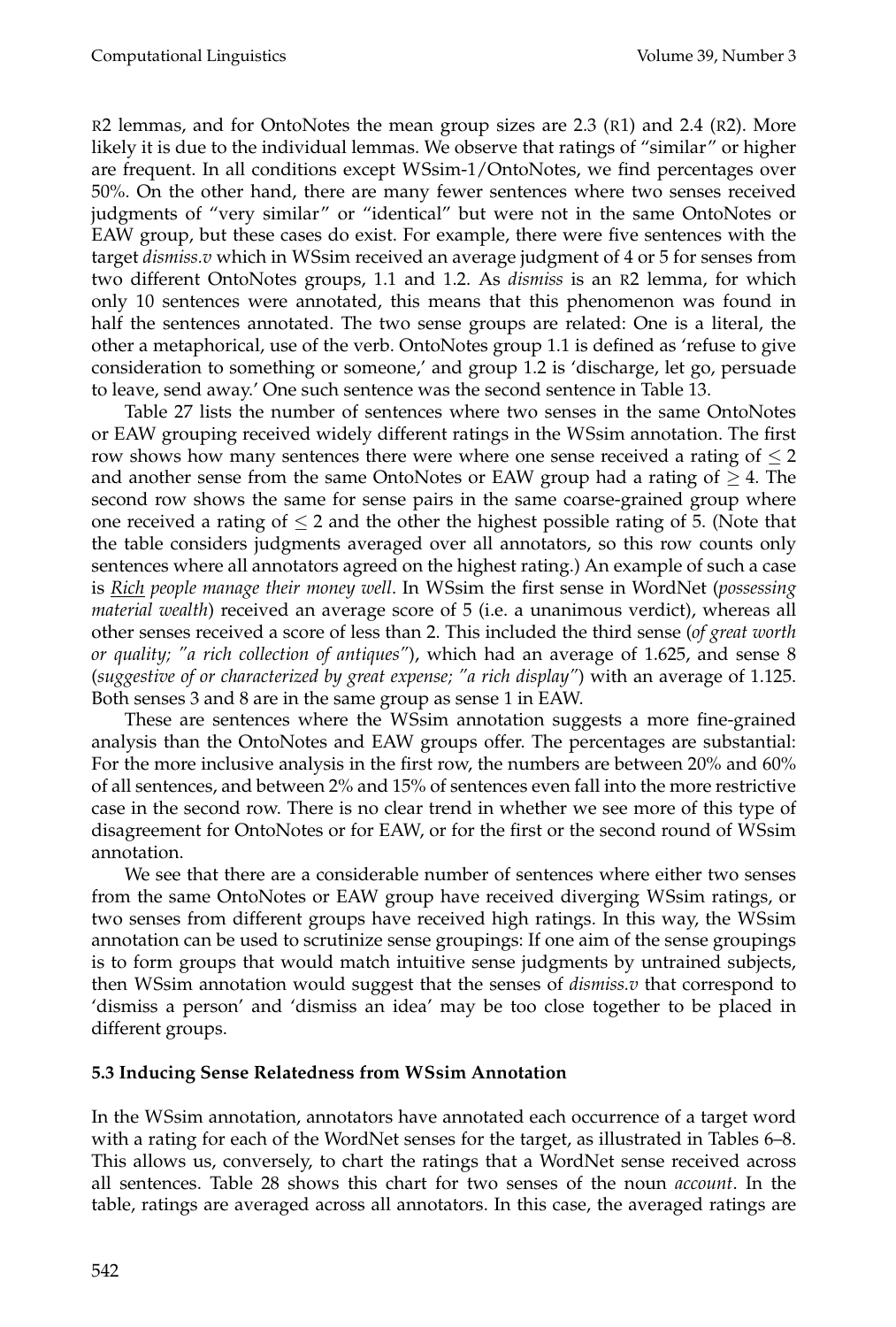R2 lemmas, and for OntoNotes the mean group sizes are 2.3 (R1) and 2.4 (R2). More likely it is due to the individual lemmas. We observe that ratings of "similar" or higher are frequent. In all conditions except WSsim-1/OntoNotes, we find percentages over 50%. On the other hand, there are many fewer sentences where two senses received judgments of "very similar" or "identical" but were not in the same OntoNotes or EAW group, but these cases do exist. For example, there were five sentences with the target *dismiss.v* which in WSsim received an average judgment of 4 or 5 for senses from two different OntoNotes groups, 1.1 and 1.2. As *dismiss* is an R2 lemma, for which only 10 sentences were annotated, this means that this phenomenon was found in half the sentences annotated. The two sense groups are related: One is a literal, the other a metaphorical, use of the verb. OntoNotes group 1.1 is defined as 'refuse to give consideration to something or someone,' and group 1.2 is 'discharge, let go, persuade to leave, send away.' One such sentence was the second sentence in Table 13.

Table 27 lists the number of sentences where two senses in the same OntoNotes or EAW grouping received widely different ratings in the WSsim annotation. The first row shows how many sentences there were where one sense received a rating of $\leq 2$ and another sense from the same OntoNotes or EAW group had a rating of $\geq 4$. The second row shows the same for sense pairs in the same coarse-grained group where one received a rating of $\leq 2$ and the other the highest possible rating of 5. (Note that the table considers judgments averaged over all annotators, so this row counts only sentences where all annotators agreed on the highest rating.) An example of such a case is *Rich people manage their money well*. In WSsim the first sense in WordNet (*possessing material wealth*) received an average score of 5 (i.e. a unanimous verdict), whereas all other senses received a score of less than 2. This included the third sense (*of great worth or quality; "a rich collection of antiques"*), which had an average of 1.625, and sense 8 (*suggestive of or characterized by great expense; "a rich display"*) with an average of 1.125. Both senses 3 and 8 are in the same group as sense 1 in EAW.

These are sentences where the WSsim annotation suggests a more fine-grained analysis than the OntoNotes and EAW groups offer. The percentages are substantial: For the more inclusive analysis in the first row, the numbers are between 20% and 60% of all sentences, and between 2% and 15% of sentences even fall into the more restrictive case in the second row. There is no clear trend in whether we see more of this type of disagreement for OntoNotes or for EAW, or for the first or the second round of WSsim annotation.

We see that there are a considerable number of sentences where either two senses from the same OntoNotes or EAW group have received diverging WSsim ratings, or two senses from different groups have received high ratings. In this way, the WSsim annotation can be used to scrutinize sense groupings: If one aim of the sense groupings is to form groups that would match intuitive sense judgments by untrained subjects, then WSsim annotation would suggest that the senses of *dismiss.v* that correspond to 'dismiss a person' and 'dismiss an idea' may be too close together to be placed in different groups.

### 5.3 Inducing Sense Relatedness from WSsim Annotation

In the WSsim annotation, annotators have annotated each occurrence of a target word with a rating for each of the WordNet senses for the target, as illustrated in Tables 6–8. This allows us, conversely, to chart the ratings that a WordNet sense received across all sentences. Table 28 shows this chart for two senses of the noun *account*. In the table, ratings are averaged across all annotators. In this case, the averaged ratings are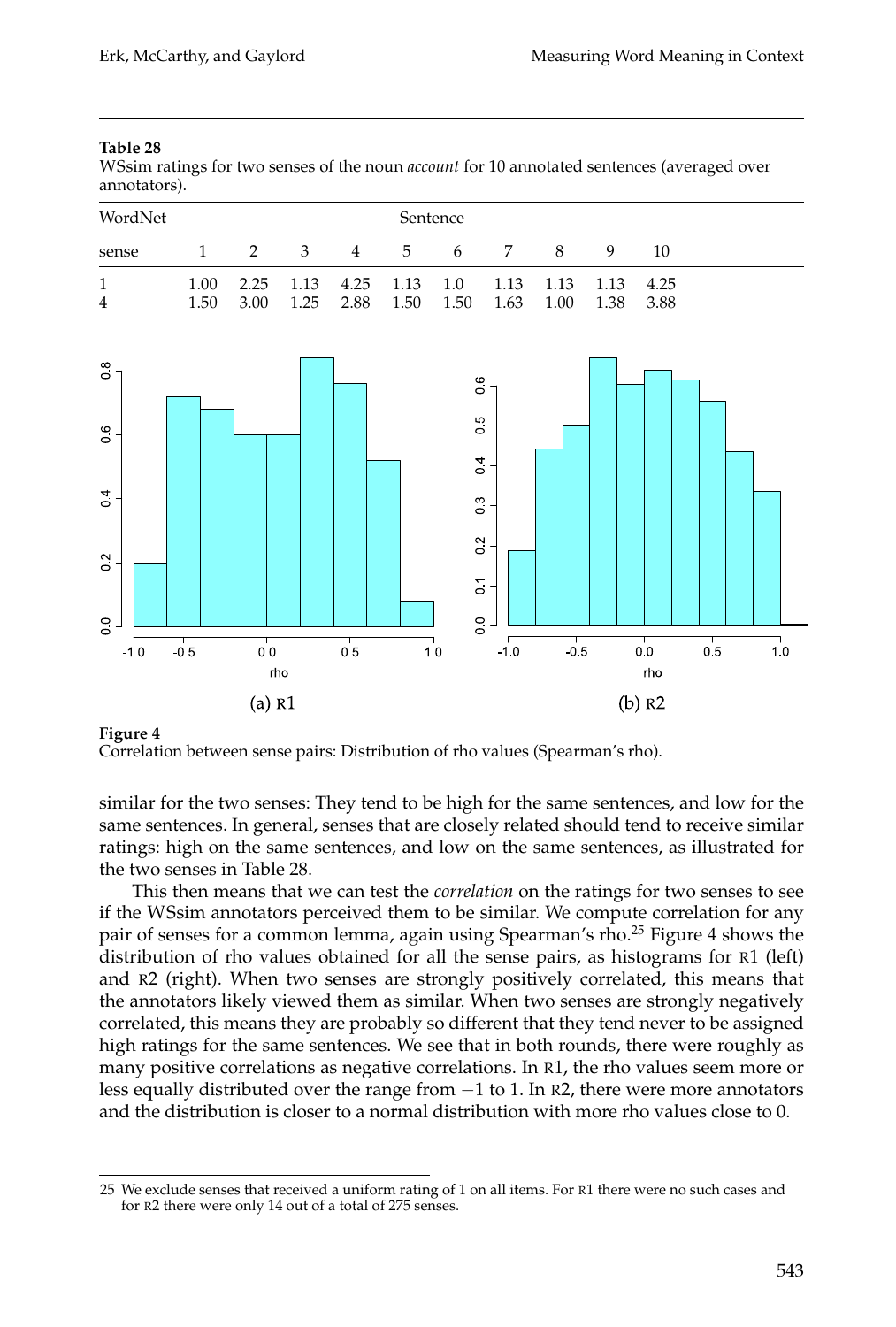**Table 28**
WSsim ratings for two senses of the noun *account* for 10 annotated sentences (averaged over annotators).

| WordNet | Sentence | | | | | | | | | |
|---|---|---|---|---|---|---|---|---|---|---|
| sense | 1 | 2 | 3 | 4 | 5 | 6 | 7 | 8 | 9 | 10 |
| 1 | 1.00 | 2.25 | 1.13 | 4.25 | 1.13 | 1.0 | 1.13 | 1.13 | 1.13 | 4.25 |
| 4 | 1.50 | 3.00 | 1.25 | 2.88 | 1.50 | 1.50 | 1.63 | 1.00 | 1.38 | 3.88 |

(a) R1

(b) R2

**Figure 4**
Correlation between sense pairs: Distribution of rho values (Spearman's rho).

similar for the two senses: They tend to be high for the same sentences, and low for the same sentences. In general, senses that are closely related should tend to receive similar ratings: high on the same sentences, and low on the same sentences, as illustrated for the two senses in Table 28.

This then means that we can test the *correlation* on the ratings for two senses to see if the WSsim annotators perceived them to be similar. We compute correlation for any pair of senses for a common lemma, again using Spearman's rho.[25] Figure 4 shows the distribution of rho values obtained for all the sense pairs, as histograms for R1 (left) and R2 (right). When two senses are strongly positively correlated, this means that the annotators likely viewed them as similar. When two senses are strongly negatively correlated, this means they are probably so different that they tend never to be assigned high ratings for the same sentences. We see that in both rounds, there were roughly as many positive correlations as negative correlations. In R1, the rho values seem more or less equally distributed over the range from −1 to 1. In R2, there were more annotators and the distribution is closer to a normal distribution with more rho values close to 0.

---

25 We exclude senses that received a uniform rating of 1 on all items. For R1 there were no such cases and for R2 there were only 14 out of a total of 275 senses.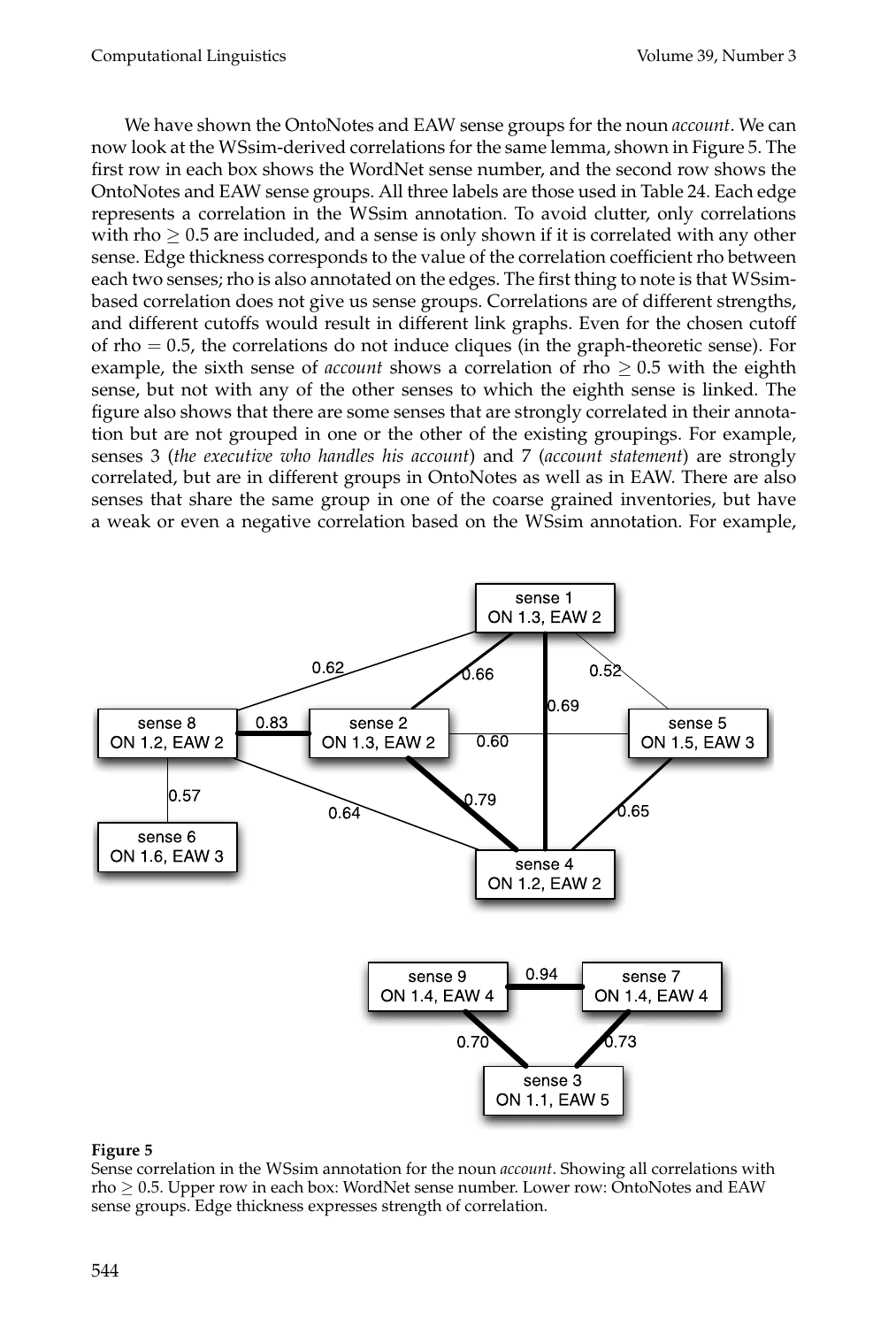We have shown the OntoNotes and EAW sense groups for the noun *account*. We can now look at the WSsim-derived correlations for the same lemma, shown in Figure 5. The first row in each box shows the WordNet sense number, and the second row shows the OntoNotes and EAW sense groups. All three labels are those used in Table 24. Each edge represents a correlation in the WSsim annotation. To avoid clutter, only correlations with rho $\geq 0.5$ are included, and a sense is only shown if it is correlated with any other sense. Edge thickness corresponds to the value of the correlation coefficient rho between each two senses; rho is also annotated on the edges. The first thing to note is that WSsim-based correlation does not give us sense groups. Correlations are of different strengths, and different cutoffs would result in different link graphs. Even for the chosen cutoff of rho = 0.5, the correlations do not induce cliques (in the graph-theoretic sense). For example, the sixth sense of *account* shows a correlation of rho $\geq 0.5$ with the eighth sense, but not with any of the other senses to which the eighth sense is linked. The figure also shows that there are some senses that are strongly correlated in their annotation but are not grouped in one or the other of the existing groupings. For example, senses 3 (*the executive who handles his account*) and 7 (*account statement*) are strongly correlated, but are in different groups in OntoNotes as well as in EAW. There are also senses that share the same group in one of the coarse grained inventories, but have a weak or even a negative correlation based on the WSsim annotation. For example,

**Figure 5**
Sense correlation in the WSsim annotation for the noun *account*. Showing all correlations with rho $\geq 0.5$. Upper row in each box: WordNet sense number. Lower row: OntoNotes and EAW sense groups. Edge thickness expresses strength of correlation.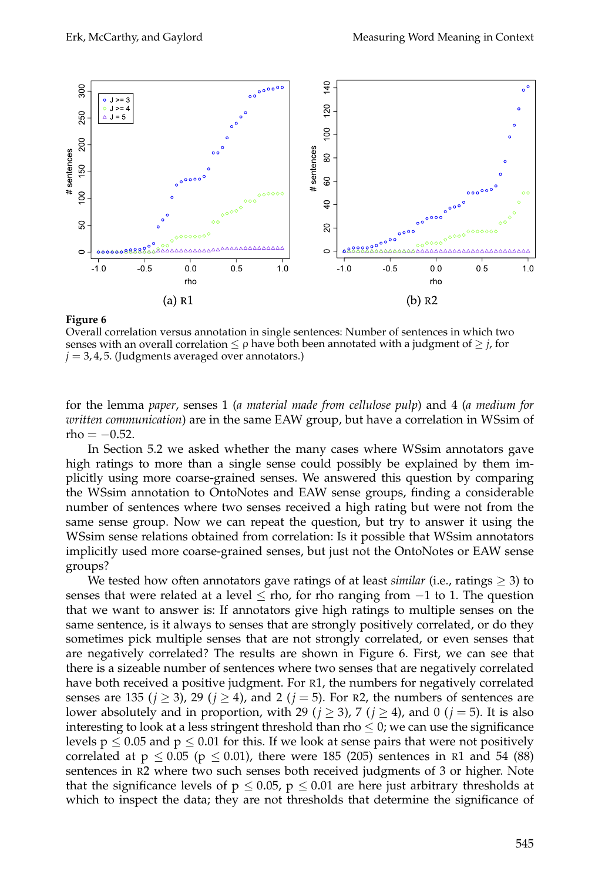**Figure 6**
Overall correlation versus annotation in single sentences: Number of sentences in which two senses with an overall correlation $\leq \rho$ have both been annotated with a judgment of $\geq j$, for $j = 3, 4, 5$. (Judgments averaged over annotators.)

for the lemma *paper*, senses 1 (*a material made from cellulose pulp*) and 4 (*a medium for written communication*) are in the same EAW group, but have a correlation in WSsim of rho $= -0.52$.

In Section 5.2 we asked whether the many cases where WSsim annotators gave high ratings to more than a single sense could possibly be explained by them implicitly using more coarse-grained senses. We answered this question by comparing the WSsim annotation to OntoNotes and EAW sense groups, finding a considerable number of sentences where two senses received a high rating but were not from the same sense group. Now we can repeat the question, but try to answer it using the WSsim sense relations obtained from correlation: Is it possible that WSsim annotators implicitly used more coarse-grained senses, but just not the OntoNotes or EAW sense groups?

We tested how often annotators gave ratings of at least *similar* (i.e., ratings $\geq 3$) to senses that were related at a level $\leq$ rho, for rho ranging from $-1$ to 1. The question that we want to answer is: If annotators give high ratings to multiple senses on the same sentence, is it always to senses that are strongly positively correlated, or do they sometimes pick multiple senses that are not strongly correlated, or even senses that are negatively correlated? The results are shown in Figure 6. First, we can see that there is a sizeable number of sentences where two senses that are negatively correlated have both received a positive judgment. For R1, the numbers for negatively correlated senses are 135 ($j \geq 3$), 29 ($j \geq 4$), and 2 ($j = 5$). For R2, the numbers of sentences are lower absolutely and in proportion, with 29 ($j \geq 3$), 7 ($j \geq 4$), and 0 ($j = 5$). It is also interesting to look at a less stringent threshold than rho $\leq 0$; we can use the significance levels $p \leq 0.05$ and $p \leq 0.01$ for this. If we look at sense pairs that were not positively correlated at $p \leq 0.05$ ($p \leq 0.01$), there were 185 (205) sentences in R1 and 54 (88) sentences in R2 where two such senses both received judgments of 3 or higher. Note that the significance levels of $p \leq 0.05$, $p \leq 0.01$ are here just arbitrary thresholds at which to inspect the data; they are not thresholds that determine the significance of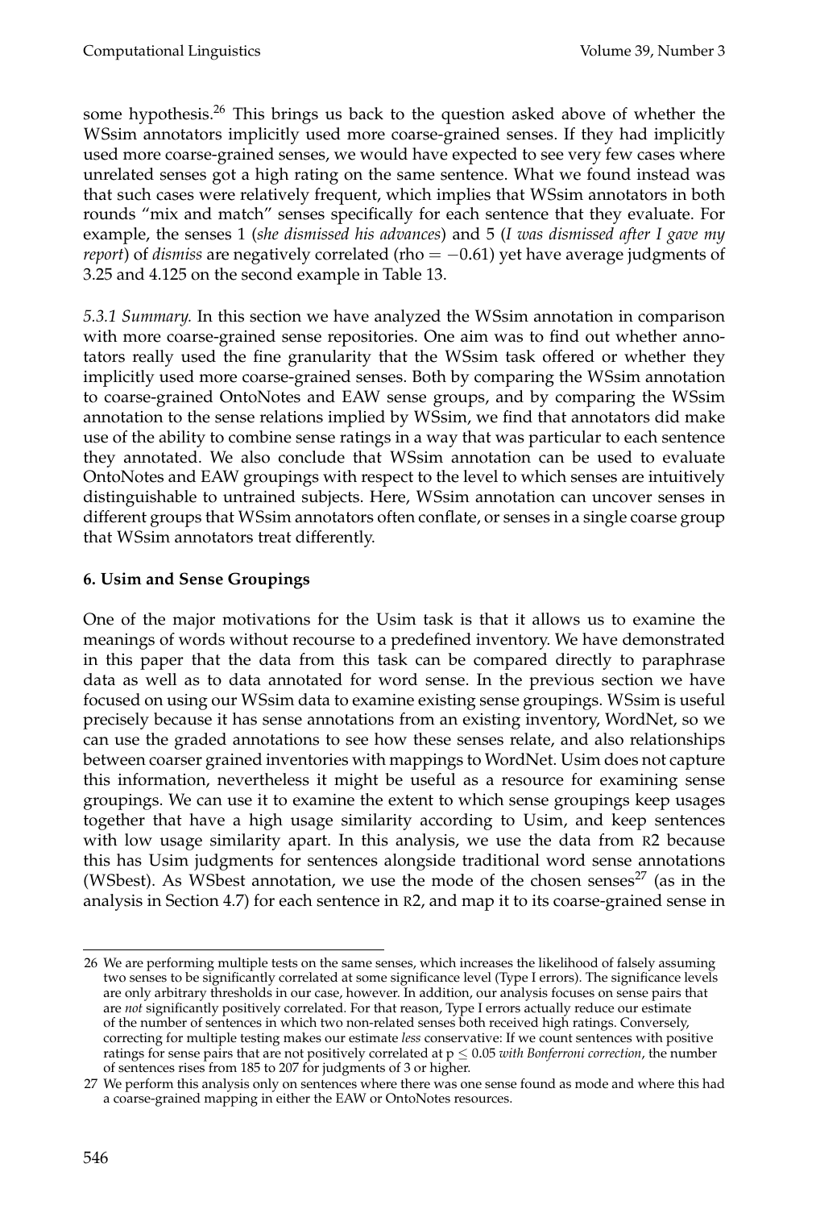some hypothesis.[26] This brings us back to the question asked above of whether the WSsim annotators implicitly used more coarse-grained senses. If they had implicitly used more coarse-grained senses, we would have expected to see very few cases where unrelated senses got a high rating on the same sentence. What we found instead was that such cases were relatively frequent, which implies that WSsim annotators in both rounds "mix and match" senses specifically for each sentence that they evaluate. For example, the senses 1 (*she dismissed his advances*) and 5 (*I was dismissed after I gave my report*) of *dismiss* are negatively correlated (rho $= -0.61$) yet have average judgments of 3.25 and 4.125 on the second example in Table 13.

*5.3.1 Summary.* In this section we have analyzed the WSsim annotation in comparison with more coarse-grained sense repositories. One aim was to find out whether annotators really used the fine granularity that the WSsim task offered or whether they implicitly used more coarse-grained senses. Both by comparing the WSsim annotation to coarse-grained OntoNotes and EAW sense groups, and by comparing the WSsim annotation to the sense relations implied by WSsim, we find that annotators did make use of the ability to combine sense ratings in a way that was particular to each sentence they annotated. We also conclude that WSsim annotation can be used to evaluate OntoNotes and EAW groupings with respect to the level to which senses are intuitively distinguishable to untrained subjects. Here, WSsim annotation can uncover senses in different groups that WSsim annotators often conflate, or senses in a single coarse group that WSsim annotators treat differently.

## 6. Usim and Sense Groupings

One of the major motivations for the Usim task is that it allows us to examine the meanings of words without recourse to a predefined inventory. We have demonstrated in this paper that the data from this task can be compared directly to paraphrase data as well as to data annotated for word sense. In the previous section we have focused on using our WSsim data to examine existing sense groupings. WSsim is useful precisely because it has sense annotations from an existing inventory, WordNet, so we can use the graded annotations to see how these senses relate, and also relationships between coarser grained inventories with mappings to WordNet. Usim does not capture this information, nevertheless it might be useful as a resource for examining sense groupings. We can use it to examine the extent to which sense groupings keep usages together that have a high usage similarity according to Usim, and keep sentences with low usage similarity apart. In this analysis, we use the data from R2 because this has Usim judgments for sentences alongside traditional word sense annotations (WSbest). As WSbest annotation, we use the mode of the chosen senses[27] (as in the analysis in Section 4.7) for each sentence in R2, and map it to its coarse-grained sense in

---

26 We are performing multiple tests on the same senses, which increases the likelihood of falsely assuming two senses to be significantly correlated at some significance level (Type I errors). The significance levels are only arbitrary thresholds in our case, however. In addition, our analysis focuses on sense pairs that are *not* significantly positively correlated. For that reason, Type I errors actually reduce our estimate of the number of sentences in which two non-related senses both received high ratings. Conversely, correcting for multiple testing makes our estimate *less* conservative: If we count sentences with positive ratings for sense pairs that are not positively correlated at $p \leq 0.05$ *with Bonferroni correction*, the number of sentences rises from 185 to 207 for judgments of 3 or higher.

27 We perform this analysis only on sentences where there was one sense found as mode and where this had a coarse-grained mapping in either the EAW or OntoNotes resources.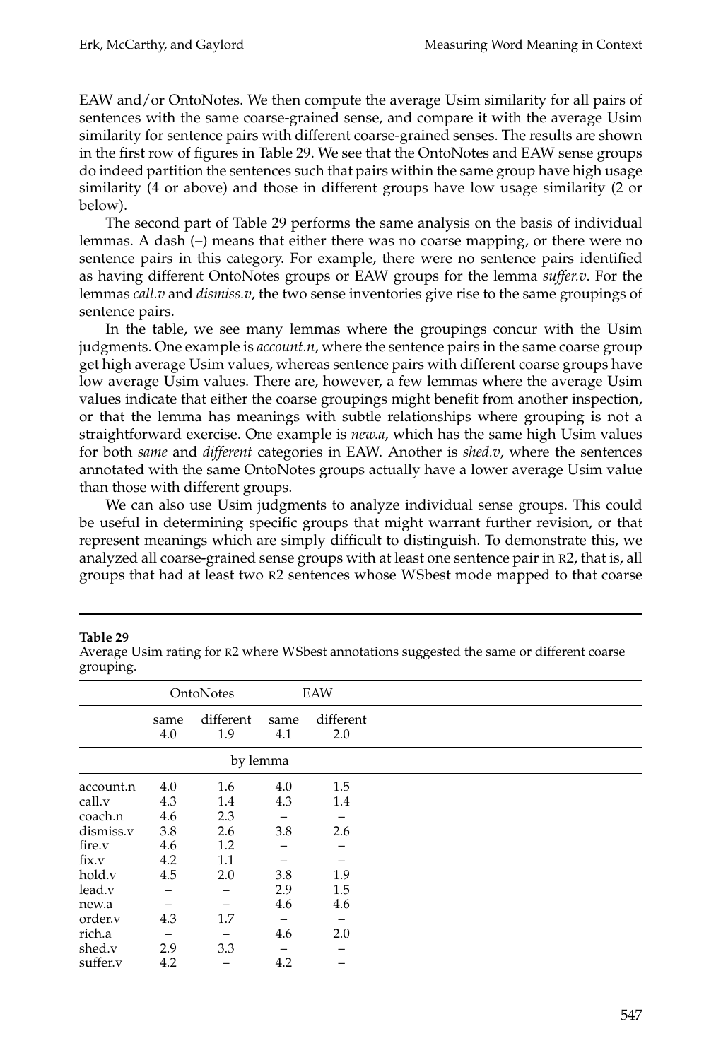EAW and/or OntoNotes. We then compute the average Usim similarity for all pairs of sentences with the same coarse-grained sense, and compare it with the average Usim similarity for sentence pairs with different coarse-grained senses. The results are shown in the first row of figures in Table 29. We see that the OntoNotes and EAW sense groups do indeed partition the sentences such that pairs within the same group have high usage similarity (4 or above) and those in different groups have low usage similarity (2 or below).

The second part of Table 29 performs the same analysis on the basis of individual lemmas. A dash (–) means that either there was no coarse mapping, or there were no sentence pairs in this category. For example, there were no sentence pairs identified as having different OntoNotes groups or EAW groups for the lemma *suffer.v*. For the lemmas *call.v* and *dismiss.v*, the two sense inventories give rise to the same groupings of sentence pairs.

In the table, we see many lemmas where the groupings concur with the Usim judgments. One example is *account.n*, where the sentence pairs in the same coarse group get high average Usim values, whereas sentence pairs with different coarse groups have low average Usim values. There are, however, a few lemmas where the average Usim values indicate that either the coarse groupings might benefit from another inspection, or that the lemma has meanings with subtle relationships where grouping is not a straightforward exercise. One example is *new.a*, which has the same high Usim values for both *same* and *different* categories in EAW. Another is *shed.v*, where the sentences annotated with the same OntoNotes groups actually have a lower average Usim value than those with different groups.

We can also use Usim judgments to analyze individual sense groups. This could be useful in determining specific groups that might warrant further revision, or that represent meanings which are simply difficult to distinguish. To demonstrate this, we analyzed all coarse-grained sense groups with at least one sentence pair in R2, that is, all groups that had at least two R2 sentences whose WSbest mode mapped to that coarse

**Table 29**
Average Usim rating for R2 where WSbest annotations suggested the same or different coarse grouping.

| | OntoNotes | | EAW | |
|---|---|---|---|---|
| | same | different | same | different |
| | 4.0 | 1.9 | 4.1 | 2.0 |
| | | by lemma | | |
| account.n | 4.0 | 1.6 | 4.0 | 1.5 |
| call.v | 4.3 | 1.4 | 4.3 | 1.4 |
| coach.n | 4.6 | 2.3 | – | – |
| dismiss.v | 3.8 | 2.6 | 3.8 | 2.6 |
| fire.v | 4.6 | 1.2 | – | – |
| fix.v | 4.2 | 1.1 | – | – |
| hold.v | 4.5 | 2.0 | 3.8 | 1.9 |
| lead.v | – | – | 2.9 | 1.5 |
| new.a | – | – | 4.6 | 4.6 |
| order.v | 4.3 | 1.7 | – | – |
| rich.a | – | – | 4.6 | 2.0 |
| shed.v | 2.9 | 3.3 | – | – |
| suffer.v | 4.2 | – | 4.2 | – |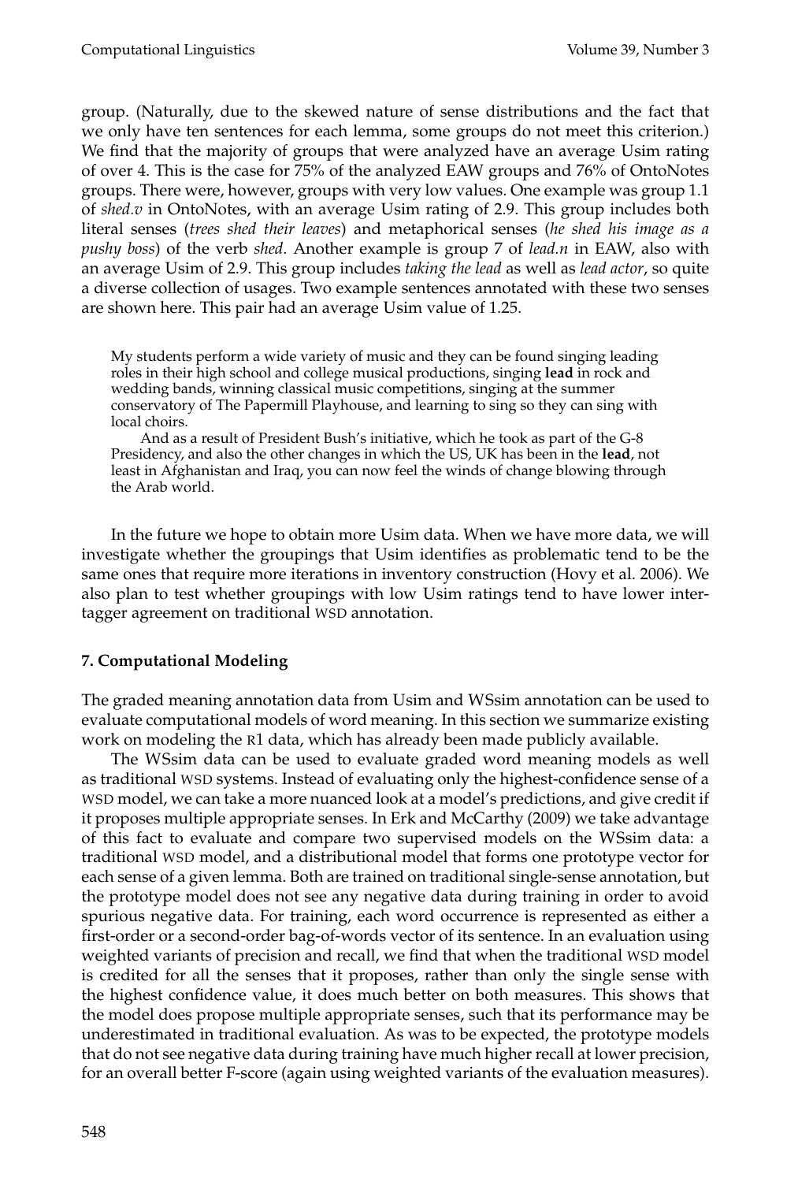group. (Naturally, due to the skewed nature of sense distributions and the fact that we only have ten sentences for each lemma, some groups do not meet this criterion.) We find that the majority of groups that were analyzed have an average Usim rating of over 4. This is the case for 75% of the analyzed EAW groups and 76% of OntoNotes groups. There were, however, groups with very low values. One example was group 1.1 of *shed.v* in OntoNotes, with an average Usim rating of 2.9. This group includes both literal senses (*trees shed their leaves*) and metaphorical senses (*he shed his image as a pushy boss*) of the verb *shed*. Another example is group 7 of *lead.n* in EAW, also with an average Usim of 2.9. This group includes *taking the lead* as well as *lead actor*, so quite a diverse collection of usages. Two example sentences annotated with these two senses are shown here. This pair had an average Usim value of 1.25.

> My students perform a wide variety of music and they can be found singing leading roles in their high school and college musical productions, singing **lead** in rock and wedding bands, winning classical music competitions, singing at the summer conservatory of The Papermill Playhouse, and learning to sing so they can sing with local choirs.
>
> And as a result of President Bush's initiative, which he took as part of the G-8 Presidency, and also the other changes in which the US, UK has been in the **lead**, not least in Afghanistan and Iraq, you can now feel the winds of change blowing through the Arab world.

In the future we hope to obtain more Usim data. When we have more data, we will investigate whether the groupings that Usim identifies as problematic tend to be the same ones that require more iterations in inventory construction (Hovy et al. 2006). We also plan to test whether groupings with low Usim ratings tend to have lower inter-tagger agreement on traditional WSD annotation.

## 7. Computational Modeling

The graded meaning annotation data from Usim and WSsim annotation can be used to evaluate computational models of word meaning. In this section we summarize existing work on modeling the R1 data, which has already been made publicly available.

The WSsim data can be used to evaluate graded word meaning models as well as traditional WSD systems. Instead of evaluating only the highest-confidence sense of a WSD model, we can take a more nuanced look at a model's predictions, and give credit if it proposes multiple appropriate senses. In Erk and McCarthy (2009) we take advantage of this fact to evaluate and compare two supervised models on the WSsim data: a traditional WSD model, and a distributional model that forms one prototype vector for each sense of a given lemma. Both are trained on traditional single-sense annotation, but the prototype model does not see any negative data during training in order to avoid spurious negative data. For training, each word occurrence is represented as either a first-order or a second-order bag-of-words vector of its sentence. In an evaluation using weighted variants of precision and recall, we find that when the traditional WSD model is credited for all the senses that it proposes, rather than only the single sense with the highest confidence value, it does much better on both measures. This shows that the model does propose multiple appropriate senses, such that its performance may be underestimated in traditional evaluation. As was to be expected, the prototype models that do not see negative data during training have much higher recall at lower precision, for an overall better F-score (again using weighted variants of the evaluation measures).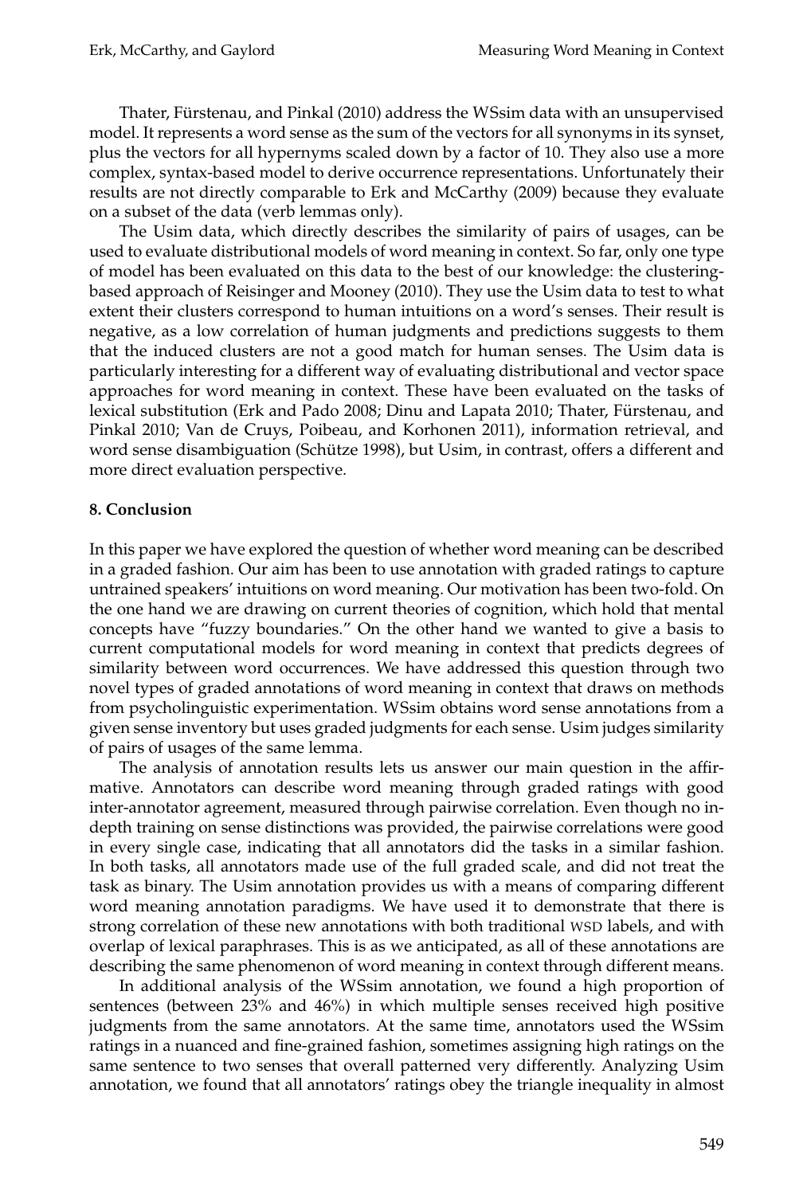Thater, Fürstenau, and Pinkal (2010) address the WSsim data with an unsupervised model. It represents a word sense as the sum of the vectors for all synonyms in its synset, plus the vectors for all hypernyms scaled down by a factor of 10. They also use a more complex, syntax-based model to derive occurrence representations. Unfortunately their results are not directly comparable to Erk and McCarthy (2009) because they evaluate on a subset of the data (verb lemmas only).

The Usim data, which directly describes the similarity of pairs of usages, can be used to evaluate distributional models of word meaning in context. So far, only one type of model has been evaluated on this data to the best of our knowledge: the clustering-based approach of Reisinger and Mooney (2010). They use the Usim data to test to what extent their clusters correspond to human intuitions on a word's senses. Their result is negative, as a low correlation of human judgments and predictions suggests to them that the induced clusters are not a good match for human senses. The Usim data is particularly interesting for a different way of evaluating distributional and vector space approaches for word meaning in context. These have been evaluated on the tasks of lexical substitution (Erk and Pado 2008; Dinu and Lapata 2010; Thater, Fürstenau, and Pinkal 2010; Van de Cruys, Poibeau, and Korhonen 2011), information retrieval, and word sense disambiguation (Schütze 1998), but Usim, in contrast, offers a different and more direct evaluation perspective.

## 8. Conclusion

In this paper we have explored the question of whether word meaning can be described in a graded fashion. Our aim has been to use annotation with graded ratings to capture untrained speakers' intuitions on word meaning. Our motivation has been two-fold. On the one hand we are drawing on current theories of cognition, which hold that mental concepts have "fuzzy boundaries." On the other hand we wanted to give a basis to current computational models for word meaning in context that predicts degrees of similarity between word occurrences. We have addressed this question through two novel types of graded annotations of word meaning in context that draws on methods from psycholinguistic experimentation. WSsim obtains word sense annotations from a given sense inventory but uses graded judgments for each sense. Usim judges similarity of pairs of usages of the same lemma.

The analysis of annotation results lets us answer our main question in the affirmative. Annotators can describe word meaning through graded ratings with good inter-annotator agreement, measured through pairwise correlation. Even though no in-depth training on sense distinctions was provided, the pairwise correlations were good in every single case, indicating that all annotators did the tasks in a similar fashion. In both tasks, all annotators made use of the full graded scale, and did not treat the task as binary. The Usim annotation provides us with a means of comparing different word meaning annotation paradigms. We have used it to demonstrate that there is strong correlation of these new annotations with both traditional WSD labels, and with overlap of lexical paraphrases. This is as we anticipated, as all of these annotations are describing the same phenomenon of word meaning in context through different means.

In additional analysis of the WSsim annotation, we found a high proportion of sentences (between 23% and 46%) in which multiple senses received high positive judgments from the same annotators. At the same time, annotators used the WSsim ratings in a nuanced and fine-grained fashion, sometimes assigning high ratings on the same sentence to two senses that overall patterned very differently. Analyzing Usim annotation, we found that all annotators' ratings obey the triangle inequality in almost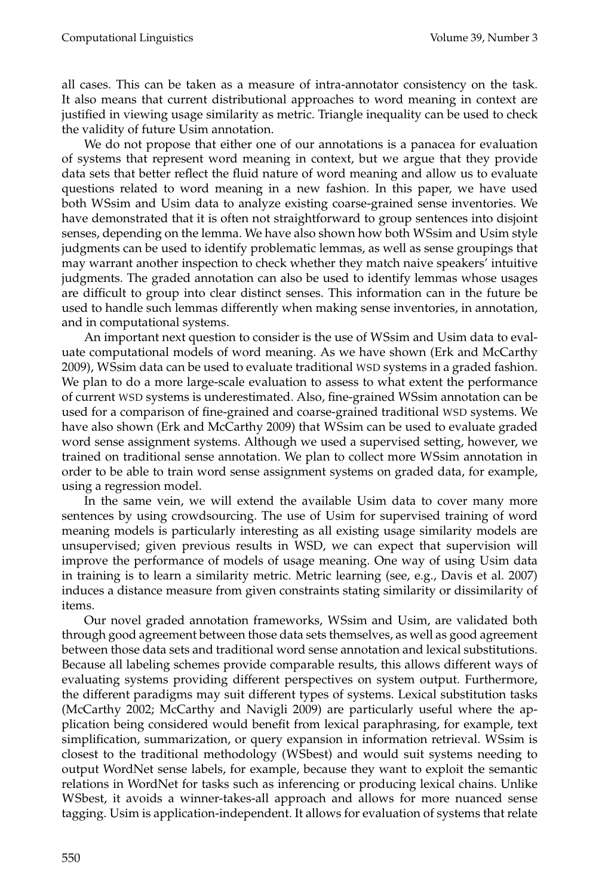all cases. This can be taken as a measure of intra-annotator consistency on the task. It also means that current distributional approaches to word meaning in context are justified in viewing usage similarity as metric. Triangle inequality can be used to check the validity of future Usim annotation.

We do not propose that either one of our annotations is a panacea for evaluation of systems that represent word meaning in context, but we argue that they provide data sets that better reflect the fluid nature of word meaning and allow us to evaluate questions related to word meaning in a new fashion. In this paper, we have used both WSsim and Usim data to analyze existing coarse-grained sense inventories. We have demonstrated that it is often not straightforward to group sentences into disjoint senses, depending on the lemma. We have also shown how both WSsim and Usim style judgments can be used to identify problematic lemmas, as well as sense groupings that may warrant another inspection to check whether they match naive speakers' intuitive judgments. The graded annotation can also be used to identify lemmas whose usages are difficult to group into clear distinct senses. This information can in the future be used to handle such lemmas differently when making sense inventories, in annotation, and in computational systems.

An important next question to consider is the use of WSsim and Usim data to evaluate computational models of word meaning. As we have shown (Erk and McCarthy 2009), WSsim data can be used to evaluate traditional WSD systems in a graded fashion. We plan to do a more large-scale evaluation to assess to what extent the performance of current WSD systems is underestimated. Also, fine-grained WSsim annotation can be used for a comparison of fine-grained and coarse-grained traditional WSD systems. We have also shown (Erk and McCarthy 2009) that WSsim can be used to evaluate graded word sense assignment systems. Although we used a supervised setting, however, we trained on traditional sense annotation. We plan to collect more WSsim annotation in order to be able to train word sense assignment systems on graded data, for example, using a regression model.

In the same vein, we will extend the available Usim data to cover many more sentences by using crowdsourcing. The use of Usim for supervised training of word meaning models is particularly interesting as all existing usage similarity models are unsupervised; given previous results in WSD, we can expect that supervision will improve the performance of models of usage meaning. One way of using Usim data in training is to learn a similarity metric. Metric learning (see, e.g., Davis et al. 2007) induces a distance measure from given constraints stating similarity or dissimilarity of items.

Our novel graded annotation frameworks, WSsim and Usim, are validated both through good agreement between those data sets themselves, as well as good agreement between those data sets and traditional word sense annotation and lexical substitutions. Because all labeling schemes provide comparable results, this allows different ways of evaluating systems providing different perspectives on system output. Furthermore, the different paradigms may suit different types of systems. Lexical substitution tasks (McCarthy 2002; McCarthy and Navigli 2009) are particularly useful where the application being considered would benefit from lexical paraphrasing, for example, text simplification, summarization, or query expansion in information retrieval. WSsim is closest to the traditional methodology (WSbest) and would suit systems needing to output WordNet sense labels, for example, because they want to exploit the semantic relations in WordNet for tasks such as inferencing or producing lexical chains. Unlike WSbest, it avoids a winner-takes-all approach and allows for more nuanced sense tagging. Usim is application-independent. It allows for evaluation of systems that relate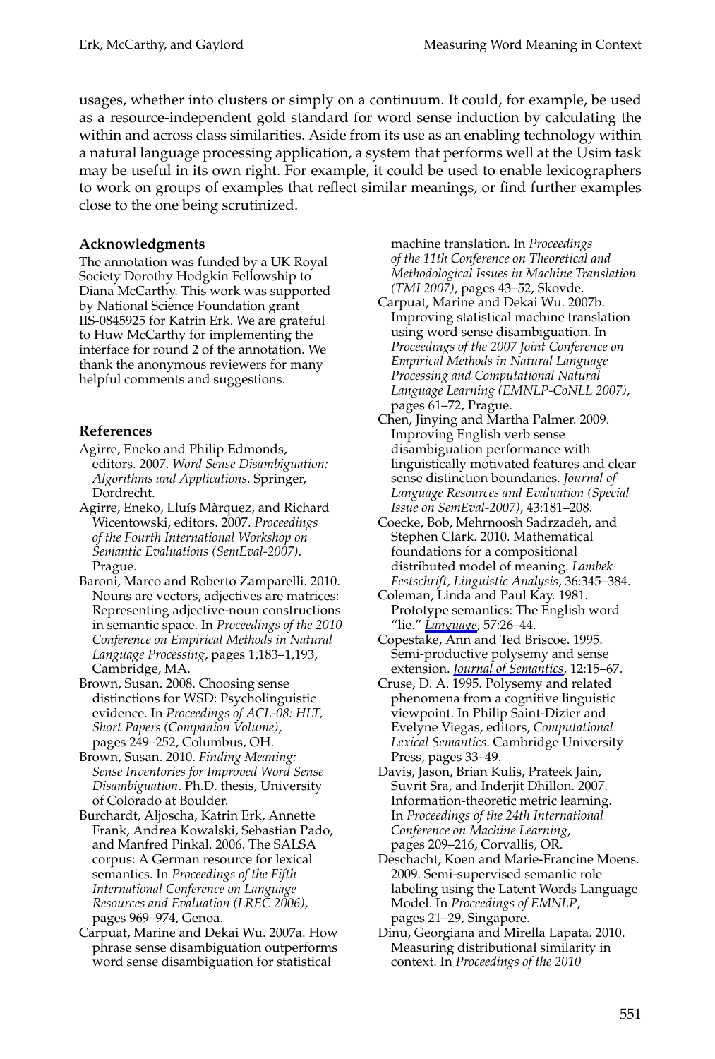usages, whether into clusters or simply on a continuum. It could, for example, be used as a resource-independent gold standard for word sense induction by calculating the within and across class similarities. Aside from its use as an enabling technology within a natural language processing application, a system that performs well at the Usim task may be useful in its own right. For example, it could be used to enable lexicographers to work on groups of examples that reflect similar meanings, or find further examples close to the one being scrutinized.

## Acknowledgments

The annotation was funded by a UK Royal Society Dorothy Hodgkin Fellowship to Diana McCarthy. This work was supported by National Science Foundation grant IIS-0845925 for Katrin Erk. We are grateful to Huw McCarthy for implementing the interface for round 2 of the annotation. We thank the anonymous reviewers for many helpful comments and suggestions.

## References

Agirre, Eneko and Philip Edmonds, editors. 2007. *Word Sense Disambiguation: Algorithms and Applications*. Springer, Dordrecht.

Agirre, Eneko, Lluís Màrquez, and Richard Wicentowski, editors. 2007. *Proceedings of the Fourth International Workshop on Semantic Evaluations (SemEval-2007)*. Prague.

Baroni, Marco and Roberto Zamparelli. 2010. Nouns are vectors, adjectives are matrices: Representing adjective-noun constructions in semantic space. In *Proceedings of the 2010 Conference on Empirical Methods in Natural Language Processing*, pages 1,183–1,193, Cambridge, MA.

Brown, Susan. 2008. Choosing sense distinctions for WSD: Psycholinguistic evidence. In *Proceedings of ACL-08: HLT, Short Papers (Companion Volume)*, pages 249–252, Columbus, OH.

Brown, Susan. 2010. *Finding Meaning: Sense Inventories for Improved Word Sense Disambiguation*. Ph.D. thesis, University of Colorado at Boulder.

Burchardt, Aljoscha, Katrin Erk, Annette Frank, Andrea Kowalski, Sebastian Pado, and Manfred Pinkal. 2006. The SALSA corpus: A German resource for lexical semantics. In *Proceedings of the Fifth International Conference on Language Resources and Evaluation (LREC 2006)*, pages 969–974, Genoa.

Carpuat, Marine and Dekai Wu. 2007a. How phrase sense disambiguation outperforms word sense disambiguation for statistical machine translation. In *Proceedings of the 11th Conference on Theoretical and Methodological Issues in Machine Translation (TMI 2007)*, pages 43–52, Skovde.

Carpuat, Marine and Dekai Wu. 2007b. Improving statistical machine translation using word sense disambiguation. In *Proceedings of the 2007 Joint Conference on Empirical Methods in Natural Language Processing and Computational Natural Language Learning (EMNLP-CoNLL 2007)*, pages 61–72, Prague.

Chen, Jinying and Martha Palmer. 2009. Improving English verb sense disambiguation performance with linguistically motivated features and clear sense distinction boundaries. *Journal of Language Resources and Evaluation (Special Issue on SemEval-2007)*, 43:181–208.

Coecke, Bob, Mehrnoosh Sadrzadeh, and Stephen Clark. 2010. Mathematical foundations for a compositional distributed model of meaning. *Lambek Festschrift, Linguistic Analysis*, 36:345–384.

Coleman, Linda and Paul Kay. 1981. Prototype semantics: The English word "lie." *Language*, 57:26–44.

Copestake, Ann and Ted Briscoe. 1995. Semi-productive polysemy and sense extension. *Journal of Semantics*, 12:15–67.

Cruse, D. A. 1995. Polysemy and related phenomena from a cognitive linguistic viewpoint. In Philip Saint-Dizier and Evelyne Viegas, editors, *Computational Lexical Semantics*. Cambridge University Press, pages 33–49.

Davis, Jason, Brian Kulis, Prateek Jain, Suvrit Sra, and Inderjit Dhillon. 2007. Information-theoretic metric learning. In *Proceedings of the 24th International Conference on Machine Learning*, pages 209–216, Corvallis, OR.

Deschacht, Koen and Marie-Francine Moens. 2009. Semi-supervised semantic role labeling using the Latent Words Language Model. In *Proceedings of EMNLP*, pages 21–29, Singapore.

Dinu, Georgiana and Mirella Lapata. 2010. Measuring distributional similarity in context. In *Proceedings of the 2010*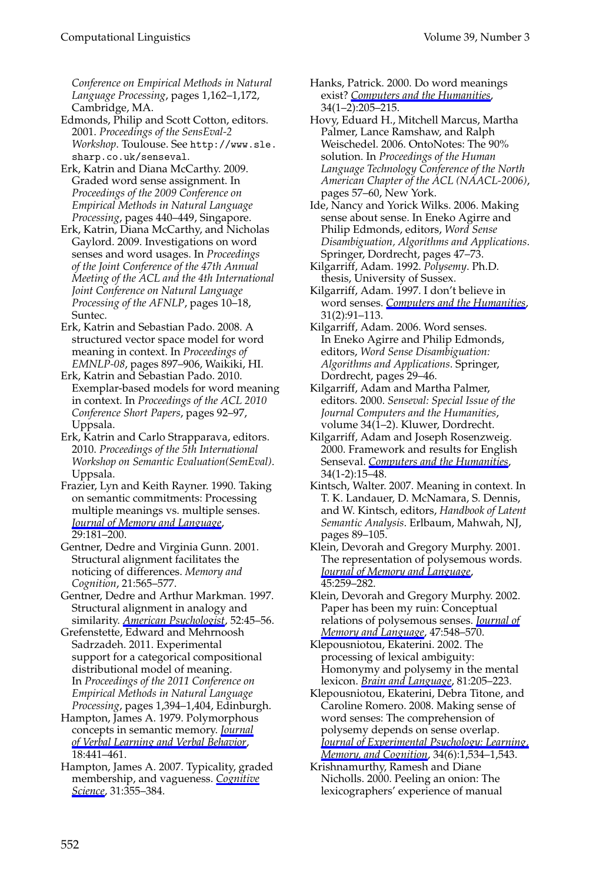*Conference on Empirical Methods in Natural Language Processing*, pages 1,162–1,172, Cambridge, MA.

Edmonds, Philip and Scott Cotton, editors. 2001. *Proceedings of the SensEval-2 Workshop*. Toulouse. See http://www.sle.sharp.co.uk/senseval.

Erk, Katrin and Diana McCarthy. 2009. Graded word sense assignment. In *Proceedings of the 2009 Conference on Empirical Methods in Natural Language Processing*, pages 440–449, Singapore.

Erk, Katrin, Diana McCarthy, and Nicholas Gaylord. 2009. Investigations on word senses and word usages. In *Proceedings of the Joint Conference of the 47th Annual Meeting of the ACL and the 4th International Joint Conference on Natural Language Processing of the AFNLP*, pages 10–18, Suntec.

Erk, Katrin and Sebastian Pado. 2008. A structured vector space model for word meaning in context. In *Proceedings of EMNLP-08*, pages 897–906, Waikiki, HI.

Erk, Katrin and Sebastian Pado. 2010. Exemplar-based models for word meaning in context. In *Proceedings of the ACL 2010 Conference Short Papers*, pages 92–97, Uppsala.

Erk, Katrin and Carlo Strapparava, editors. 2010. *Proceedings of the 5th International Workshop on Semantic Evaluation(SemEval)*. Uppsala.

Frazier, Lyn and Keith Rayner. 1990. Taking on semantic commitments: Processing multiple meanings vs. multiple senses. *Journal of Memory and Language*, 29:181–200.

Gentner, Dedre and Virginia Gunn. 2001. Structural alignment facilitates the noticing of differences. *Memory and Cognition*, 21:565–577.

Gentner, Dedre and Arthur Markman. 1997. Structural alignment in analogy and similarity. *American Psychologist*, 52:45–56.

Grefenstette, Edward and Mehrnoosh Sadrzadeh. 2011. Experimental support for a categorical compositional distributional model of meaning. In *Proceedings of the 2011 Conference on Empirical Methods in Natural Language Processing*, pages 1,394–1,404, Edinburgh.

Hampton, James A. 1979. Polymorphous concepts in semantic memory. *Journal of Verbal Learning and Verbal Behavior*, 18:441–461.

Hampton, James A. 2007. Typicality, graded membership, and vagueness. *Cognitive Science*, 31:355–384.

Hanks, Patrick. 2000. Do word meanings exist? *Computers and the Humanities*, 34(1–2):205–215.

Hovy, Eduard H., Mitchell Marcus, Martha Palmer, Lance Ramshaw, and Ralph Weischedel. 2006. OntoNotes: The 90% solution. In *Proceedings of the Human Language Technology Conference of the North American Chapter of the ACL (NAACL-2006)*, pages 57–60, New York.

Ide, Nancy and Yorick Wilks. 2006. Making sense about sense. In Eneko Agirre and Philip Edmonds, editors, *Word Sense Disambiguation, Algorithms and Applications*. Springer, Dordrecht, pages 47–73.

Kilgarriff, Adam. 1992. *Polysemy*. Ph.D. thesis, University of Sussex.

Kilgarriff, Adam. 1997. I don't believe in word senses. *Computers and the Humanities*, 31(2):91–113.

Kilgarriff, Adam. 2006. Word senses. In Eneko Agirre and Philip Edmonds, editors, *Word Sense Disambiguation: Algorithms and Applications*. Springer, Dordrecht, pages 29–46.

Kilgarriff, Adam and Martha Palmer, editors. 2000. *Senseval: Special Issue of the Journal Computers and the Humanities*, volume 34(1–2). Kluwer, Dordrecht.

Kilgarriff, Adam and Joseph Rosenzweig. 2000. Framework and results for English Senseval. *Computers and the Humanities*, 34(1-2):15–48.

Kintsch, Walter. 2007. Meaning in context. In T. K. Landauer, D. McNamara, S. Dennis, and W. Kintsch, editors, *Handbook of Latent Semantic Analysis*. Erlbaum, Mahwah, NJ, pages 89–105.

Klein, Devorah and Gregory Murphy. 2001. The representation of polysemous words. *Journal of Memory and Language*, 45:259–282.

Klein, Devorah and Gregory Murphy. 2002. Paper has been my ruin: Conceptual relations of polysemous senses. *Journal of Memory and Language*, 47:548–570.

Klepousniotou, Ekaterini. 2002. The processing of lexical ambiguity: Homonymy and polysemy in the mental lexicon. *Brain and Language*, 81:205–223.

Klepousniotou, Ekaterini, Debra Titone, and Caroline Romero. 2008. Making sense of word senses: The comprehension of polysemy depends on sense overlap. *Journal of Experimental Psychology: Learning, Memory, and Cognition*, 34(6):1,534–1,543.

Krishnamurthy, Ramesh and Diane Nicholls. 2000. Peeling an onion: The lexicographers' experience of manual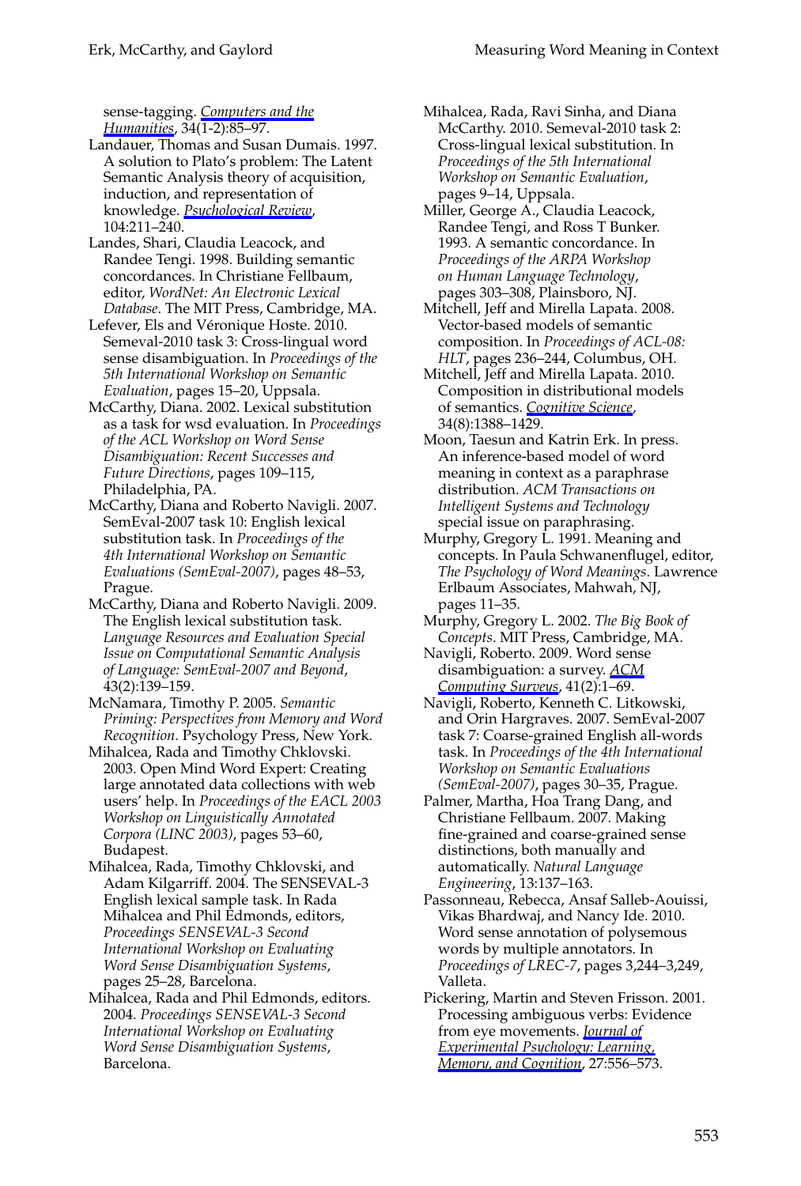sense-tagging. *Computers and the Humanities*, 34(1-2):85–97.

Landauer, Thomas and Susan Dumais. 1997. A solution to Plato's problem: The Latent Semantic Analysis theory of acquisition, induction, and representation of knowledge. *Psychological Review*, 104:211–240.

Landes, Shari, Claudia Leacock, and Randee Tengi. 1998. Building semantic concordances. In Christiane Fellbaum, editor, *WordNet: An Electronic Lexical Database*. The MIT Press, Cambridge, MA.

Lefever, Els and Véronique Hoste. 2010. Semeval-2010 task 3: Cross-lingual word sense disambiguation. In *Proceedings of the 5th International Workshop on Semantic Evaluation*, pages 15–20, Uppsala.

McCarthy, Diana. 2002. Lexical substitution as a task for wsd evaluation. In *Proceedings of the ACL Workshop on Word Sense Disambiguation: Recent Successes and Future Directions*, pages 109–115, Philadelphia, PA.

McCarthy, Diana and Roberto Navigli. 2007. SemEval-2007 task 10: English lexical substitution task. In *Proceedings of the 4th International Workshop on Semantic Evaluations (SemEval-2007)*, pages 48–53, Prague.

McCarthy, Diana and Roberto Navigli. 2009. The English lexical substitution task. *Language Resources and Evaluation Special Issue on Computational Semantic Analysis of Language: SemEval-2007 and Beyond*, 43(2):139–159.

McNamara, Timothy P. 2005. *Semantic Priming: Perspectives from Memory and Word Recognition*. Psychology Press, New York.

Mihalcea, Rada and Timothy Chklovski. 2003. Open Mind Word Expert: Creating large annotated data collections with web users' help. In *Proceedings of the EACL 2003 Workshop on Linguistically Annotated Corpora (LINC 2003)*, pages 53–60, Budapest.

Mihalcea, Rada, Timothy Chklovski, and Adam Kilgarriff. 2004. The SENSEVAL-3 English lexical sample task. In Rada Mihalcea and Phil Edmonds, editors, *Proceedings SENSEVAL-3 Second International Workshop on Evaluating Word Sense Disambiguation Systems*, pages 25–28, Barcelona.

Mihalcea, Rada and Phil Edmonds, editors. 2004. *Proceedings SENSEVAL-3 Second International Workshop on Evaluating Word Sense Disambiguation Systems*, Barcelona.

Mihalcea, Rada, Ravi Sinha, and Diana McCarthy. 2010. Semeval-2010 task 2: Cross-lingual lexical substitution. In *Proceedings of the 5th International Workshop on Semantic Evaluation*, pages 9–14, Uppsala.

Miller, George A., Claudia Leacock, Randee Tengi, and Ross T Bunker. 1993. A semantic concordance. In *Proceedings of the ARPA Workshop on Human Language Technology*, pages 303–308, Plainsboro, NJ.

Mitchell, Jeff and Mirella Lapata. 2008. Vector-based models of semantic composition. In *Proceedings of ACL-08: HLT*, pages 236–244, Columbus, OH.

Mitchell, Jeff and Mirella Lapata. 2010. Composition in distributional models of semantics. *Cognitive Science*, 34(8):1388–1429.

Moon, Taesun and Katrin Erk. In press. An inference-based model of word meaning in context as a paraphrase distribution. *ACM Transactions on Intelligent Systems and Technology* special issue on paraphrasing.

Murphy, Gregory L. 1991. Meaning and concepts. In Paula Schwanenflugel, editor, *The Psychology of Word Meanings*. Lawrence Erlbaum Associates, Mahwah, NJ, pages 11–35.

Murphy, Gregory L. 2002. *The Big Book of Concepts*. MIT Press, Cambridge, MA.

Navigli, Roberto. 2009. Word sense disambiguation: a survey. *ACM Computing Surveys*, 41(2):1–69.

Navigli, Roberto, Kenneth C. Litkowski, and Orin Hargraves. 2007. SemEval-2007 task 7: Coarse-grained English all-words task. In *Proceedings of the 4th International Workshop on Semantic Evaluations (SemEval-2007)*, pages 30–35, Prague.

Palmer, Martha, Hoa Trang Dang, and Christiane Fellbaum. 2007. Making fine-grained and coarse-grained sense distinctions, both manually and automatically. *Natural Language Engineering*, 13:137–163.

Passonneau, Rebecca, Ansaf Salleb-Aouissi, Vikas Bhardwaj, and Nancy Ide. 2010. Word sense annotation of polysemous words by multiple annotators. In *Proceedings of LREC-7*, pages 3,244–3,249, Valleta.

Pickering, Martin and Steven Frisson. 2001. Processing ambiguous verbs: Evidence from eye movements. *Journal of Experimental Psychology: Learning, Memory, and Cognition*, 27:556–573.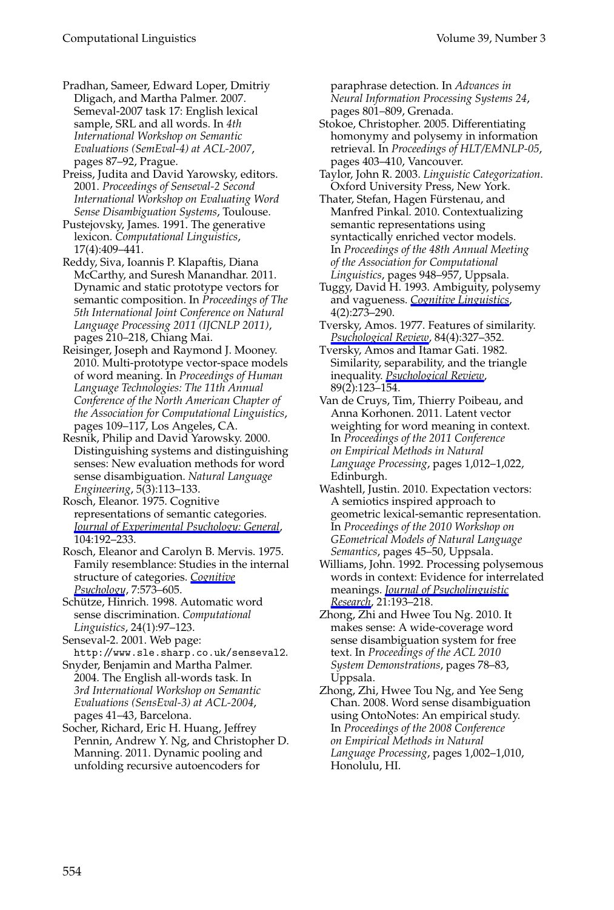Pradhan, Sameer, Edward Loper, Dmitriy Dligach, and Martha Palmer. 2007. Semeval-2007 task 17: English lexical sample, SRL and all words. In *4th International Workshop on Semantic Evaluations (SemEval-4) at ACL-2007*, pages 87–92, Prague.

Preiss, Judita and David Yarowsky, editors. 2001. *Proceedings of Senseval-2 Second International Workshop on Evaluating Word Sense Disambiguation Systems*, Toulouse.

Pustejovsky, James. 1991. The generative lexicon. *Computational Linguistics*, 17(4):409–441.

Reddy, Siva, Ioannis P. Klapaftis, Diana McCarthy, and Suresh Manandhar. 2011. Dynamic and static prototype vectors for semantic composition. In *Proceedings of The 5th International Joint Conference on Natural Language Processing 2011 (IJCNLP 2011)*, pages 210–218, Chiang Mai.

Reisinger, Joseph and Raymond J. Mooney. 2010. Multi-prototype vector-space models of word meaning. In *Proceedings of Human Language Technologies: The 11th Annual Conference of the North American Chapter of the Association for Computational Linguistics*, pages 109–117, Los Angeles, CA.

Resnik, Philip and David Yarowsky. 2000. Distinguishing systems and distinguishing senses: New evaluation methods for word sense disambiguation. *Natural Language Engineering*, 5(3):113–133.

Rosch, Eleanor. 1975. Cognitive representations of semantic categories. *Journal of Experimental Psychology: General*, 104:192–233.

Rosch, Eleanor and Carolyn B. Mervis. 1975. Family resemblance: Studies in the internal structure of categories. *Cognitive Psychology*, 7:573–605.

Schütze, Hinrich. 1998. Automatic word sense discrimination. *Computational Linguistics*, 24(1):97–123.

Senseval-2. 2001. Web page: http://www.sle.sharp.co.uk/senseval2.

Snyder, Benjamin and Martha Palmer. 2004. The English all-words task. In *3rd International Workshop on Semantic Evaluations (SensEval-3) at ACL-2004*, pages 41–43, Barcelona.

Socher, Richard, Eric H. Huang, Jeffrey Pennin, Andrew Y. Ng, and Christopher D. Manning. 2011. Dynamic pooling and unfolding recursive autoencoders for paraphrase detection. In *Advances in Neural Information Processing Systems 24*, pages 801–809, Grenada.

Stokoe, Christopher. 2005. Differentiating homonymy and polysemy in information retrieval. In *Proceedings of HLT/EMNLP-05*, pages 403–410, Vancouver.

Taylor, John R. 2003. *Linguistic Categorization*. Oxford University Press, New York.

Thater, Stefan, Hagen Fürstenau, and Manfred Pinkal. 2010. Contextualizing semantic representations using syntactically enriched vector models. In *Proceedings of the 48th Annual Meeting of the Association for Computational Linguistics*, pages 948–957, Uppsala.

Tuggy, David H. 1993. Ambiguity, polysemy and vagueness. *Cognitive Linguistics*, 4(2):273–290.

Tversky, Amos. 1977. Features of similarity. *Psychological Review*, 84(4):327–352.

Tversky, Amos and Itamar Gati. 1982. Similarity, separability, and the triangle inequality. *Psychological Review*, 89(2):123–154.

Van de Cruys, Tim, Thierry Poibeau, and Anna Korhonen. 2011. Latent vector weighting for word meaning in context. In *Proceedings of the 2011 Conference on Empirical Methods in Natural Language Processing*, pages 1,012–1,022, Edinburgh.

Washtell, Justin. 2010. Expectation vectors: A semiotics inspired approach to geometric lexical-semantic representation. In *Proceedings of the 2010 Workshop on GEometrical Models of Natural Language Semantics*, pages 45–50, Uppsala.

Williams, John. 1992. Processing polysemous words in context: Evidence for interrelated meanings. *Journal of Psycholinguistic Research*, 21:193–218.

Zhong, Zhi and Hwee Tou Ng. 2010. It makes sense: A wide-coverage word sense disambiguation system for free text. In *Proceedings of the ACL 2010 System Demonstrations*, pages 78–83, Uppsala.

Zhong, Zhi, Hwee Tou Ng, and Yee Seng Chan. 2008. Word sense disambiguation using OntoNotes: An empirical study. In *Proceedings of the 2008 Conference on Empirical Methods in Natural Language Processing*, pages 1,002–1,010, Honolulu, HI.